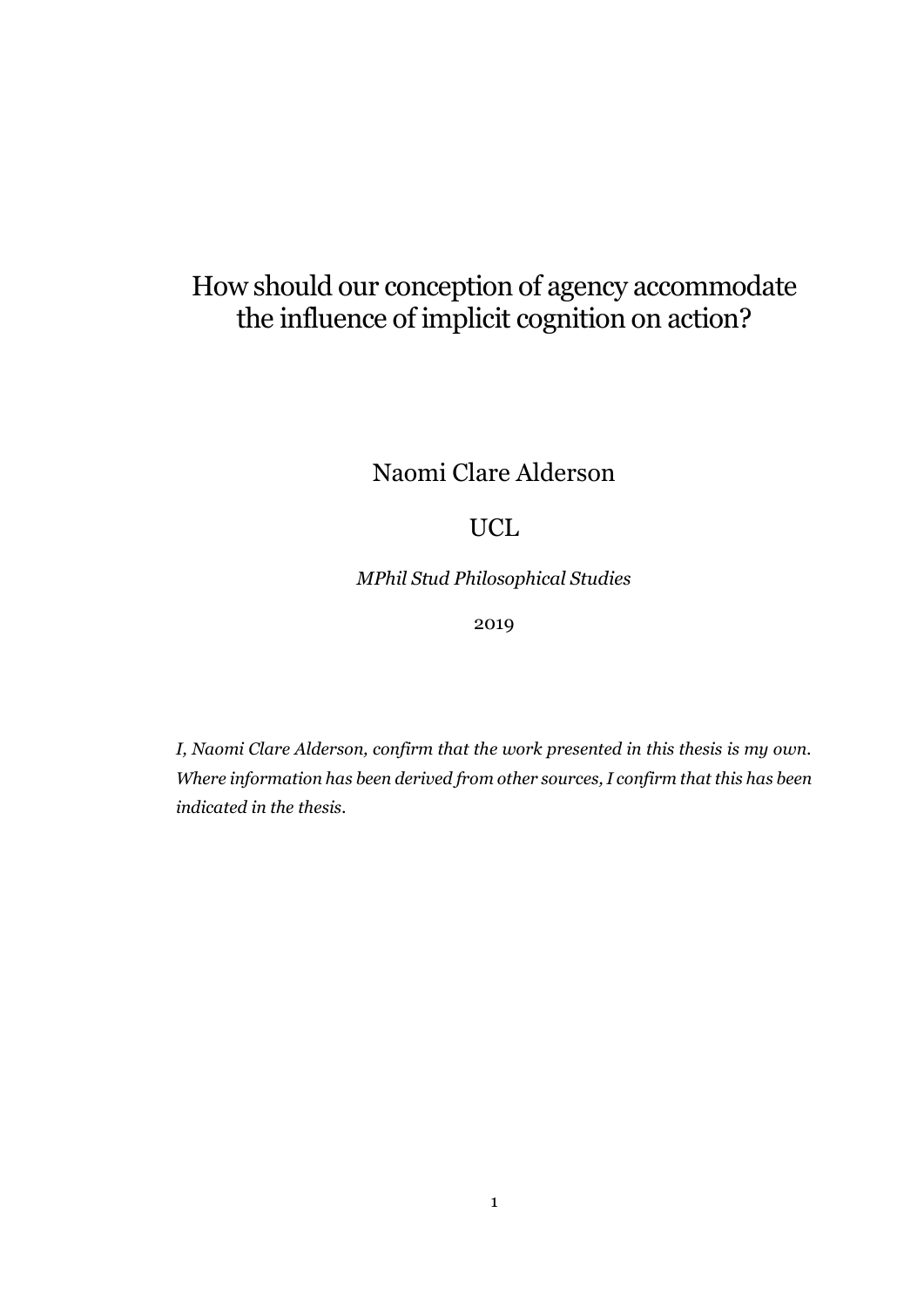# How should our conception of agency accommodate the influence of implicit cognition on action?

Naomi Clare Alderson

UCL

*MPhil Stud Philosophical Studies*

2019

*I, Naomi Clare Alderson, confirm that the work presented in this thesis is my own. Where information has been derived from other sources, I confirm that this has been indicated in the thesis.*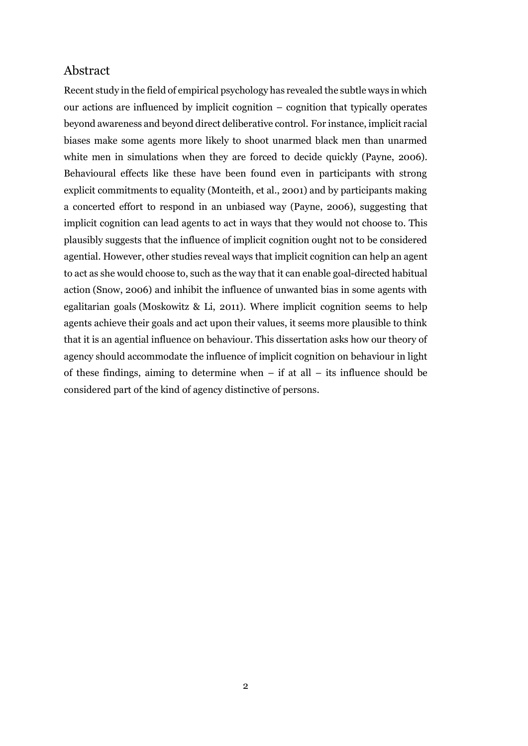## Abstract

Recent study in the field of empirical psychology has revealed the subtle ways in which our actions are influenced by implicit cognition – cognition that typically operates beyond awareness and beyond direct deliberative control. For instance, implicit racial biases make some agents more likely to shoot unarmed black men than unarmed white men in simulations when they are forced to decide quickly (Payne, 2006). Behavioural effects like these have been found even in participants with strong explicit commitments to equality (Monteith, et al., 2001) and by participants making a concerted effort to respond in an unbiased way (Payne, 2006), suggesting that implicit cognition can lead agents to act in ways that they would not choose to. This plausibly suggests that the influence of implicit cognition ought not to be considered agential. However, other studies reveal ways that implicit cognition can help an agent to act as she would choose to, such as the way that it can enable goal-directed habitual action (Snow, 2006) and inhibit the influence of unwanted bias in some agents with egalitarian goals (Moskowitz & Li, 2011). Where implicit cognition seems to help agents achieve their goals and act upon their values, it seems more plausible to think that it is an agential influence on behaviour. This dissertation asks how our theory of agency should accommodate the influence of implicit cognition on behaviour in light of these findings, aiming to determine when – if at all – its influence should be considered part of the kind of agency distinctive of persons.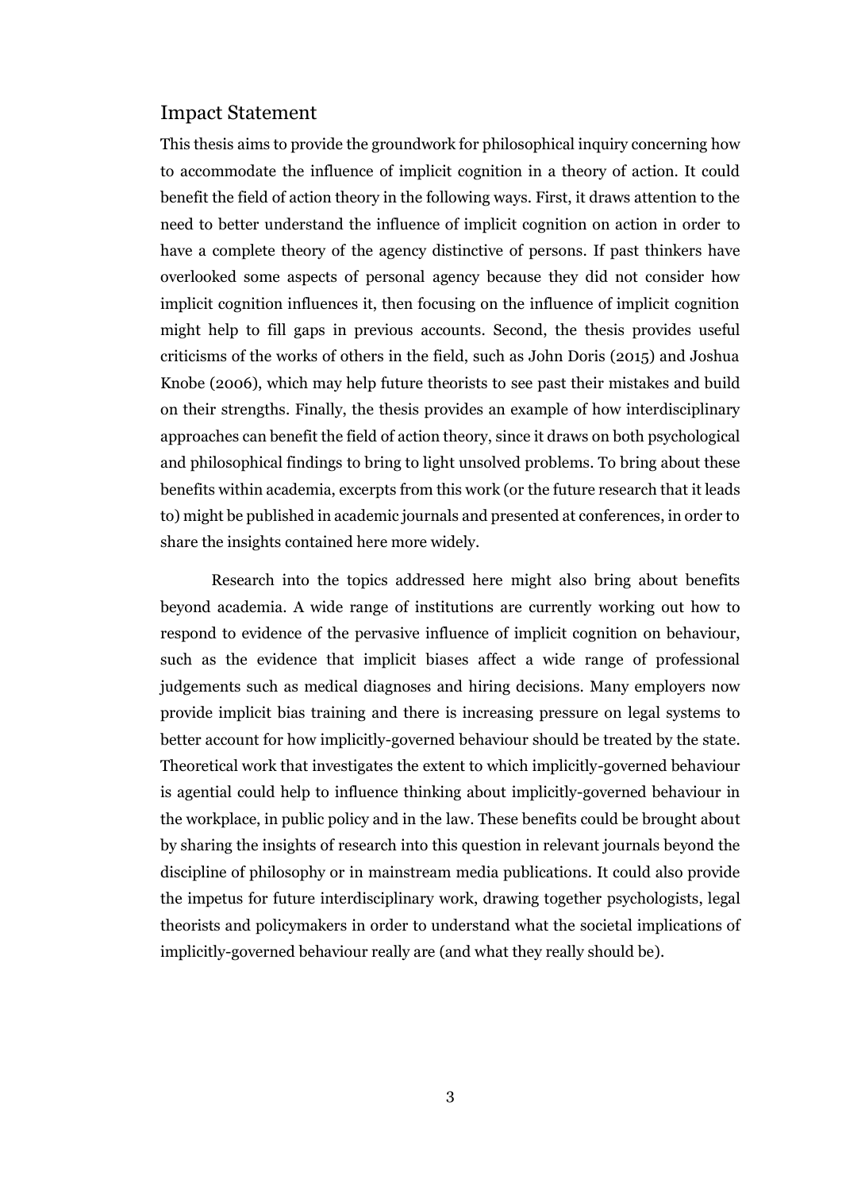## Impact Statement

This thesis aims to provide the groundwork for philosophical inquiry concerning how to accommodate the influence of implicit cognition in a theory of action. It could benefit the field of action theory in the following ways. First, it draws attention to the need to better understand the influence of implicit cognition on action in order to have a complete theory of the agency distinctive of persons. If past thinkers have overlooked some aspects of personal agency because they did not consider how implicit cognition influences it, then focusing on the influence of implicit cognition might help to fill gaps in previous accounts. Second, the thesis provides useful criticisms of the works of others in the field, such as John Doris (2015) and Joshua Knobe (2006), which may help future theorists to see past their mistakes and build on their strengths. Finally, the thesis provides an example of how interdisciplinary approaches can benefit the field of action theory, since it draws on both psychological and philosophical findings to bring to light unsolved problems. To bring about these benefits within academia, excerpts from this work (or the future research that it leads to) might be published in academic journals and presented at conferences, in order to share the insights contained here more widely.

Research into the topics addressed here might also bring about benefits beyond academia. A wide range of institutions are currently working out how to respond to evidence of the pervasive influence of implicit cognition on behaviour, such as the evidence that implicit biases affect a wide range of professional judgements such as medical diagnoses and hiring decisions. Many employers now provide implicit bias training and there is increasing pressure on legal systems to better account for how implicitly-governed behaviour should be treated by the state. Theoretical work that investigates the extent to which implicitly-governed behaviour is agential could help to influence thinking about implicitly-governed behaviour in the workplace, in public policy and in the law. These benefits could be brought about by sharing the insights of research into this question in relevant journals beyond the discipline of philosophy or in mainstream media publications. It could also provide the impetus for future interdisciplinary work, drawing together psychologists, legal theorists and policymakers in order to understand what the societal implications of implicitly-governed behaviour really are (and what they really should be).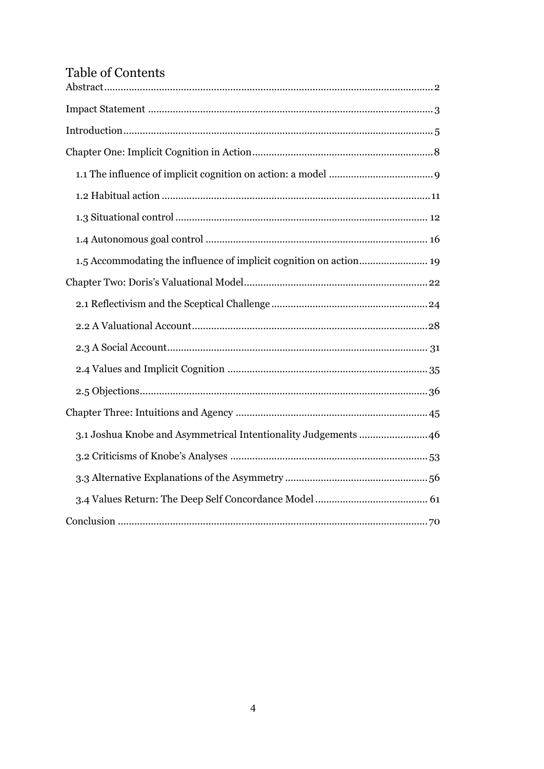# Table of Contents

Abstract....................................................................................................................2

Impact Statement .....................................................................................................3

Introduction..............................................................................................................5

Chapter One: Implicit Cognition in Action................................................................8

1.1 The influence of implicit cognition on action: a model .....................................9

1.2 Habitual action ................................................................................................11

1.3 Situational control ...........................................................................................12

1.4 Autonomous goal control ................................................................................16

1.5 Accommodating the influence of implicit cognition on action.........................19

Chapter Two: Doris's Valuational Model..................................................................22

2.1 Reflectivism and the Sceptical Challenge .........................................................24

2.2 A Valuational Account.....................................................................................28

2.3 A Social Account..............................................................................................31

2.4 Values and Implicit Cognition .........................................................................35

2.5 Objections........................................................................................................36

Chapter Three: Intuitions and Agency .....................................................................45

3.1 Joshua Knobe and Asymmetrical Intentionality Judgements ...........................46

3.2 Criticisms of Knobe's Analyses .......................................................................53

3.3 Alternative Explanations of the Asymmetry ....................................................56

3.4 Values Return: The Deep Self Concordance Model ..........................................61

Conclusion ...............................................................................................................70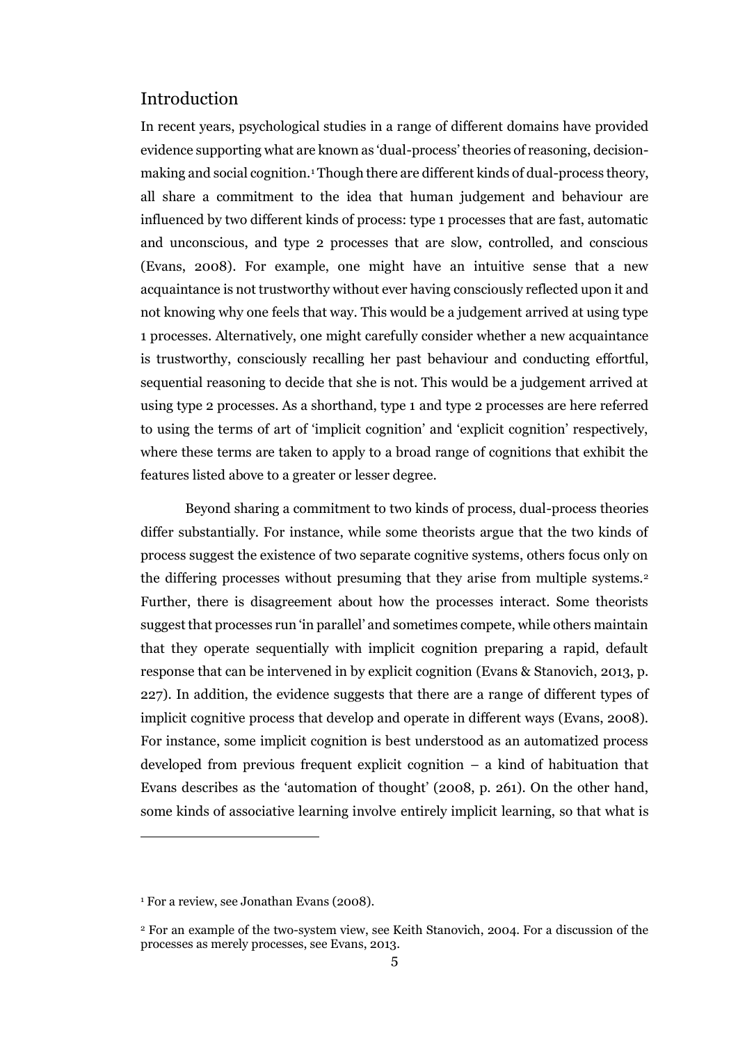## Introduction

In recent years, psychological studies in a range of different domains have provided evidence supporting what are known as 'dual-process' theories of reasoning, decision-making and social cognition.[1] Though there are different kinds of dual-process theory, all share a commitment to the idea that human judgement and behaviour are influenced by two different kinds of process: type 1 processes that are fast, automatic and unconscious, and type 2 processes that are slow, controlled, and conscious (Evans, 2008). For example, one might have an intuitive sense that a new acquaintance is not trustworthy without ever having consciously reflected upon it and not knowing why one feels that way. This would be a judgement arrived at using type 1 processes. Alternatively, one might carefully consider whether a new acquaintance is trustworthy, consciously recalling her past behaviour and conducting effortful, sequential reasoning to decide that she is not. This would be a judgement arrived at using type 2 processes. As a shorthand, type 1 and type 2 processes are here referred to using the terms of art of 'implicit cognition' and 'explicit cognition' respectively, where these terms are taken to apply to a broad range of cognitions that exhibit the features listed above to a greater or lesser degree.

Beyond sharing a commitment to two kinds of process, dual-process theories differ substantially. For instance, while some theorists argue that the two kinds of process suggest the existence of two separate cognitive systems, others focus only on the differing processes without presuming that they arise from multiple systems.[2] Further, there is disagreement about how the processes interact. Some theorists suggest that processes run 'in parallel' and sometimes compete, while others maintain that they operate sequentially with implicit cognition preparing a rapid, default response that can be intervened in by explicit cognition (Evans & Stanovich, 2013, p. 227). In addition, the evidence suggests that there are a range of different types of implicit cognitive process that develop and operate in different ways (Evans, 2008). For instance, some implicit cognition is best understood as an automatized process developed from previous frequent explicit cognition – a kind of habituation that Evans describes as the 'automation of thought' (2008, p. 261). On the other hand, some kinds of associative learning involve entirely implicit learning, so that what is

---

[1] For a review, see Jonathan Evans (2008).

[2] For an example of the two-system view, see Keith Stanovich, 2004. For a discussion of the processes as merely processes, see Evans, 2013.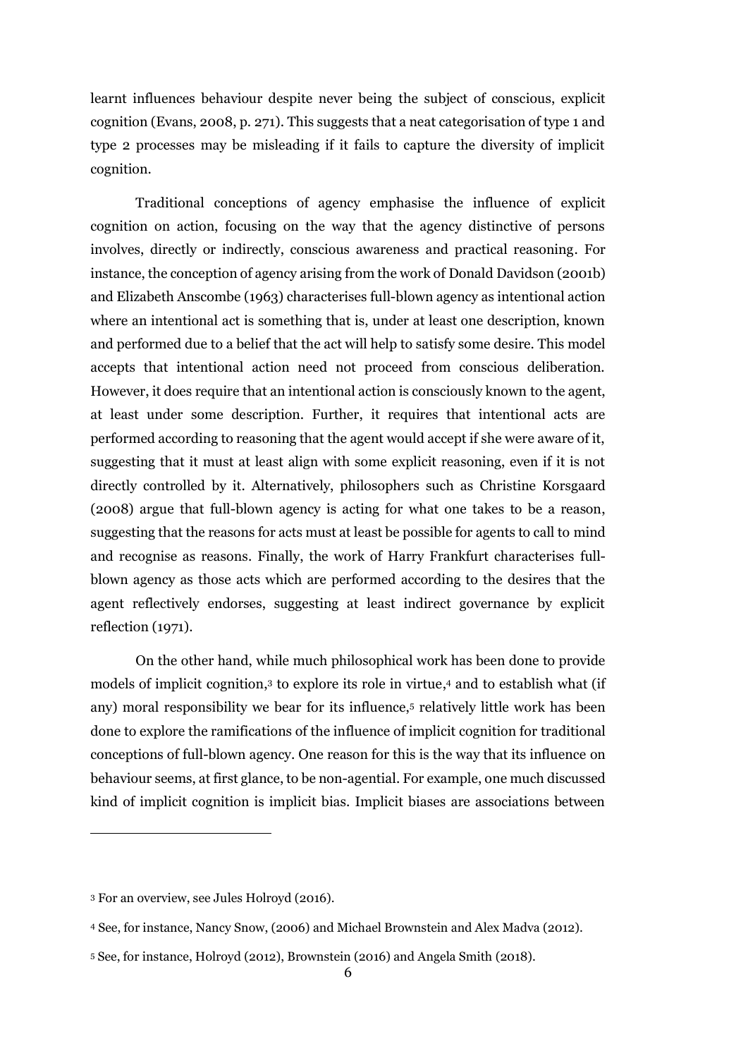learnt influences behaviour despite never being the subject of conscious, explicit cognition (Evans, 2008, p. 271). This suggests that a neat categorisation of type 1 and type 2 processes may be misleading if it fails to capture the diversity of implicit cognition.

Traditional conceptions of agency emphasise the influence of explicit cognition on action, focusing on the way that the agency distinctive of persons involves, directly or indirectly, conscious awareness and practical reasoning. For instance, the conception of agency arising from the work of Donald Davidson (2001b) and Elizabeth Anscombe (1963) characterises full-blown agency as intentional action where an intentional act is something that is, under at least one description, known and performed due to a belief that the act will help to satisfy some desire. This model accepts that intentional action need not proceed from conscious deliberation. However, it does require that an intentional action is consciously known to the agent, at least under some description. Further, it requires that intentional acts are performed according to reasoning that the agent would accept if she were aware of it, suggesting that it must at least align with some explicit reasoning, even if it is not directly controlled by it. Alternatively, philosophers such as Christine Korsgaard (2008) argue that full-blown agency is acting for what one takes to be a reason, suggesting that the reasons for acts must at least be possible for agents to call to mind and recognise as reasons. Finally, the work of Harry Frankfurt characterises full-blown agency as those acts which are performed according to the desires that the agent reflectively endorses, suggesting at least indirect governance by explicit reflection (1971).

On the other hand, while much philosophical work has been done to provide models of implicit cognition,[3] to explore its role in virtue,[4] and to establish what (if any) moral responsibility we bear for its influence,[5] relatively little work has been done to explore the ramifications of the influence of implicit cognition for traditional conceptions of full-blown agency. One reason for this is the way that its influence on behaviour seems, at first glance, to be non-agential. For example, one much discussed kind of implicit cognition is implicit bias. Implicit biases are associations between

---

[3] For an overview, see Jules Holroyd (2016).

[4] See, for instance, Nancy Snow, (2006) and Michael Brownstein and Alex Madva (2012).

[5] See, for instance, Holroyd (2012), Brownstein (2016) and Angela Smith (2018).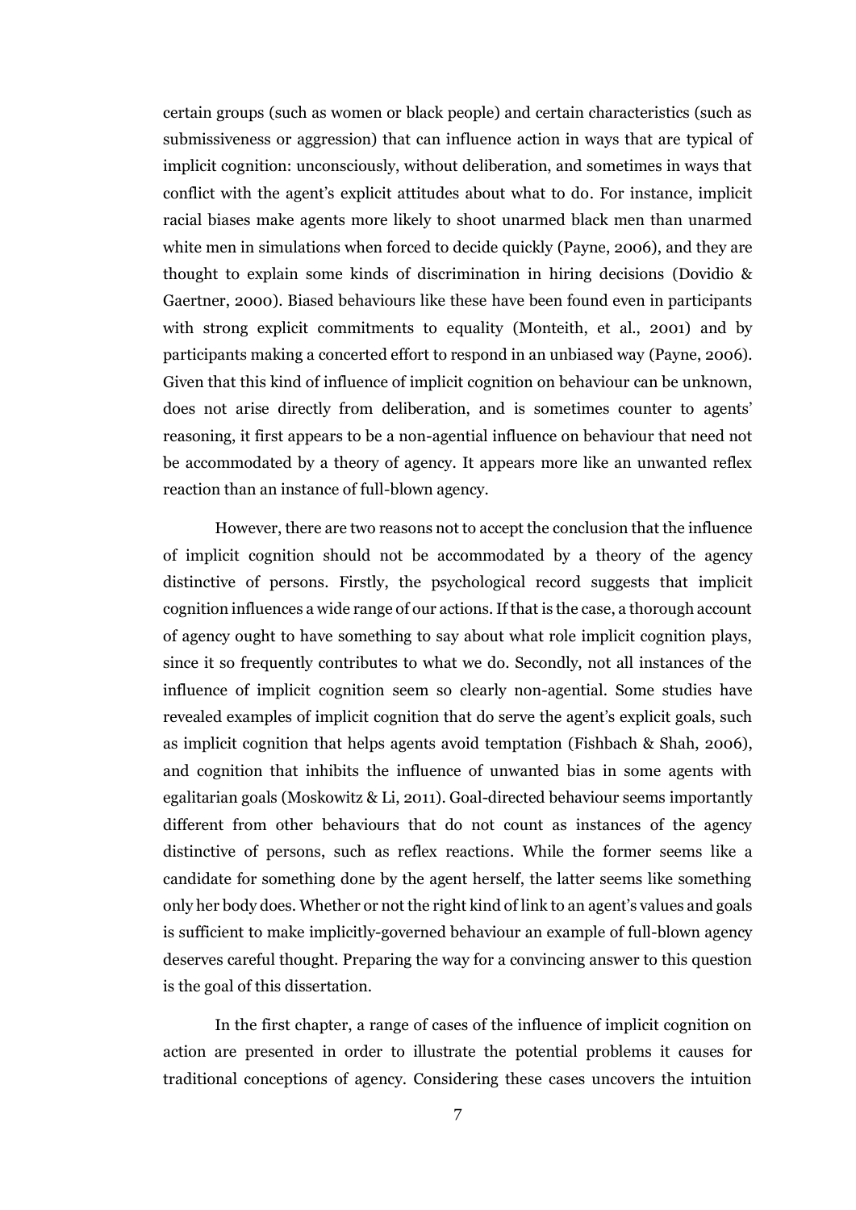certain groups (such as women or black people) and certain characteristics (such as submissiveness or aggression) that can influence action in ways that are typical of implicit cognition: unconsciously, without deliberation, and sometimes in ways that conflict with the agent's explicit attitudes about what to do. For instance, implicit racial biases make agents more likely to shoot unarmed black men than unarmed white men in simulations when forced to decide quickly (Payne, 2006), and they are thought to explain some kinds of discrimination in hiring decisions (Dovidio & Gaertner, 2000). Biased behaviours like these have been found even in participants with strong explicit commitments to equality (Monteith, et al., 2001) and by participants making a concerted effort to respond in an unbiased way (Payne, 2006). Given that this kind of influence of implicit cognition on behaviour can be unknown, does not arise directly from deliberation, and is sometimes counter to agents' reasoning, it first appears to be a non-agential influence on behaviour that need not be accommodated by a theory of agency. It appears more like an unwanted reflex reaction than an instance of full-blown agency.

However, there are two reasons not to accept the conclusion that the influence of implicit cognition should not be accommodated by a theory of the agency distinctive of persons. Firstly, the psychological record suggests that implicit cognition influences a wide range of our actions. If that is the case, a thorough account of agency ought to have something to say about what role implicit cognition plays, since it so frequently contributes to what we do. Secondly, not all instances of the influence of implicit cognition seem so clearly non-agential. Some studies have revealed examples of implicit cognition that do serve the agent's explicit goals, such as implicit cognition that helps agents avoid temptation (Fishbach & Shah, 2006), and cognition that inhibits the influence of unwanted bias in some agents with egalitarian goals (Moskowitz & Li, 2011). Goal-directed behaviour seems importantly different from other behaviours that do not count as instances of the agency distinctive of persons, such as reflex reactions. While the former seems like a candidate for something done by the agent herself, the latter seems like something only her body does. Whether or not the right kind of link to an agent's values and goals is sufficient to make implicitly-governed behaviour an example of full-blown agency deserves careful thought. Preparing the way for a convincing answer to this question is the goal of this dissertation.

In the first chapter, a range of cases of the influence of implicit cognition on action are presented in order to illustrate the potential problems it causes for traditional conceptions of agency. Considering these cases uncovers the intuition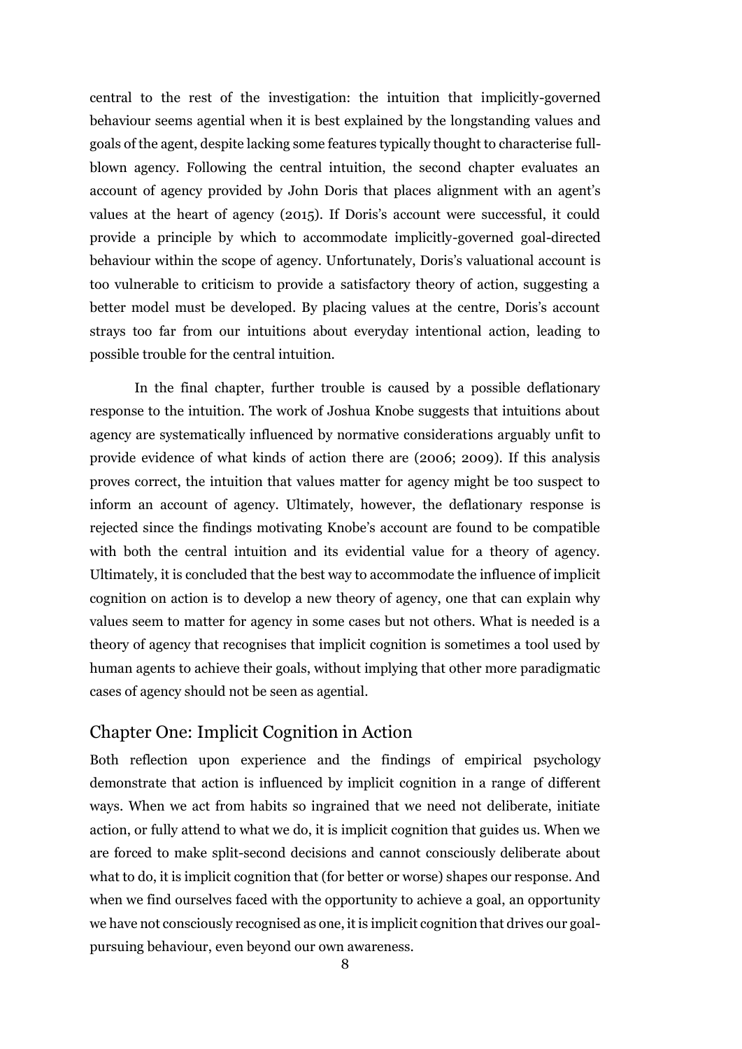central to the rest of the investigation: the intuition that implicitly-governed behaviour seems agential when it is best explained by the longstanding values and goals of the agent, despite lacking some features typically thought to characterise full-blown agency. Following the central intuition, the second chapter evaluates an account of agency provided by John Doris that places alignment with an agent's values at the heart of agency (2015). If Doris's account were successful, it could provide a principle by which to accommodate implicitly-governed goal-directed behaviour within the scope of agency. Unfortunately, Doris's valuational account is too vulnerable to criticism to provide a satisfactory theory of action, suggesting a better model must be developed. By placing values at the centre, Doris's account strays too far from our intuitions about everyday intentional action, leading to possible trouble for the central intuition.

In the final chapter, further trouble is caused by a possible deflationary response to the intuition. The work of Joshua Knobe suggests that intuitions about agency are systematically influenced by normative considerations arguably unfit to provide evidence of what kinds of action there are (2006; 2009). If this analysis proves correct, the intuition that values matter for agency might be too suspect to inform an account of agency. Ultimately, however, the deflationary response is rejected since the findings motivating Knobe's account are found to be compatible with both the central intuition and its evidential value for a theory of agency. Ultimately, it is concluded that the best way to accommodate the influence of implicit cognition on action is to develop a new theory of agency, one that can explain why values seem to matter for agency in some cases but not others. What is needed is a theory of agency that recognises that implicit cognition is sometimes a tool used by human agents to achieve their goals, without implying that other more paradigmatic cases of agency should not be seen as agential.

## Chapter One: Implicit Cognition in Action

Both reflection upon experience and the findings of empirical psychology demonstrate that action is influenced by implicit cognition in a range of different ways. When we act from habits so ingrained that we need not deliberate, initiate action, or fully attend to what we do, it is implicit cognition that guides us. When we are forced to make split-second decisions and cannot consciously deliberate about what to do, it is implicit cognition that (for better or worse) shapes our response. And when we find ourselves faced with the opportunity to achieve a goal, an opportunity we have not consciously recognised as one, it is implicit cognition that drives our goal-pursuing behaviour, even beyond our own awareness.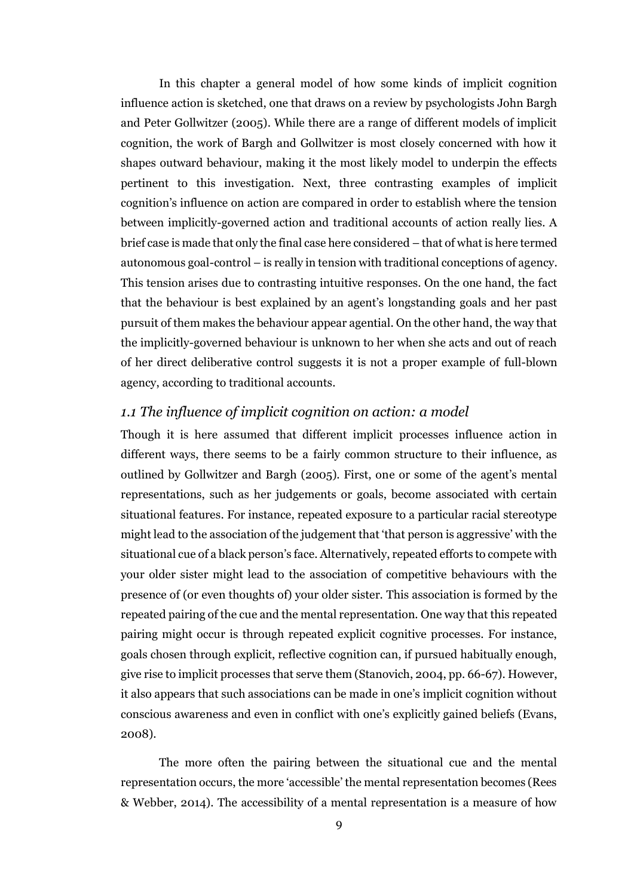In this chapter a general model of how some kinds of implicit cognition influence action is sketched, one that draws on a review by psychologists John Bargh and Peter Gollwitzer (2005). While there are a range of different models of implicit cognition, the work of Bargh and Gollwitzer is most closely concerned with how it shapes outward behaviour, making it the most likely model to underpin the effects pertinent to this investigation. Next, three contrasting examples of implicit cognition's influence on action are compared in order to establish where the tension between implicitly-governed action and traditional accounts of action really lies. A brief case is made that only the final case here considered – that of what is here termed autonomous goal-control – is really in tension with traditional conceptions of agency. This tension arises due to contrasting intuitive responses. On the one hand, the fact that the behaviour is best explained by an agent's longstanding goals and her past pursuit of them makes the behaviour appear agential. On the other hand, the way that the implicitly-governed behaviour is unknown to her when she acts and out of reach of her direct deliberative control suggests it is not a proper example of full-blown agency, according to traditional accounts.

### *1.1 The influence of implicit cognition on action: a model*

Though it is here assumed that different implicit processes influence action in different ways, there seems to be a fairly common structure to their influence, as outlined by Gollwitzer and Bargh (2005). First, one or some of the agent's mental representations, such as her judgements or goals, become associated with certain situational features. For instance, repeated exposure to a particular racial stereotype might lead to the association of the judgement that 'that person is aggressive' with the situational cue of a black person's face. Alternatively, repeated efforts to compete with your older sister might lead to the association of competitive behaviours with the presence of (or even thoughts of) your older sister. This association is formed by the repeated pairing of the cue and the mental representation. One way that this repeated pairing might occur is through repeated explicit cognitive processes. For instance, goals chosen through explicit, reflective cognition can, if pursued habitually enough, give rise to implicit processes that serve them (Stanovich, 2004, pp. 66-67). However, it also appears that such associations can be made in one's implicit cognition without conscious awareness and even in conflict with one's explicitly gained beliefs (Evans, 2008).

The more often the pairing between the situational cue and the mental representation occurs, the more 'accessible' the mental representation becomes (Rees & Webber, 2014). The accessibility of a mental representation is a measure of how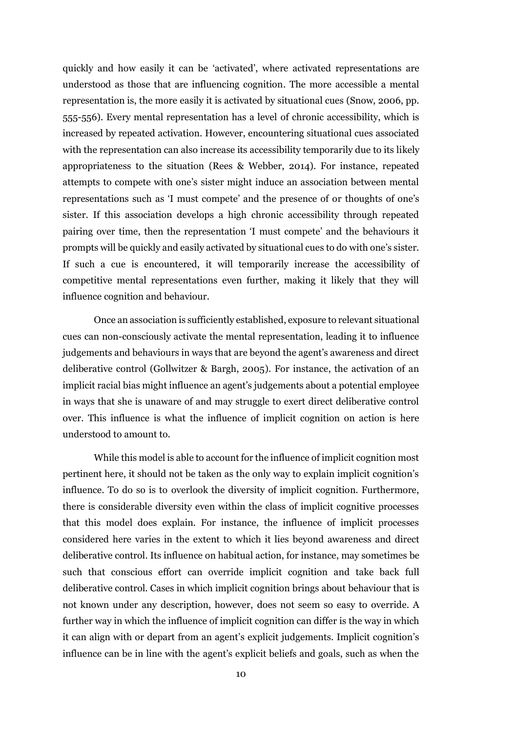quickly and how easily it can be 'activated', where activated representations are understood as those that are influencing cognition. The more accessible a mental representation is, the more easily it is activated by situational cues (Snow, 2006, pp. 555-556). Every mental representation has a level of chronic accessibility, which is increased by repeated activation. However, encountering situational cues associated with the representation can also increase its accessibility temporarily due to its likely appropriateness to the situation (Rees & Webber, 2014). For instance, repeated attempts to compete with one's sister might induce an association between mental representations such as 'I must compete' and the presence of or thoughts of one's sister. If this association develops a high chronic accessibility through repeated pairing over time, then the representation 'I must compete' and the behaviours it prompts will be quickly and easily activated by situational cues to do with one's sister. If such a cue is encountered, it will temporarily increase the accessibility of competitive mental representations even further, making it likely that they will influence cognition and behaviour.

Once an association is sufficiently established, exposure to relevant situational cues can non-consciously activate the mental representation, leading it to influence judgements and behaviours in ways that are beyond the agent's awareness and direct deliberative control (Gollwitzer & Bargh, 2005). For instance, the activation of an implicit racial bias might influence an agent's judgements about a potential employee in ways that she is unaware of and may struggle to exert direct deliberative control over. This influence is what the influence of implicit cognition on action is here understood to amount to.

While this model is able to account for the influence of implicit cognition most pertinent here, it should not be taken as the only way to explain implicit cognition's influence. To do so is to overlook the diversity of implicit cognition. Furthermore, there is considerable diversity even within the class of implicit cognitive processes that this model does explain. For instance, the influence of implicit processes considered here varies in the extent to which it lies beyond awareness and direct deliberative control. Its influence on habitual action, for instance, may sometimes be such that conscious effort can override implicit cognition and take back full deliberative control. Cases in which implicit cognition brings about behaviour that is not known under any description, however, does not seem so easy to override. A further way in which the influence of implicit cognition can differ is the way in which it can align with or depart from an agent's explicit judgements. Implicit cognition's influence can be in line with the agent's explicit beliefs and goals, such as when the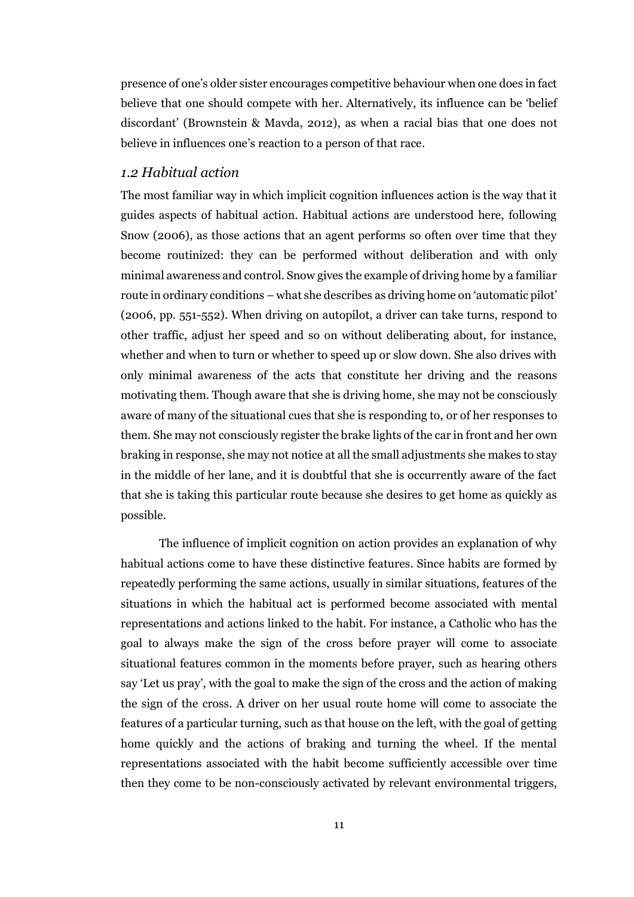presence of one's older sister encourages competitive behaviour when one does in fact believe that one should compete with her. Alternatively, its influence can be 'belief discordant' (Brownstein & Mavda, 2012), as when a racial bias that one does not believe in influences one's reaction to a person of that race.

### *1.2 Habitual action*

The most familiar way in which implicit cognition influences action is the way that it guides aspects of habitual action. Habitual actions are understood here, following Snow (2006), as those actions that an agent performs so often over time that they become routinized: they can be performed without deliberation and with only minimal awareness and control. Snow gives the example of driving home by a familiar route in ordinary conditions – what she describes as driving home on 'automatic pilot' (2006, pp. 551-552). When driving on autopilot, a driver can take turns, respond to other traffic, adjust her speed and so on without deliberating about, for instance, whether and when to turn or whether to speed up or slow down. She also drives with only minimal awareness of the acts that constitute her driving and the reasons motivating them. Though aware that she is driving home, she may not be consciously aware of many of the situational cues that she is responding to, or of her responses to them. She may not consciously register the brake lights of the car in front and her own braking in response, she may not notice at all the small adjustments she makes to stay in the middle of her lane, and it is doubtful that she is occurrently aware of the fact that she is taking this particular route because she desires to get home as quickly as possible.

The influence of implicit cognition on action provides an explanation of why habitual actions come to have these distinctive features. Since habits are formed by repeatedly performing the same actions, usually in similar situations, features of the situations in which the habitual act is performed become associated with mental representations and actions linked to the habit. For instance, a Catholic who has the goal to always make the sign of the cross before prayer will come to associate situational features common in the moments before prayer, such as hearing others say 'Let us pray', with the goal to make the sign of the cross and the action of making the sign of the cross. A driver on her usual route home will come to associate the features of a particular turning, such as that house on the left, with the goal of getting home quickly and the actions of braking and turning the wheel. If the mental representations associated with the habit become sufficiently accessible over time then they come to be non-consciously activated by relevant environmental triggers,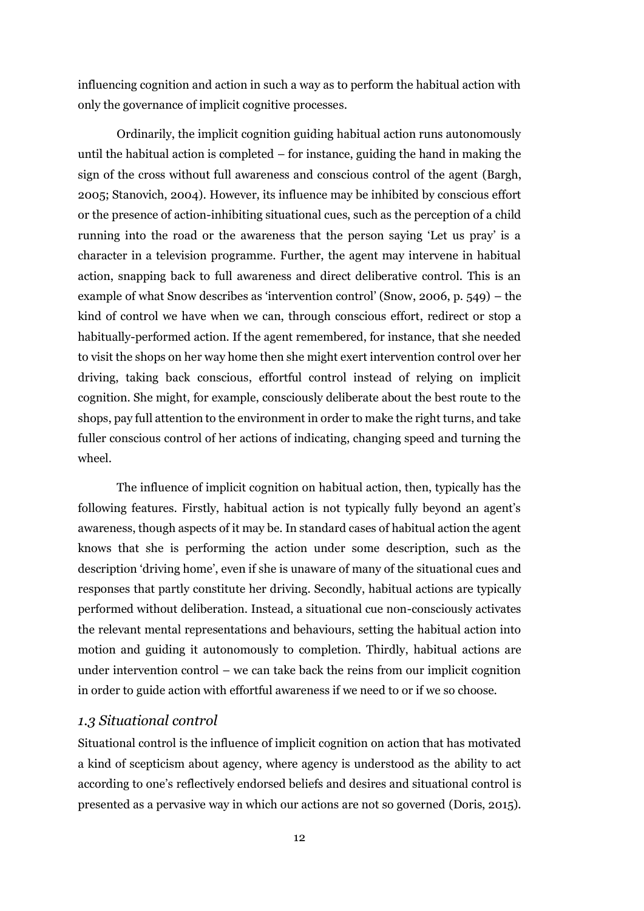influencing cognition and action in such a way as to perform the habitual action with only the governance of implicit cognitive processes.

Ordinarily, the implicit cognition guiding habitual action runs autonomously until the habitual action is completed – for instance, guiding the hand in making the sign of the cross without full awareness and conscious control of the agent (Bargh, 2005; Stanovich, 2004). However, its influence may be inhibited by conscious effort or the presence of action-inhibiting situational cues, such as the perception of a child running into the road or the awareness that the person saying 'Let us pray' is a character in a television programme. Further, the agent may intervene in habitual action, snapping back to full awareness and direct deliberative control. This is an example of what Snow describes as 'intervention control' (Snow, 2006, p. 549) – the kind of control we have when we can, through conscious effort, redirect or stop a habitually-performed action. If the agent remembered, for instance, that she needed to visit the shops on her way home then she might exert intervention control over her driving, taking back conscious, effortful control instead of relying on implicit cognition. She might, for example, consciously deliberate about the best route to the shops, pay full attention to the environment in order to make the right turns, and take fuller conscious control of her actions of indicating, changing speed and turning the wheel.

The influence of implicit cognition on habitual action, then, typically has the following features. Firstly, habitual action is not typically fully beyond an agent's awareness, though aspects of it may be. In standard cases of habitual action the agent knows that she is performing the action under some description, such as the description 'driving home', even if she is unaware of many of the situational cues and responses that partly constitute her driving. Secondly, habitual actions are typically performed without deliberation. Instead, a situational cue non-consciously activates the relevant mental representations and behaviours, setting the habitual action into motion and guiding it autonomously to completion. Thirdly, habitual actions are under intervention control – we can take back the reins from our implicit cognition in order to guide action with effortful awareness if we need to or if we so choose.

### *1.3 Situational control*

Situational control is the influence of implicit cognition on action that has motivated a kind of scepticism about agency, where agency is understood as the ability to act according to one's reflectively endorsed beliefs and desires and situational control is presented as a pervasive way in which our actions are not so governed (Doris, 2015).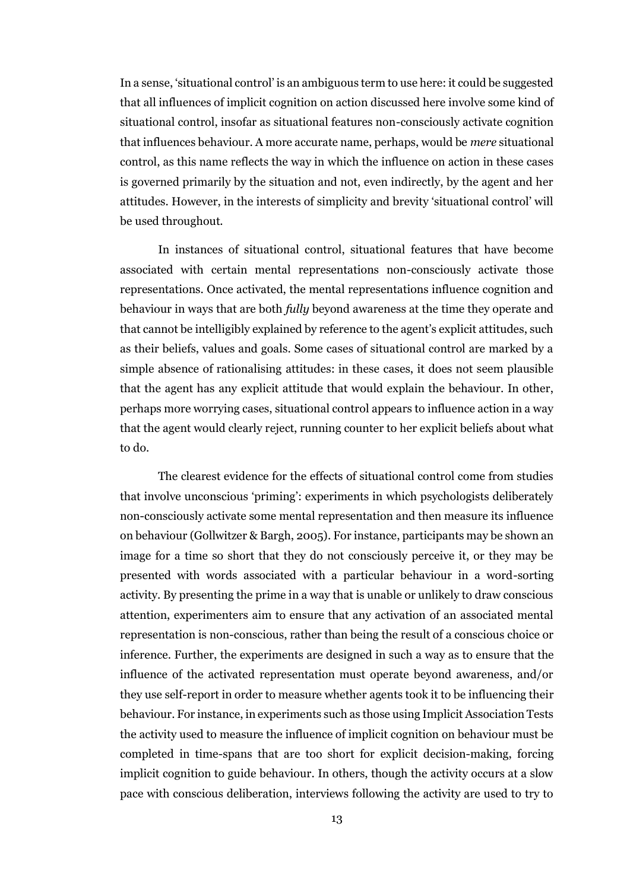In a sense, 'situational control' is an ambiguous term to use here: it could be suggested that all influences of implicit cognition on action discussed here involve some kind of situational control, insofar as situational features non-consciously activate cognition that influences behaviour. A more accurate name, perhaps, would be *mere* situational control, as this name reflects the way in which the influence on action in these cases is governed primarily by the situation and not, even indirectly, by the agent and her attitudes. However, in the interests of simplicity and brevity 'situational control' will be used throughout.

In instances of situational control, situational features that have become associated with certain mental representations non-consciously activate those representations. Once activated, the mental representations influence cognition and behaviour in ways that are both *fully* beyond awareness at the time they operate and that cannot be intelligibly explained by reference to the agent's explicit attitudes, such as their beliefs, values and goals. Some cases of situational control are marked by a simple absence of rationalising attitudes: in these cases, it does not seem plausible that the agent has any explicit attitude that would explain the behaviour. In other, perhaps more worrying cases, situational control appears to influence action in a way that the agent would clearly reject, running counter to her explicit beliefs about what to do.

The clearest evidence for the effects of situational control come from studies that involve unconscious 'priming': experiments in which psychologists deliberately non-consciously activate some mental representation and then measure its influence on behaviour (Gollwitzer & Bargh, 2005). For instance, participants may be shown an image for a time so short that they do not consciously perceive it, or they may be presented with words associated with a particular behaviour in a word-sorting activity. By presenting the prime in a way that is unable or unlikely to draw conscious attention, experimenters aim to ensure that any activation of an associated mental representation is non-conscious, rather than being the result of a conscious choice or inference. Further, the experiments are designed in such a way as to ensure that the influence of the activated representation must operate beyond awareness, and/or they use self-report in order to measure whether agents took it to be influencing their behaviour. For instance, in experiments such as those using Implicit Association Tests the activity used to measure the influence of implicit cognition on behaviour must be completed in time-spans that are too short for explicit decision-making, forcing implicit cognition to guide behaviour. In others, though the activity occurs at a slow pace with conscious deliberation, interviews following the activity are used to try to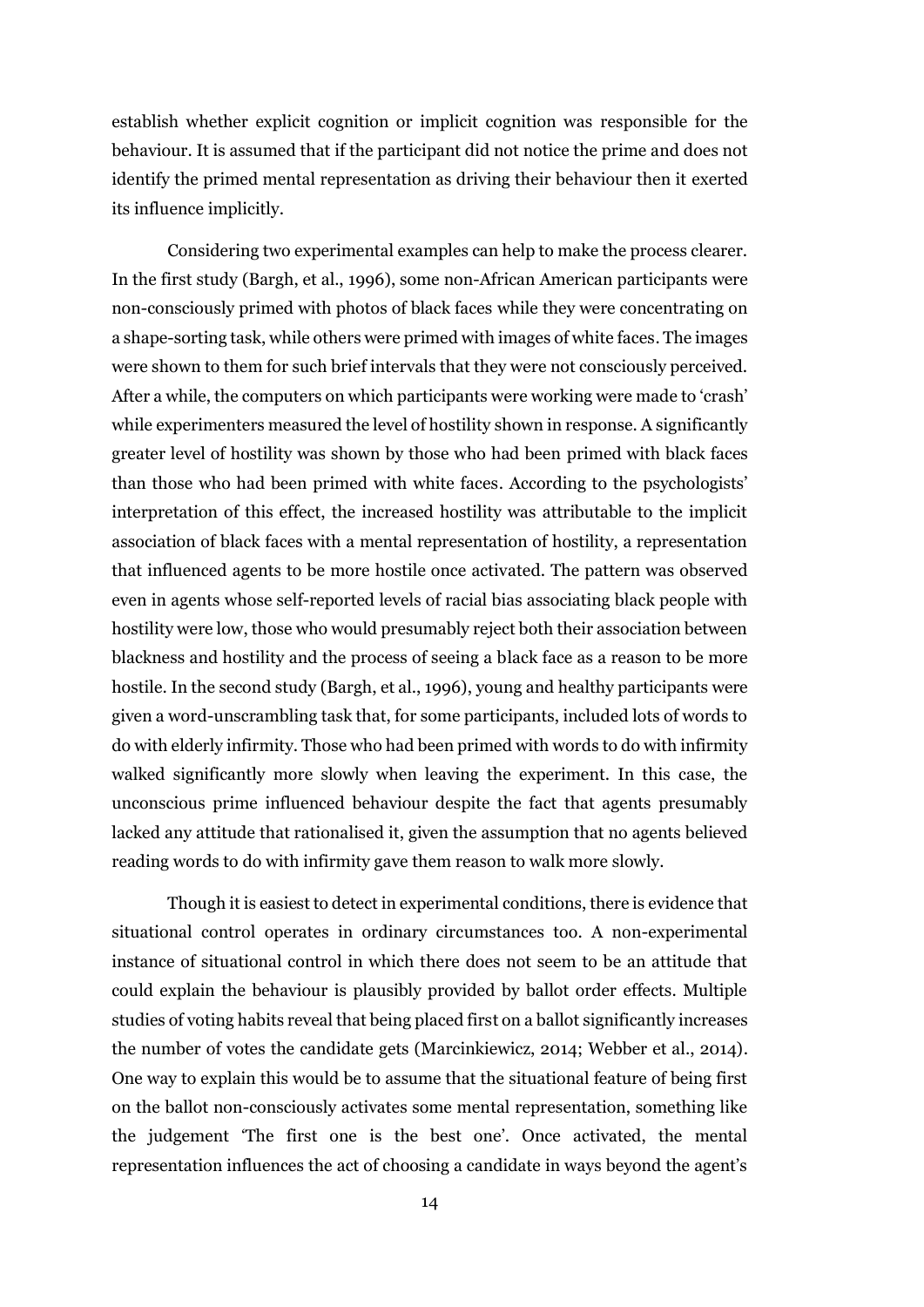establish whether explicit cognition or implicit cognition was responsible for the behaviour. It is assumed that if the participant did not notice the prime and does not identify the primed mental representation as driving their behaviour then it exerted its influence implicitly.

Considering two experimental examples can help to make the process clearer. In the first study (Bargh, et al., 1996), some non-African American participants were non-consciously primed with photos of black faces while they were concentrating on a shape-sorting task, while others were primed with images of white faces. The images were shown to them for such brief intervals that they were not consciously perceived. After a while, the computers on which participants were working were made to 'crash' while experimenters measured the level of hostility shown in response. A significantly greater level of hostility was shown by those who had been primed with black faces than those who had been primed with white faces. According to the psychologists' interpretation of this effect, the increased hostility was attributable to the implicit association of black faces with a mental representation of hostility, a representation that influenced agents to be more hostile once activated. The pattern was observed even in agents whose self-reported levels of racial bias associating black people with hostility were low, those who would presumably reject both their association between blackness and hostility and the process of seeing a black face as a reason to be more hostile. In the second study (Bargh, et al., 1996), young and healthy participants were given a word-unscrambling task that, for some participants, included lots of words to do with elderly infirmity. Those who had been primed with words to do with infirmity walked significantly more slowly when leaving the experiment. In this case, the unconscious prime influenced behaviour despite the fact that agents presumably lacked any attitude that rationalised it, given the assumption that no agents believed reading words to do with infirmity gave them reason to walk more slowly.

Though it is easiest to detect in experimental conditions, there is evidence that situational control operates in ordinary circumstances too. A non-experimental instance of situational control in which there does not seem to be an attitude that could explain the behaviour is plausibly provided by ballot order effects. Multiple studies of voting habits reveal that being placed first on a ballot significantly increases the number of votes the candidate gets (Marcinkiewicz, 2014; Webber et al., 2014). One way to explain this would be to assume that the situational feature of being first on the ballot non-consciously activates some mental representation, something like the judgement 'The first one is the best one'. Once activated, the mental representation influences the act of choosing a candidate in ways beyond the agent's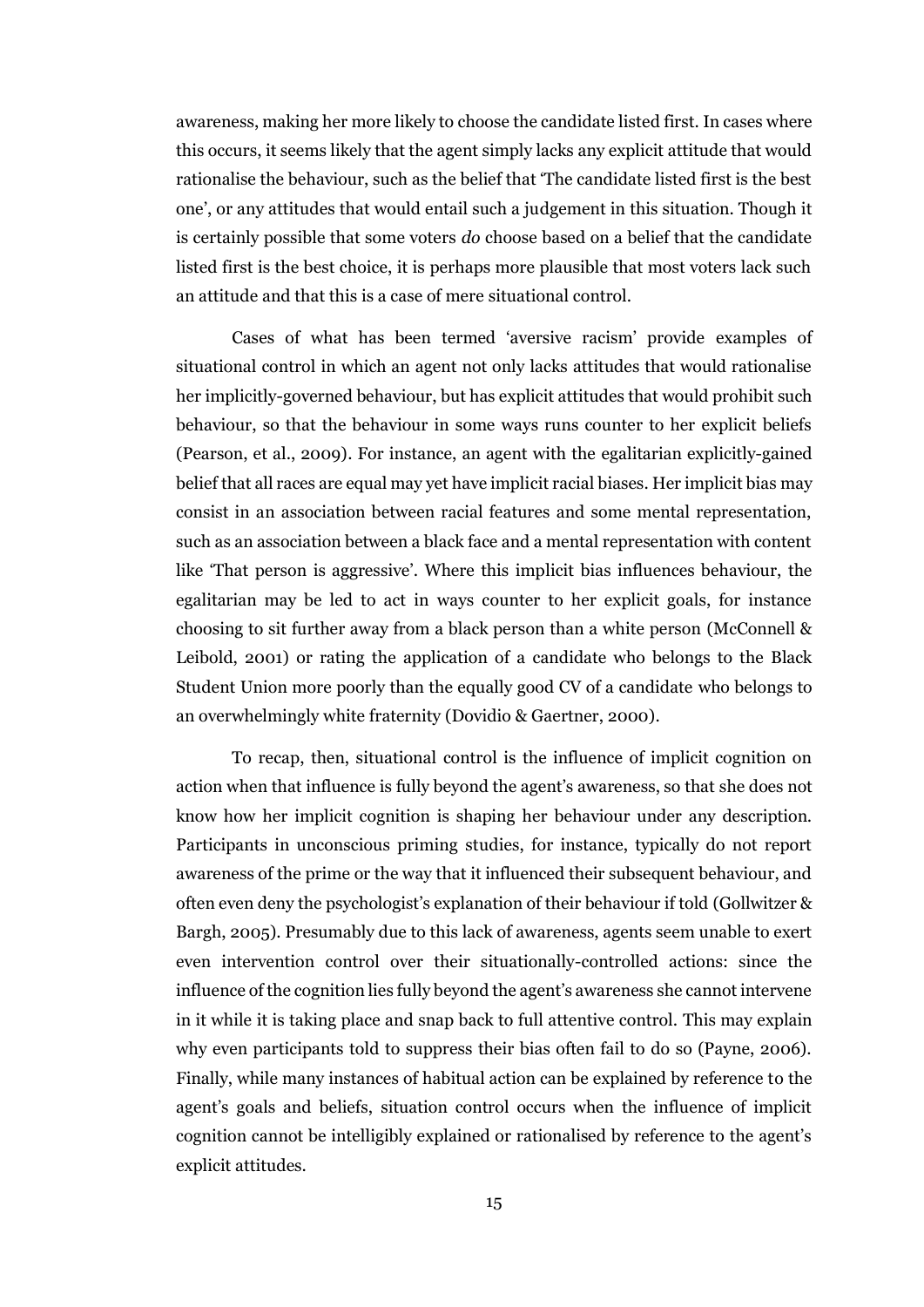awareness, making her more likely to choose the candidate listed first. In cases where this occurs, it seems likely that the agent simply lacks any explicit attitude that would rationalise the behaviour, such as the belief that 'The candidate listed first is the best one', or any attitudes that would entail such a judgement in this situation. Though it is certainly possible that some voters *do* choose based on a belief that the candidate listed first is the best choice, it is perhaps more plausible that most voters lack such an attitude and that this is a case of mere situational control.

Cases of what has been termed 'aversive racism' provide examples of situational control in which an agent not only lacks attitudes that would rationalise her implicitly-governed behaviour, but has explicit attitudes that would prohibit such behaviour, so that the behaviour in some ways runs counter to her explicit beliefs (Pearson, et al., 2009). For instance, an agent with the egalitarian explicitly-gained belief that all races are equal may yet have implicit racial biases. Her implicit bias may consist in an association between racial features and some mental representation, such as an association between a black face and a mental representation with content like 'That person is aggressive'. Where this implicit bias influences behaviour, the egalitarian may be led to act in ways counter to her explicit goals, for instance choosing to sit further away from a black person than a white person (McConnell & Leibold, 2001) or rating the application of a candidate who belongs to the Black Student Union more poorly than the equally good CV of a candidate who belongs to an overwhelmingly white fraternity (Dovidio & Gaertner, 2000).

To recap, then, situational control is the influence of implicit cognition on action when that influence is fully beyond the agent's awareness, so that she does not know how her implicit cognition is shaping her behaviour under any description. Participants in unconscious priming studies, for instance, typically do not report awareness of the prime or the way that it influenced their subsequent behaviour, and often even deny the psychologist's explanation of their behaviour if told (Gollwitzer & Bargh, 2005). Presumably due to this lack of awareness, agents seem unable to exert even intervention control over their situationally-controlled actions: since the influence of the cognition lies fully beyond the agent's awareness she cannot intervene in it while it is taking place and snap back to full attentive control. This may explain why even participants told to suppress their bias often fail to do so (Payne, 2006). Finally, while many instances of habitual action can be explained by reference to the agent's goals and beliefs, situation control occurs when the influence of implicit cognition cannot be intelligibly explained or rationalised by reference to the agent's explicit attitudes.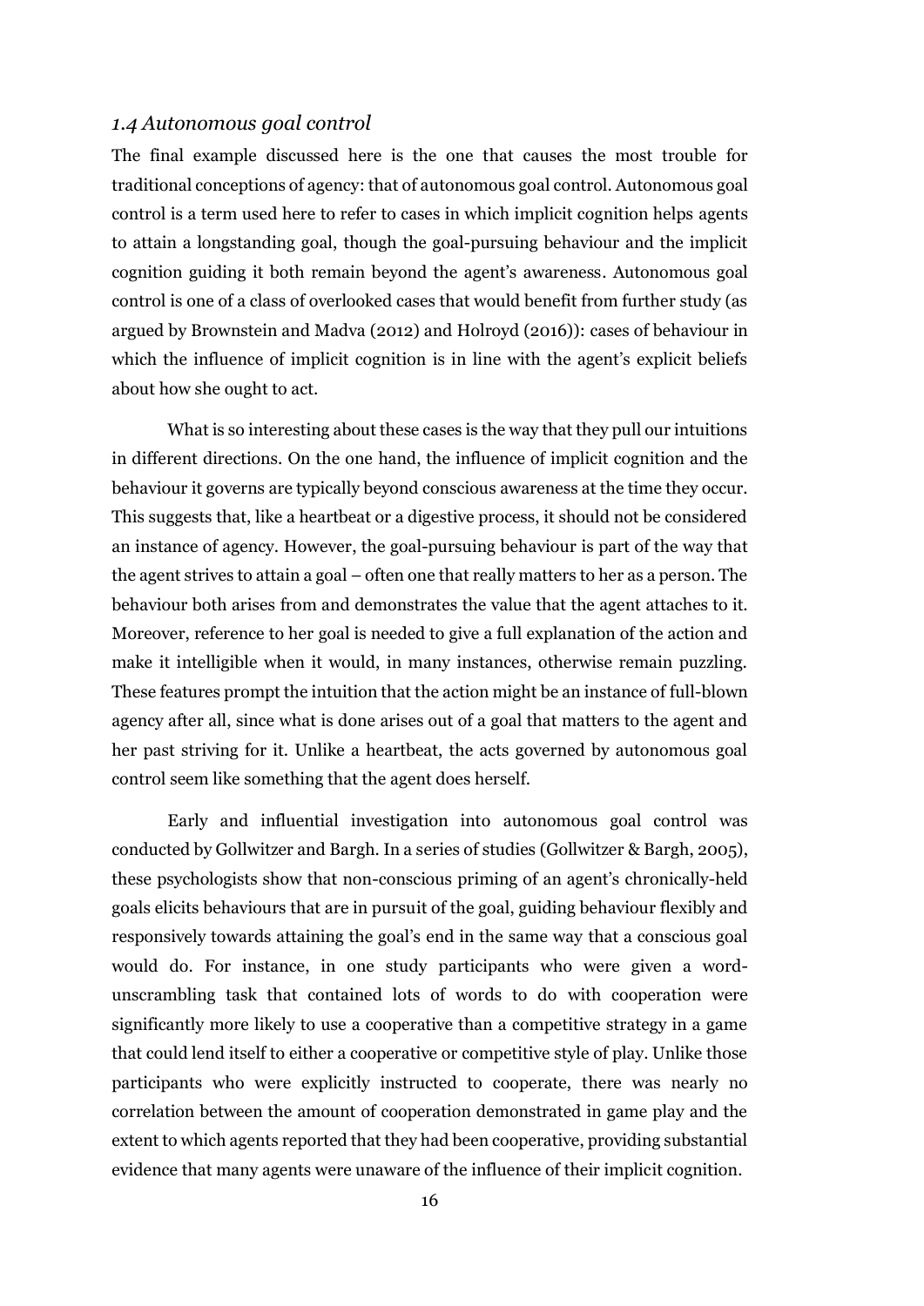### *1.4 Autonomous goal control*

The final example discussed here is the one that causes the most trouble for traditional conceptions of agency: that of autonomous goal control. Autonomous goal control is a term used here to refer to cases in which implicit cognition helps agents to attain a longstanding goal, though the goal-pursuing behaviour and the implicit cognition guiding it both remain beyond the agent's awareness. Autonomous goal control is one of a class of overlooked cases that would benefit from further study (as argued by Brownstein and Madva (2012) and Holroyd (2016)): cases of behaviour in which the influence of implicit cognition is in line with the agent's explicit beliefs about how she ought to act.

What is so interesting about these cases is the way that they pull our intuitions in different directions. On the one hand, the influence of implicit cognition and the behaviour it governs are typically beyond conscious awareness at the time they occur. This suggests that, like a heartbeat or a digestive process, it should not be considered an instance of agency. However, the goal-pursuing behaviour is part of the way that the agent strives to attain a goal – often one that really matters to her as a person. The behaviour both arises from and demonstrates the value that the agent attaches to it. Moreover, reference to her goal is needed to give a full explanation of the action and make it intelligible when it would, in many instances, otherwise remain puzzling. These features prompt the intuition that the action might be an instance of full-blown agency after all, since what is done arises out of a goal that matters to the agent and her past striving for it. Unlike a heartbeat, the acts governed by autonomous goal control seem like something that the agent does herself.

Early and influential investigation into autonomous goal control was conducted by Gollwitzer and Bargh. In a series of studies (Gollwitzer & Bargh, 2005), these psychologists show that non-conscious priming of an agent's chronically-held goals elicits behaviours that are in pursuit of the goal, guiding behaviour flexibly and responsively towards attaining the goal's end in the same way that a conscious goal would do. For instance, in one study participants who were given a word-unscrambling task that contained lots of words to do with cooperation were significantly more likely to use a cooperative than a competitive strategy in a game that could lend itself to either a cooperative or competitive style of play. Unlike those participants who were explicitly instructed to cooperate, there was nearly no correlation between the amount of cooperation demonstrated in game play and the extent to which agents reported that they had been cooperative, providing substantial evidence that many agents were unaware of the influence of their implicit cognition.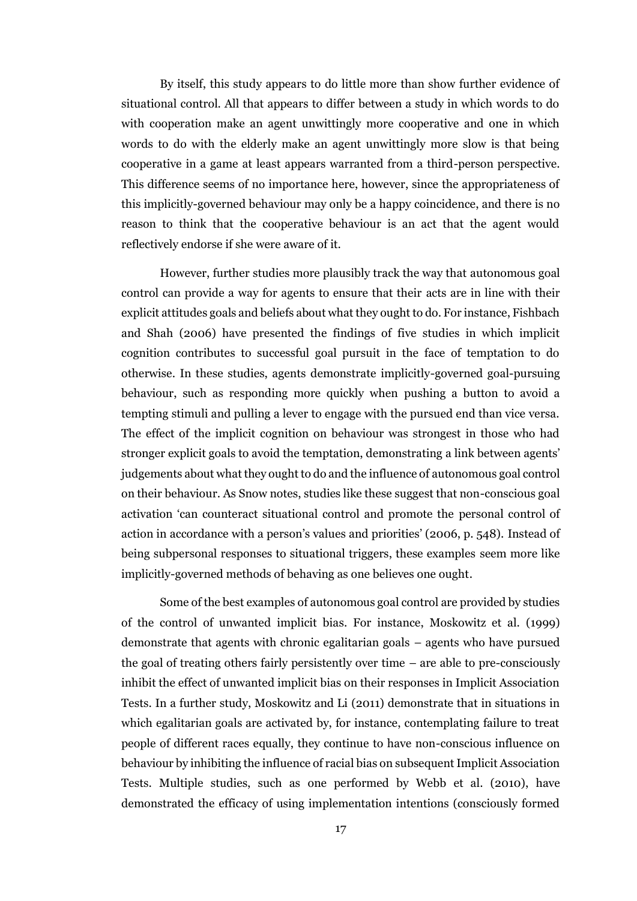By itself, this study appears to do little more than show further evidence of situational control. All that appears to differ between a study in which words to do with cooperation make an agent unwittingly more cooperative and one in which words to do with the elderly make an agent unwittingly more slow is that being cooperative in a game at least appears warranted from a third-person perspective. This difference seems of no importance here, however, since the appropriateness of this implicitly-governed behaviour may only be a happy coincidence, and there is no reason to think that the cooperative behaviour is an act that the agent would reflectively endorse if she were aware of it.

However, further studies more plausibly track the way that autonomous goal control can provide a way for agents to ensure that their acts are in line with their explicit attitudes goals and beliefs about what they ought to do. For instance, Fishbach and Shah (2006) have presented the findings of five studies in which implicit cognition contributes to successful goal pursuit in the face of temptation to do otherwise. In these studies, agents demonstrate implicitly-governed goal-pursuing behaviour, such as responding more quickly when pushing a button to avoid a tempting stimuli and pulling a lever to engage with the pursued end than vice versa. The effect of the implicit cognition on behaviour was strongest in those who had stronger explicit goals to avoid the temptation, demonstrating a link between agents' judgements about what they ought to do and the influence of autonomous goal control on their behaviour. As Snow notes, studies like these suggest that non-conscious goal activation 'can counteract situational control and promote the personal control of action in accordance with a person's values and priorities' (2006, p. 548). Instead of being subpersonal responses to situational triggers, these examples seem more like implicitly-governed methods of behaving as one believes one ought.

Some of the best examples of autonomous goal control are provided by studies of the control of unwanted implicit bias. For instance, Moskowitz et al. (1999) demonstrate that agents with chronic egalitarian goals – agents who have pursued the goal of treating others fairly persistently over time – are able to pre-consciously inhibit the effect of unwanted implicit bias on their responses in Implicit Association Tests. In a further study, Moskowitz and Li (2011) demonstrate that in situations in which egalitarian goals are activated by, for instance, contemplating failure to treat people of different races equally, they continue to have non-conscious influence on behaviour by inhibiting the influence of racial bias on subsequent Implicit Association Tests. Multiple studies, such as one performed by Webb et al. (2010), have demonstrated the efficacy of using implementation intentions (consciously formed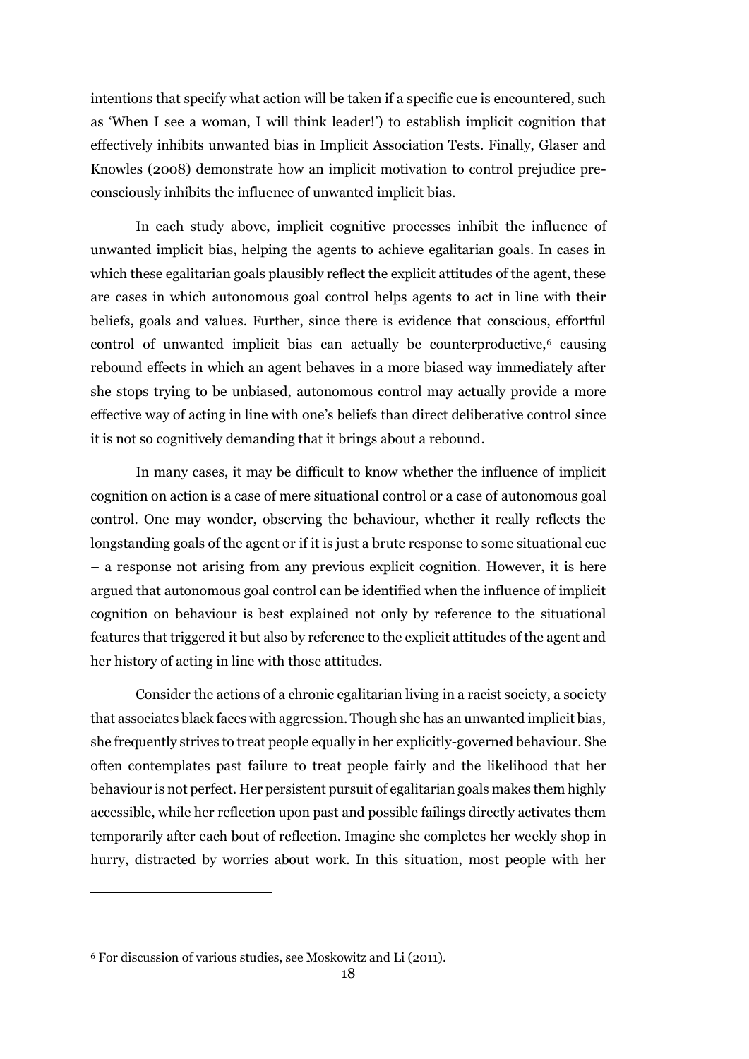intentions that specify what action will be taken if a specific cue is encountered, such as 'When I see a woman, I will think leader!') to establish implicit cognition that effectively inhibits unwanted bias in Implicit Association Tests. Finally, Glaser and Knowles (2008) demonstrate how an implicit motivation to control prejudice pre-consciously inhibits the influence of unwanted implicit bias.

In each study above, implicit cognitive processes inhibit the influence of unwanted implicit bias, helping the agents to achieve egalitarian goals. In cases in which these egalitarian goals plausibly reflect the explicit attitudes of the agent, these are cases in which autonomous goal control helps agents to act in line with their beliefs, goals and values. Further, since there is evidence that conscious, effortful control of unwanted implicit bias can actually be counterproductive,[6] causing rebound effects in which an agent behaves in a more biased way immediately after she stops trying to be unbiased, autonomous control may actually provide a more effective way of acting in line with one's beliefs than direct deliberative control since it is not so cognitively demanding that it brings about a rebound.

In many cases, it may be difficult to know whether the influence of implicit cognition on action is a case of mere situational control or a case of autonomous goal control. One may wonder, observing the behaviour, whether it really reflects the longstanding goals of the agent or if it is just a brute response to some situational cue – a response not arising from any previous explicit cognition. However, it is here argued that autonomous goal control can be identified when the influence of implicit cognition on behaviour is best explained not only by reference to the situational features that triggered it but also by reference to the explicit attitudes of the agent and her history of acting in line with those attitudes.

Consider the actions of a chronic egalitarian living in a racist society, a society that associates black faces with aggression. Though she has an unwanted implicit bias, she frequently strives to treat people equally in her explicitly-governed behaviour. She often contemplates past failure to treat people fairly and the likelihood that her behaviour is not perfect. Her persistent pursuit of egalitarian goals makes them highly accessible, while her reflection upon past and possible failings directly activates them temporarily after each bout of reflection. Imagine she completes her weekly shop in hurry, distracted by worries about work. In this situation, most people with her

[6] For discussion of various studies, see Moskowitz and Li (2011).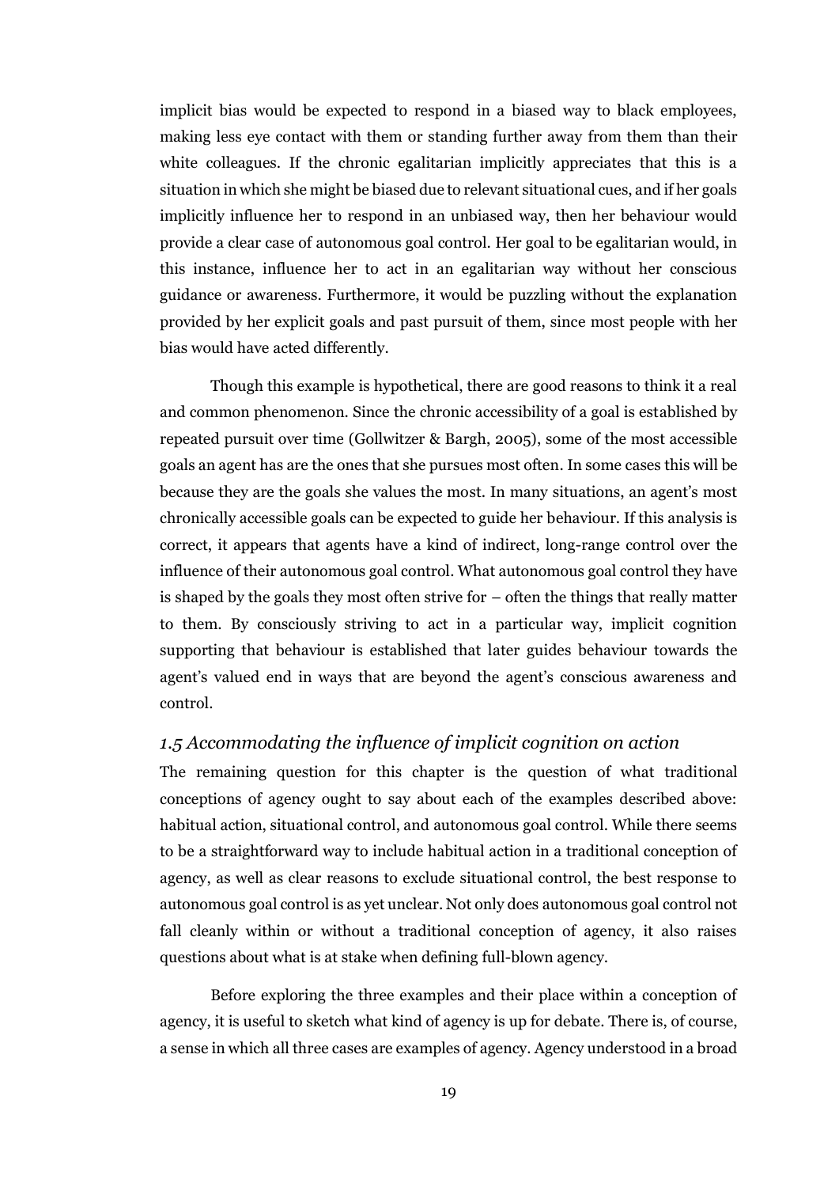implicit bias would be expected to respond in a biased way to black employees, making less eye contact with them or standing further away from them than their white colleagues. If the chronic egalitarian implicitly appreciates that this is a situation in which she might be biased due to relevant situational cues, and if her goals implicitly influence her to respond in an unbiased way, then her behaviour would provide a clear case of autonomous goal control. Her goal to be egalitarian would, in this instance, influence her to act in an egalitarian way without her conscious guidance or awareness. Furthermore, it would be puzzling without the explanation provided by her explicit goals and past pursuit of them, since most people with her bias would have acted differently.

Though this example is hypothetical, there are good reasons to think it a real and common phenomenon. Since the chronic accessibility of a goal is established by repeated pursuit over time (Gollwitzer & Bargh, 2005), some of the most accessible goals an agent has are the ones that she pursues most often. In some cases this will be because they are the goals she values the most. In many situations, an agent's most chronically accessible goals can be expected to guide her behaviour. If this analysis is correct, it appears that agents have a kind of indirect, long-range control over the influence of their autonomous goal control. What autonomous goal control they have is shaped by the goals they most often strive for – often the things that really matter to them. By consciously striving to act in a particular way, implicit cognition supporting that behaviour is established that later guides behaviour towards the agent's valued end in ways that are beyond the agent's conscious awareness and control.

### *1.5 Accommodating the influence of implicit cognition on action*

The remaining question for this chapter is the question of what traditional conceptions of agency ought to say about each of the examples described above: habitual action, situational control, and autonomous goal control. While there seems to be a straightforward way to include habitual action in a traditional conception of agency, as well as clear reasons to exclude situational control, the best response to autonomous goal control is as yet unclear. Not only does autonomous goal control not fall cleanly within or without a traditional conception of agency, it also raises questions about what is at stake when defining full-blown agency.

Before exploring the three examples and their place within a conception of agency, it is useful to sketch what kind of agency is up for debate. There is, of course, a sense in which all three cases are examples of agency. Agency understood in a broad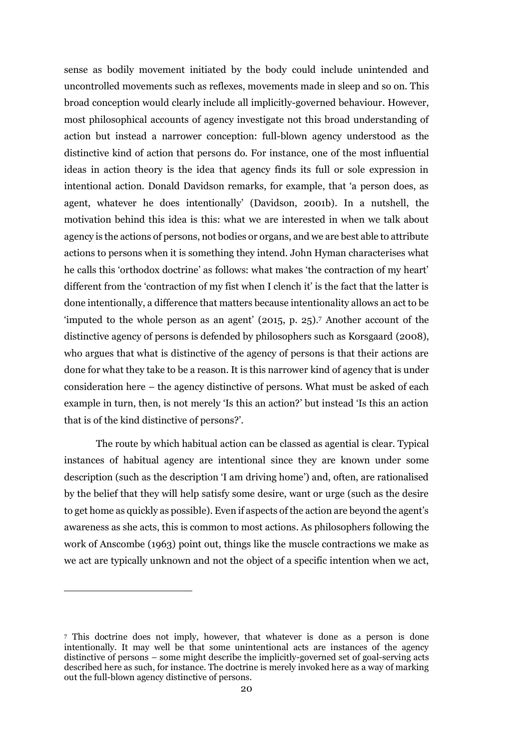sense as bodily movement initiated by the body could include unintended and uncontrolled movements such as reflexes, movements made in sleep and so on. This broad conception would clearly include all implicitly-governed behaviour. However, most philosophical accounts of agency investigate not this broad understanding of action but instead a narrower conception: full-blown agency understood as the distinctive kind of action that persons do. For instance, one of the most influential ideas in action theory is the idea that agency finds its full or sole expression in intentional action. Donald Davidson remarks, for example, that 'a person does, as agent, whatever he does intentionally' (Davidson, 2001b). In a nutshell, the motivation behind this idea is this: what we are interested in when we talk about agency is the actions of persons, not bodies or organs, and we are best able to attribute actions to persons when it is something they intend. John Hyman characterises what he calls this 'orthodox doctrine' as follows: what makes 'the contraction of my heart' different from the 'contraction of my fist when I clench it' is the fact that the latter is done intentionally, a difference that matters because intentionality allows an act to be 'imputed to the whole person as an agent' (2015, p. 25).[7] Another account of the distinctive agency of persons is defended by philosophers such as Korsgaard (2008), who argues that what is distinctive of the agency of persons is that their actions are done for what they take to be a reason. It is this narrower kind of agency that is under consideration here – the agency distinctive of persons. What must be asked of each example in turn, then, is not merely 'Is this an action?' but instead 'Is this an action that is of the kind distinctive of persons?'.

The route by which habitual action can be classed as agential is clear. Typical instances of habitual agency are intentional since they are known under some description (such as the description 'I am driving home') and, often, are rationalised by the belief that they will help satisfy some desire, want or urge (such as the desire to get home as quickly as possible). Even if aspects of the action are beyond the agent's awareness as she acts, this is common to most actions. As philosophers following the work of Anscombe (1963) point out, things like the muscle contractions we make as we act are typically unknown and not the object of a specific intention when we act,

[7] This doctrine does not imply, however, that whatever is done as a person is done intentionally. It may well be that some unintentional acts are instances of the agency distinctive of persons – some might describe the implicitly-governed set of goal-serving acts described here as such, for instance. The doctrine is merely invoked here as a way of marking out the full-blown agency distinctive of persons.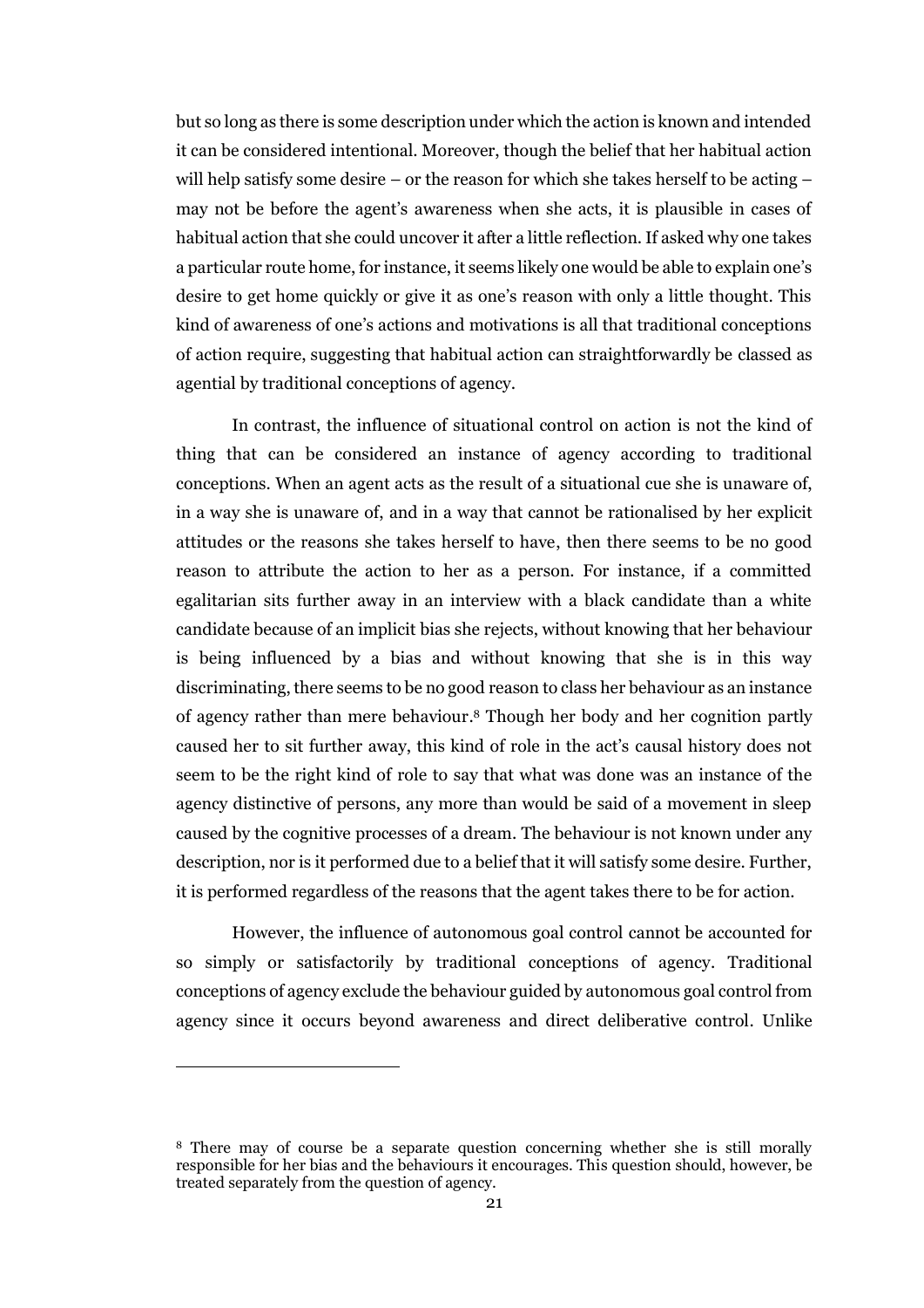but so long as there is some description under which the action is known and intended it can be considered intentional. Moreover, though the belief that her habitual action will help satisfy some desire – or the reason for which she takes herself to be acting – may not be before the agent's awareness when she acts, it is plausible in cases of habitual action that she could uncover it after a little reflection. If asked why one takes a particular route home, for instance, it seems likely one would be able to explain one's desire to get home quickly or give it as one's reason with only a little thought. This kind of awareness of one's actions and motivations is all that traditional conceptions of action require, suggesting that habitual action can straightforwardly be classed as agential by traditional conceptions of agency.

In contrast, the influence of situational control on action is not the kind of thing that can be considered an instance of agency according to traditional conceptions. When an agent acts as the result of a situational cue she is unaware of, in a way she is unaware of, and in a way that cannot be rationalised by her explicit attitudes or the reasons she takes herself to have, then there seems to be no good reason to attribute the action to her as a person. For instance, if a committed egalitarian sits further away in an interview with a black candidate than a white candidate because of an implicit bias she rejects, without knowing that her behaviour is being influenced by a bias and without knowing that she is in this way discriminating, there seems to be no good reason to class her behaviour as an instance of agency rather than mere behaviour.[8] Though her body and her cognition partly caused her to sit further away, this kind of role in the act's causal history does not seem to be the right kind of role to say that what was done was an instance of the agency distinctive of persons, any more than would be said of a movement in sleep caused by the cognitive processes of a dream. The behaviour is not known under any description, nor is it performed due to a belief that it will satisfy some desire. Further, it is performed regardless of the reasons that the agent takes there to be for action.

However, the influence of autonomous goal control cannot be accounted for so simply or satisfactorily by traditional conceptions of agency. Traditional conceptions of agency exclude the behaviour guided by autonomous goal control from agency since it occurs beyond awareness and direct deliberative control. Unlike

---

[8] There may of course be a separate question concerning whether she is still morally responsible for her bias and the behaviours it encourages. This question should, however, be treated separately from the question of agency.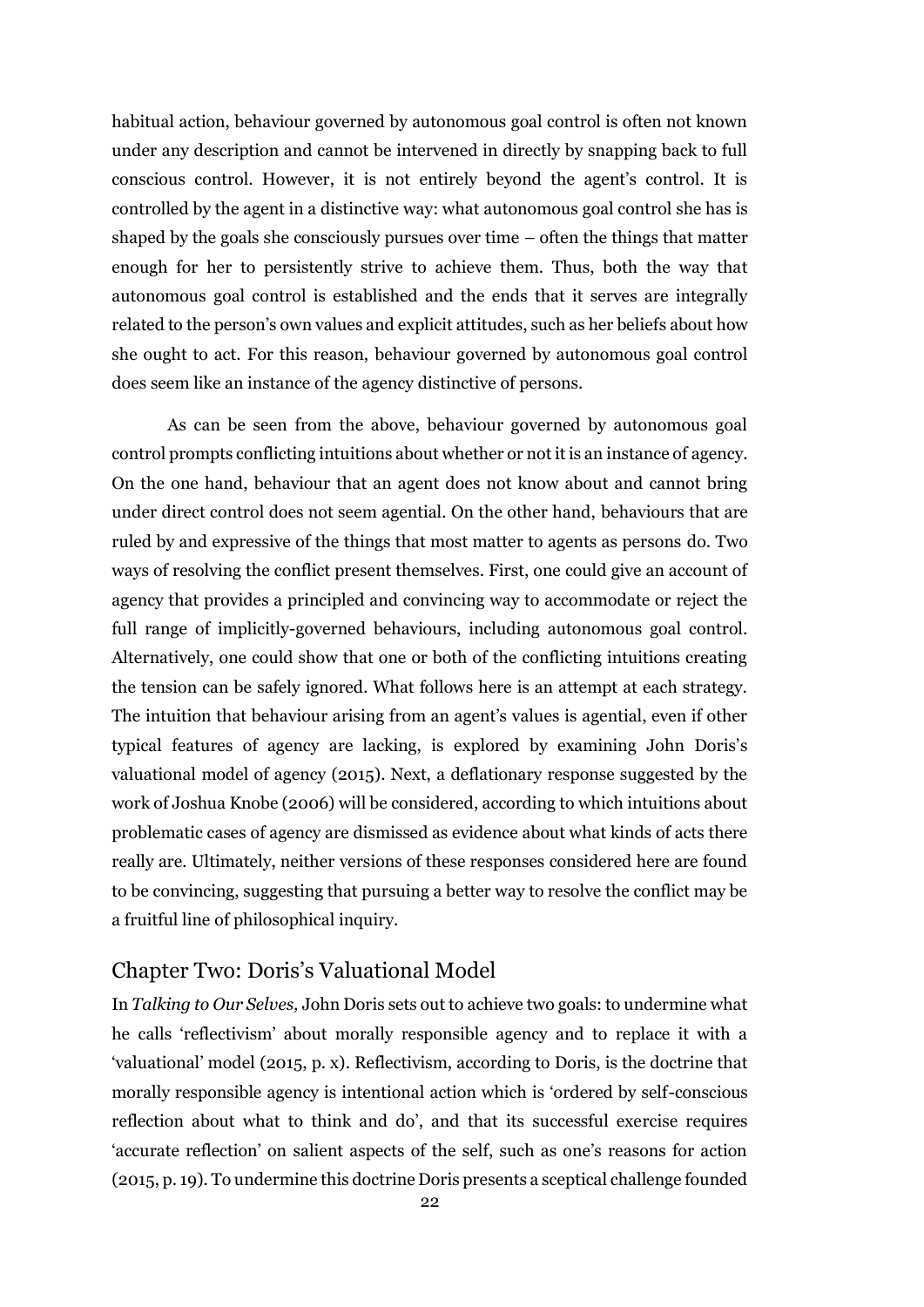habitual action, behaviour governed by autonomous goal control is often not known under any description and cannot be intervened in directly by snapping back to full conscious control. However, it is not entirely beyond the agent's control. It is controlled by the agent in a distinctive way: what autonomous goal control she has is shaped by the goals she consciously pursues over time – often the things that matter enough for her to persistently strive to achieve them. Thus, both the way that autonomous goal control is established and the ends that it serves are integrally related to the person's own values and explicit attitudes, such as her beliefs about how she ought to act. For this reason, behaviour governed by autonomous goal control does seem like an instance of the agency distinctive of persons.

As can be seen from the above, behaviour governed by autonomous goal control prompts conflicting intuitions about whether or not it is an instance of agency. On the one hand, behaviour that an agent does not know about and cannot bring under direct control does not seem agential. On the other hand, behaviours that are ruled by and expressive of the things that most matter to agents as persons do. Two ways of resolving the conflict present themselves. First, one could give an account of agency that provides a principled and convincing way to accommodate or reject the full range of implicitly-governed behaviours, including autonomous goal control. Alternatively, one could show that one or both of the conflicting intuitions creating the tension can be safely ignored. What follows here is an attempt at each strategy. The intuition that behaviour arising from an agent's values is agential, even if other typical features of agency are lacking, is explored by examining John Doris's valuational model of agency (2015). Next, a deflationary response suggested by the work of Joshua Knobe (2006) will be considered, according to which intuitions about problematic cases of agency are dismissed as evidence about what kinds of acts there really are. Ultimately, neither versions of these responses considered here are found to be convincing, suggesting that pursuing a better way to resolve the conflict may be a fruitful line of philosophical inquiry.

## Chapter Two: Doris's Valuational Model

In *Talking to Our Selves,* John Doris sets out to achieve two goals: to undermine what he calls 'reflectivism' about morally responsible agency and to replace it with a 'valuational' model (2015, p. x). Reflectivism, according to Doris, is the doctrine that morally responsible agency is intentional action which is 'ordered by self-conscious reflection about what to think and do', and that its successful exercise requires 'accurate reflection' on salient aspects of the self, such as one's reasons for action (2015, p. 19). To undermine this doctrine Doris presents a sceptical challenge founded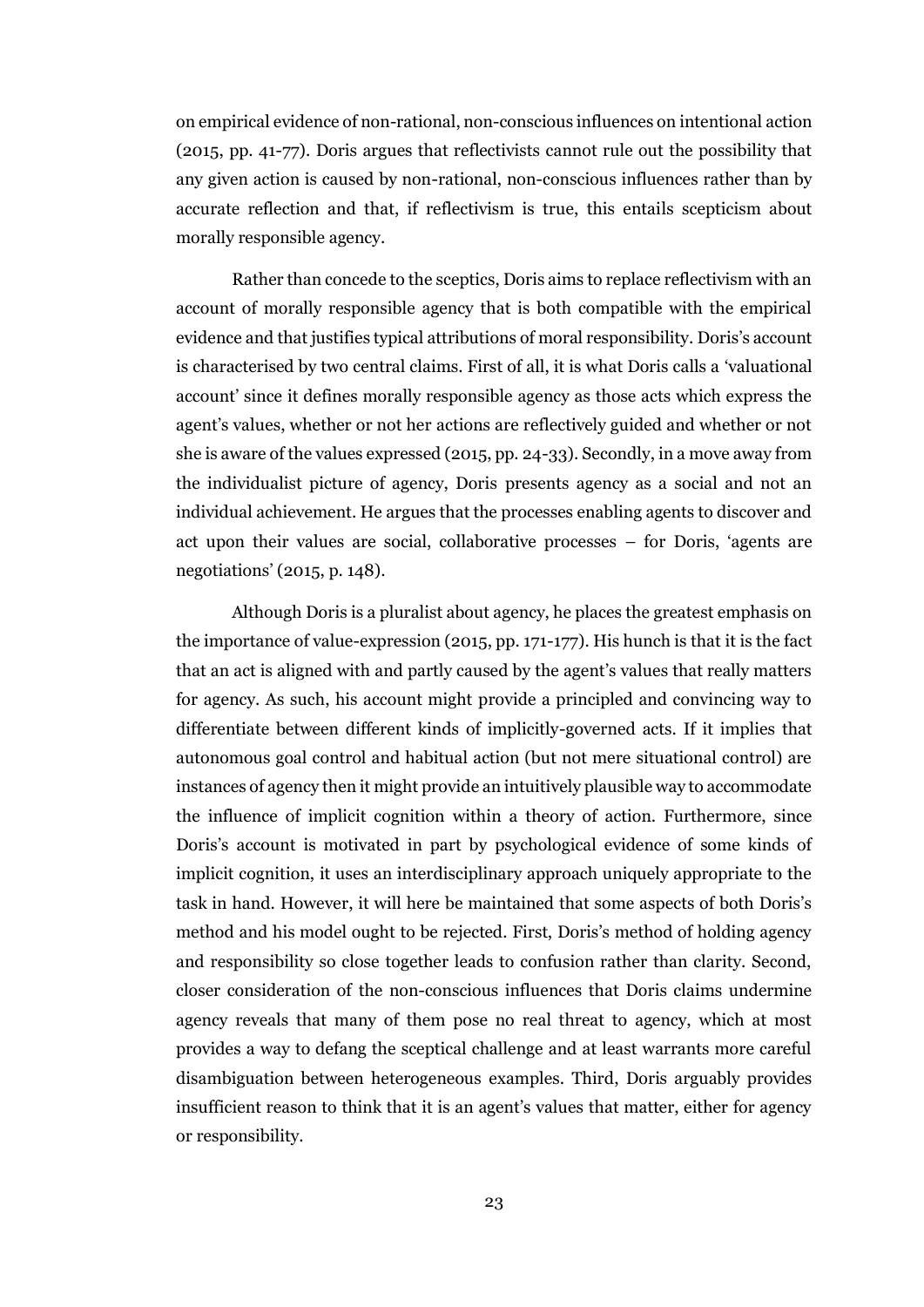on empirical evidence of non-rational, non-conscious influences on intentional action (2015, pp. 41-77). Doris argues that reflectivists cannot rule out the possibility that any given action is caused by non-rational, non-conscious influences rather than by accurate reflection and that, if reflectivism is true, this entails scepticism about morally responsible agency.

Rather than concede to the sceptics, Doris aims to replace reflectivism with an account of morally responsible agency that is both compatible with the empirical evidence and that justifies typical attributions of moral responsibility. Doris's account is characterised by two central claims. First of all, it is what Doris calls a 'valuational account' since it defines morally responsible agency as those acts which express the agent's values, whether or not her actions are reflectively guided and whether or not she is aware of the values expressed (2015, pp. 24-33). Secondly, in a move away from the individualist picture of agency, Doris presents agency as a social and not an individual achievement. He argues that the processes enabling agents to discover and act upon their values are social, collaborative processes – for Doris, 'agents are negotiations' (2015, p. 148).

Although Doris is a pluralist about agency, he places the greatest emphasis on the importance of value-expression (2015, pp. 171-177). His hunch is that it is the fact that an act is aligned with and partly caused by the agent's values that really matters for agency. As such, his account might provide a principled and convincing way to differentiate between different kinds of implicitly-governed acts. If it implies that autonomous goal control and habitual action (but not mere situational control) are instances of agency then it might provide an intuitively plausible way to accommodate the influence of implicit cognition within a theory of action. Furthermore, since Doris's account is motivated in part by psychological evidence of some kinds of implicit cognition, it uses an interdisciplinary approach uniquely appropriate to the task in hand. However, it will here be maintained that some aspects of both Doris's method and his model ought to be rejected. First, Doris's method of holding agency and responsibility so close together leads to confusion rather than clarity. Second, closer consideration of the non-conscious influences that Doris claims undermine agency reveals that many of them pose no real threat to agency, which at most provides a way to defang the sceptical challenge and at least warrants more careful disambiguation between heterogeneous examples. Third, Doris arguably provides insufficient reason to think that it is an agent's values that matter, either for agency or responsibility.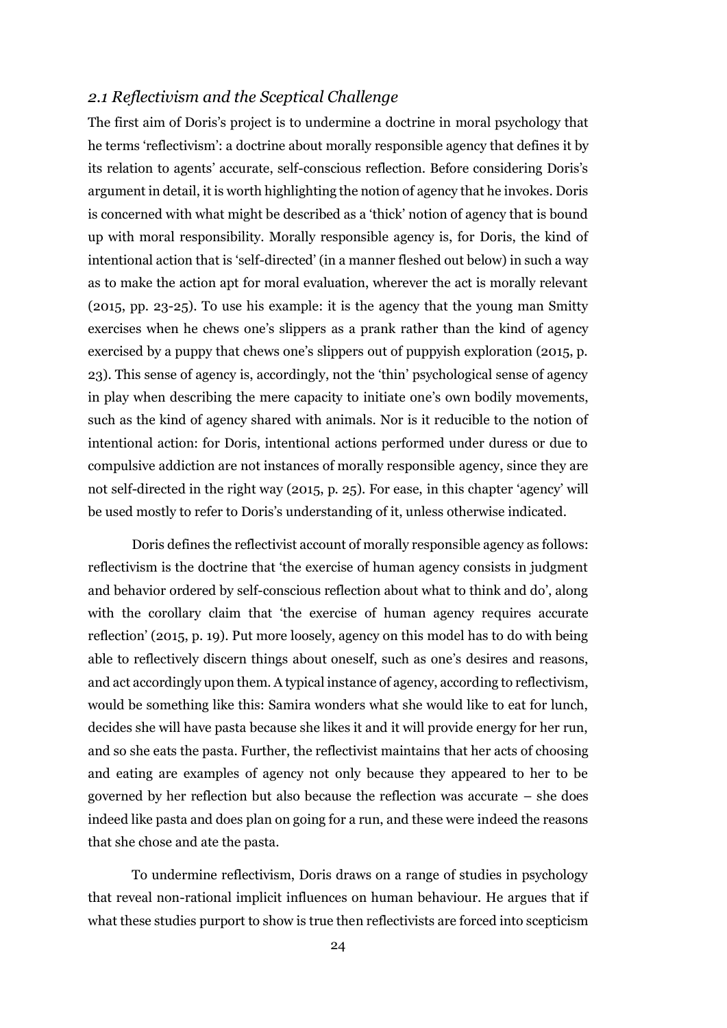### *2.1 Reflectivism and the Sceptical Challenge*

The first aim of Doris's project is to undermine a doctrine in moral psychology that he terms 'reflectivism': a doctrine about morally responsible agency that defines it by its relation to agents' accurate, self-conscious reflection. Before considering Doris's argument in detail, it is worth highlighting the notion of agency that he invokes. Doris is concerned with what might be described as a 'thick' notion of agency that is bound up with moral responsibility. Morally responsible agency is, for Doris, the kind of intentional action that is 'self-directed' (in a manner fleshed out below) in such a way as to make the action apt for moral evaluation, wherever the act is morally relevant (2015, pp. 23-25). To use his example: it is the agency that the young man Smitty exercises when he chews one's slippers as a prank rather than the kind of agency exercised by a puppy that chews one's slippers out of puppyish exploration (2015, p. 23). This sense of agency is, accordingly, not the 'thin' psychological sense of agency in play when describing the mere capacity to initiate one's own bodily movements, such as the kind of agency shared with animals. Nor is it reducible to the notion of intentional action: for Doris, intentional actions performed under duress or due to compulsive addiction are not instances of morally responsible agency, since they are not self-directed in the right way (2015, p. 25). For ease, in this chapter 'agency' will be used mostly to refer to Doris's understanding of it, unless otherwise indicated.

Doris defines the reflectivist account of morally responsible agency as follows: reflectivism is the doctrine that 'the exercise of human agency consists in judgment and behavior ordered by self-conscious reflection about what to think and do', along with the corollary claim that 'the exercise of human agency requires accurate reflection' (2015, p. 19). Put more loosely, agency on this model has to do with being able to reflectively discern things about oneself, such as one's desires and reasons, and act accordingly upon them. A typical instance of agency, according to reflectivism, would be something like this: Samira wonders what she would like to eat for lunch, decides she will have pasta because she likes it and it will provide energy for her run, and so she eats the pasta. Further, the reflectivist maintains that her acts of choosing and eating are examples of agency not only because they appeared to her to be governed by her reflection but also because the reflection was accurate – she does indeed like pasta and does plan on going for a run, and these were indeed the reasons that she chose and ate the pasta.

To undermine reflectivism, Doris draws on a range of studies in psychology that reveal non-rational implicit influences on human behaviour. He argues that if what these studies purport to show is true then reflectivists are forced into scepticism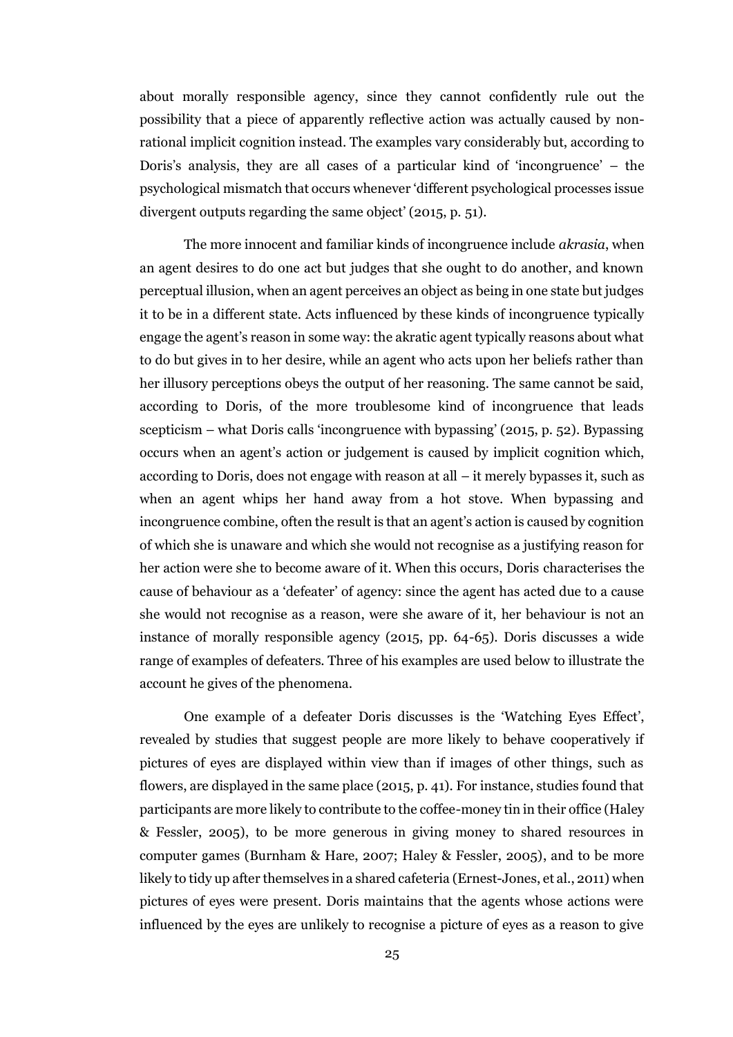about morally responsible agency, since they cannot confidently rule out the possibility that a piece of apparently reflective action was actually caused by non-rational implicit cognition instead. The examples vary considerably but, according to Doris's analysis, they are all cases of a particular kind of 'incongruence' – the psychological mismatch that occurs whenever 'different psychological processes issue divergent outputs regarding the same object' (2015, p. 51).

The more innocent and familiar kinds of incongruence include *akrasia*, when an agent desires to do one act but judges that she ought to do another, and known perceptual illusion, when an agent perceives an object as being in one state but judges it to be in a different state. Acts influenced by these kinds of incongruence typically engage the agent's reason in some way: the akratic agent typically reasons about what to do but gives in to her desire, while an agent who acts upon her beliefs rather than her illusory perceptions obeys the output of her reasoning. The same cannot be said, according to Doris, of the more troublesome kind of incongruence that leads scepticism – what Doris calls 'incongruence with bypassing' (2015, p. 52). Bypassing occurs when an agent's action or judgement is caused by implicit cognition which, according to Doris, does not engage with reason at all – it merely bypasses it, such as when an agent whips her hand away from a hot stove. When bypassing and incongruence combine, often the result is that an agent's action is caused by cognition of which she is unaware and which she would not recognise as a justifying reason for her action were she to become aware of it. When this occurs, Doris characterises the cause of behaviour as a 'defeater' of agency: since the agent has acted due to a cause she would not recognise as a reason, were she aware of it, her behaviour is not an instance of morally responsible agency (2015, pp. 64-65). Doris discusses a wide range of examples of defeaters. Three of his examples are used below to illustrate the account he gives of the phenomena.

One example of a defeater Doris discusses is the 'Watching Eyes Effect', revealed by studies that suggest people are more likely to behave cooperatively if pictures of eyes are displayed within view than if images of other things, such as flowers, are displayed in the same place (2015, p. 41). For instance, studies found that participants are more likely to contribute to the coffee-money tin in their office (Haley & Fessler, 2005), to be more generous in giving money to shared resources in computer games (Burnham & Hare, 2007; Haley & Fessler, 2005), and to be more likely to tidy up after themselves in a shared cafeteria (Ernest-Jones, et al., 2011) when pictures of eyes were present. Doris maintains that the agents whose actions were influenced by the eyes are unlikely to recognise a picture of eyes as a reason to give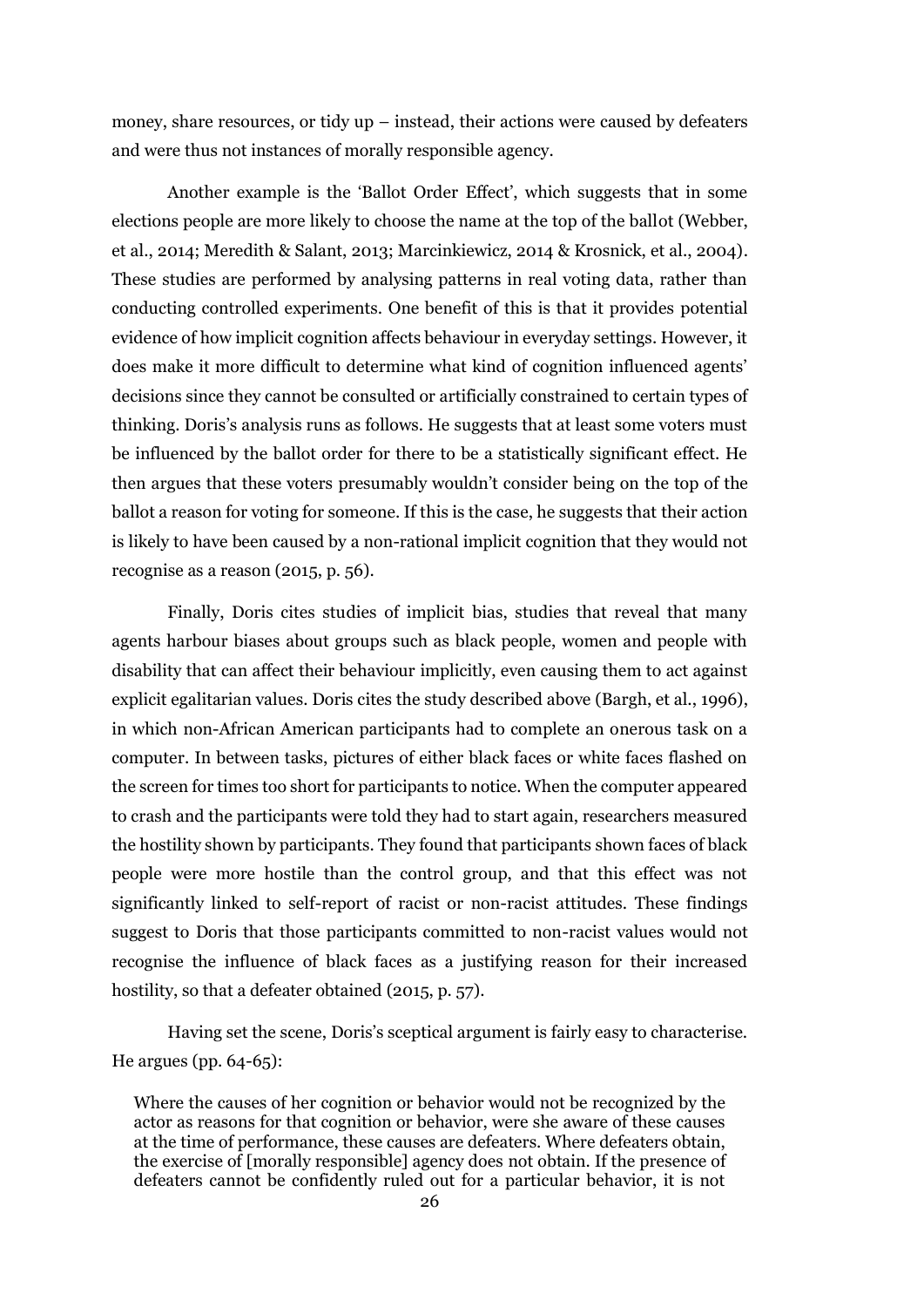money, share resources, or tidy up – instead, their actions were caused by defeaters and were thus not instances of morally responsible agency.

Another example is the 'Ballot Order Effect', which suggests that in some elections people are more likely to choose the name at the top of the ballot (Webber, et al., 2014; Meredith & Salant, 2013; Marcinkiewicz, 2014 & Krosnick, et al., 2004). These studies are performed by analysing patterns in real voting data, rather than conducting controlled experiments. One benefit of this is that it provides potential evidence of how implicit cognition affects behaviour in everyday settings. However, it does make it more difficult to determine what kind of cognition influenced agents' decisions since they cannot be consulted or artificially constrained to certain types of thinking. Doris's analysis runs as follows. He suggests that at least some voters must be influenced by the ballot order for there to be a statistically significant effect. He then argues that these voters presumably wouldn't consider being on the top of the ballot a reason for voting for someone. If this is the case, he suggests that their action is likely to have been caused by a non-rational implicit cognition that they would not recognise as a reason (2015, p. 56).

Finally, Doris cites studies of implicit bias, studies that reveal that many agents harbour biases about groups such as black people, women and people with disability that can affect their behaviour implicitly, even causing them to act against explicit egalitarian values. Doris cites the study described above (Bargh, et al., 1996), in which non-African American participants had to complete an onerous task on a computer. In between tasks, pictures of either black faces or white faces flashed on the screen for times too short for participants to notice. When the computer appeared to crash and the participants were told they had to start again, researchers measured the hostility shown by participants. They found that participants shown faces of black people were more hostile than the control group, and that this effect was not significantly linked to self-report of racist or non-racist attitudes. These findings suggest to Doris that those participants committed to non-racist values would not recognise the influence of black faces as a justifying reason for their increased hostility, so that a defeater obtained (2015, p. 57).

Having set the scene, Doris's sceptical argument is fairly easy to characterise. He argues (pp. 64-65):

> Where the causes of her cognition or behavior would not be recognized by the actor as reasons for that cognition or behavior, were she aware of these causes at the time of performance, these causes are defeaters. Where defeaters obtain, the exercise of [morally responsible] agency does not obtain. If the presence of defeaters cannot be confidently ruled out for a particular behavior, it is not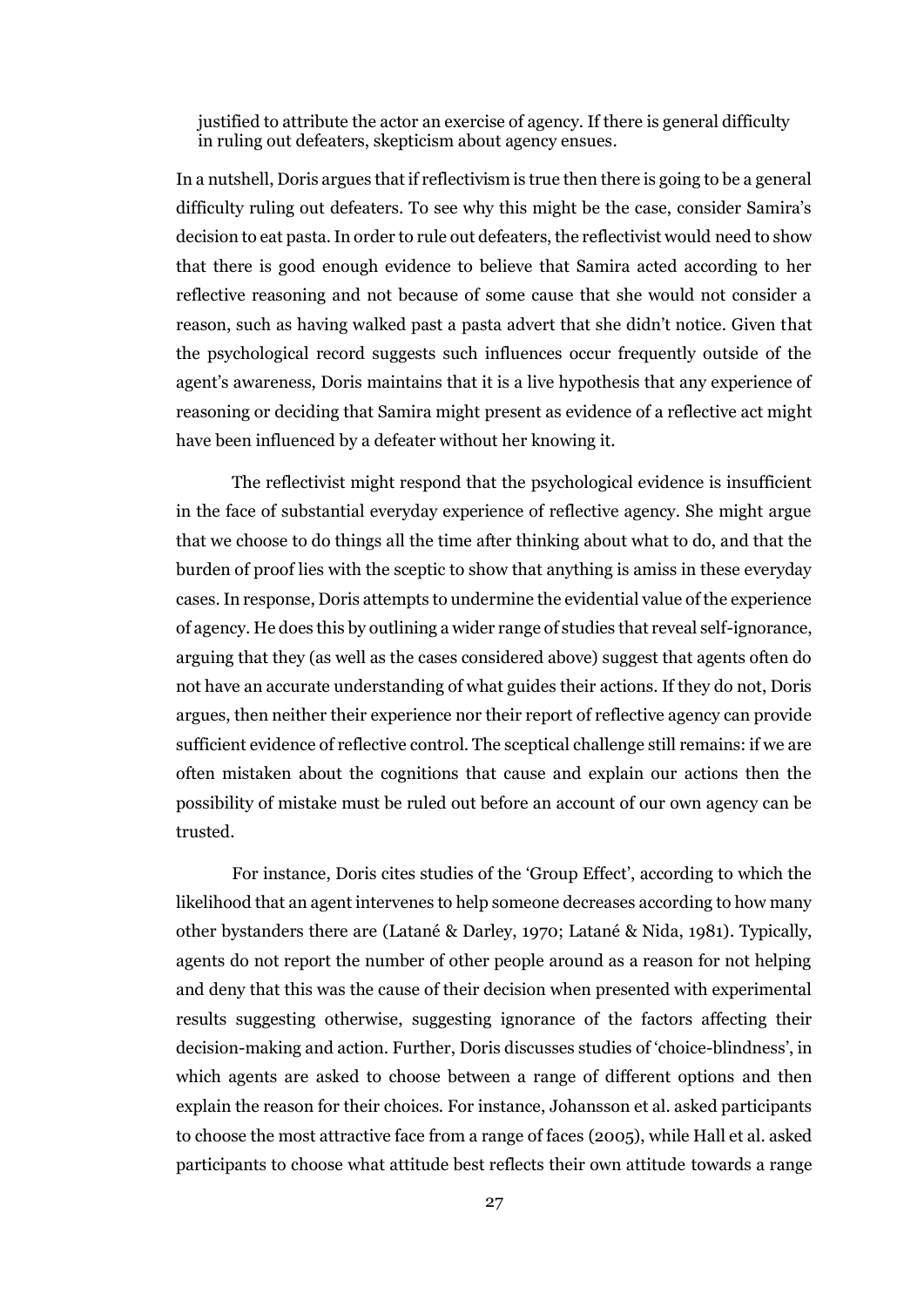justified to attribute the actor an exercise of agency. If there is general difficulty in ruling out defeaters, skepticism about agency ensues.

In a nutshell, Doris argues that if reflectivism is true then there is going to be a general difficulty ruling out defeaters. To see why this might be the case, consider Samira's decision to eat pasta. In order to rule out defeaters, the reflectivist would need to show that there is good enough evidence to believe that Samira acted according to her reflective reasoning and not because of some cause that she would not consider a reason, such as having walked past a pasta advert that she didn't notice. Given that the psychological record suggests such influences occur frequently outside of the agent's awareness, Doris maintains that it is a live hypothesis that any experience of reasoning or deciding that Samira might present as evidence of a reflective act might have been influenced by a defeater without her knowing it.

The reflectivist might respond that the psychological evidence is insufficient in the face of substantial everyday experience of reflective agency. She might argue that we choose to do things all the time after thinking about what to do, and that the burden of proof lies with the sceptic to show that anything is amiss in these everyday cases. In response, Doris attempts to undermine the evidential value of the experience of agency. He does this by outlining a wider range of studies that reveal self-ignorance, arguing that they (as well as the cases considered above) suggest that agents often do not have an accurate understanding of what guides their actions. If they do not, Doris argues, then neither their experience nor their report of reflective agency can provide sufficient evidence of reflective control. The sceptical challenge still remains: if we are often mistaken about the cognitions that cause and explain our actions then the possibility of mistake must be ruled out before an account of our own agency can be trusted.

For instance, Doris cites studies of the 'Group Effect', according to which the likelihood that an agent intervenes to help someone decreases according to how many other bystanders there are (Latané & Darley, 1970; Latané & Nida, 1981). Typically, agents do not report the number of other people around as a reason for not helping and deny that this was the cause of their decision when presented with experimental results suggesting otherwise, suggesting ignorance of the factors affecting their decision-making and action. Further, Doris discusses studies of 'choice-blindness', in which agents are asked to choose between a range of different options and then explain the reason for their choices. For instance, Johansson et al. asked participants to choose the most attractive face from a range of faces (2005), while Hall et al. asked participants to choose what attitude best reflects their own attitude towards a range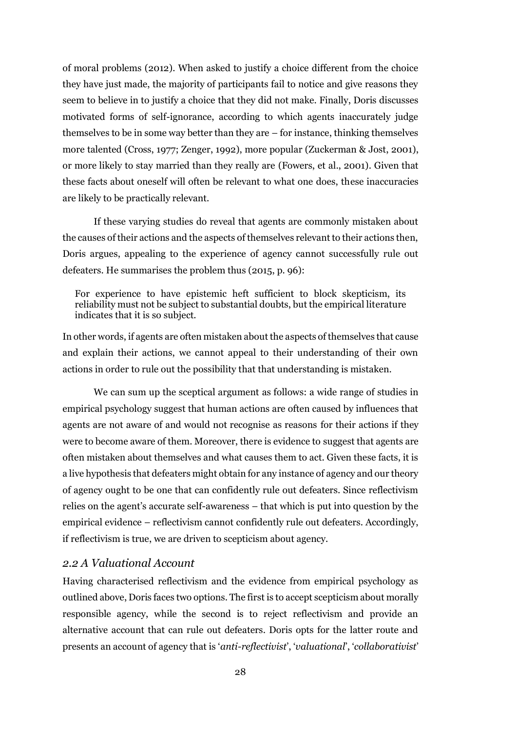of moral problems (2012). When asked to justify a choice different from the choice they have just made, the majority of participants fail to notice and give reasons they seem to believe in to justify a choice that they did not make. Finally, Doris discusses motivated forms of self-ignorance, according to which agents inaccurately judge themselves to be in some way better than they are – for instance, thinking themselves more talented (Cross, 1977; Zenger, 1992), more popular (Zuckerman & Jost, 2001), or more likely to stay married than they really are (Fowers, et al., 2001). Given that these facts about oneself will often be relevant to what one does, these inaccuracies are likely to be practically relevant.

If these varying studies do reveal that agents are commonly mistaken about the causes of their actions and the aspects of themselves relevant to their actions then, Doris argues, appealing to the experience of agency cannot successfully rule out defeaters. He summarises the problem thus (2015, p. 96):

> For experience to have epistemic heft sufficient to block skepticism, its reliability must not be subject to substantial doubts, but the empirical literature indicates that it is so subject.

In other words, if agents are often mistaken about the aspects of themselves that cause and explain their actions, we cannot appeal to their understanding of their own actions in order to rule out the possibility that that understanding is mistaken.

We can sum up the sceptical argument as follows: a wide range of studies in empirical psychology suggest that human actions are often caused by influences that agents are not aware of and would not recognise as reasons for their actions if they were to become aware of them. Moreover, there is evidence to suggest that agents are often mistaken about themselves and what causes them to act. Given these facts, it is a live hypothesis that defeaters might obtain for any instance of agency and our theory of agency ought to be one that can confidently rule out defeaters. Since reflectivism relies on the agent's accurate self-awareness – that which is put into question by the empirical evidence – reflectivism cannot confidently rule out defeaters. Accordingly, if reflectivism is true, we are driven to scepticism about agency.

### *2.2 A Valuational Account*

Having characterised reflectivism and the evidence from empirical psychology as outlined above, Doris faces two options. The first is to accept scepticism about morally responsible agency, while the second is to reject reflectivism and provide an alternative account that can rule out defeaters. Doris opts for the latter route and presents an account of agency that is '*anti-reflectivist*', '*valuational*', '*collaborativist*'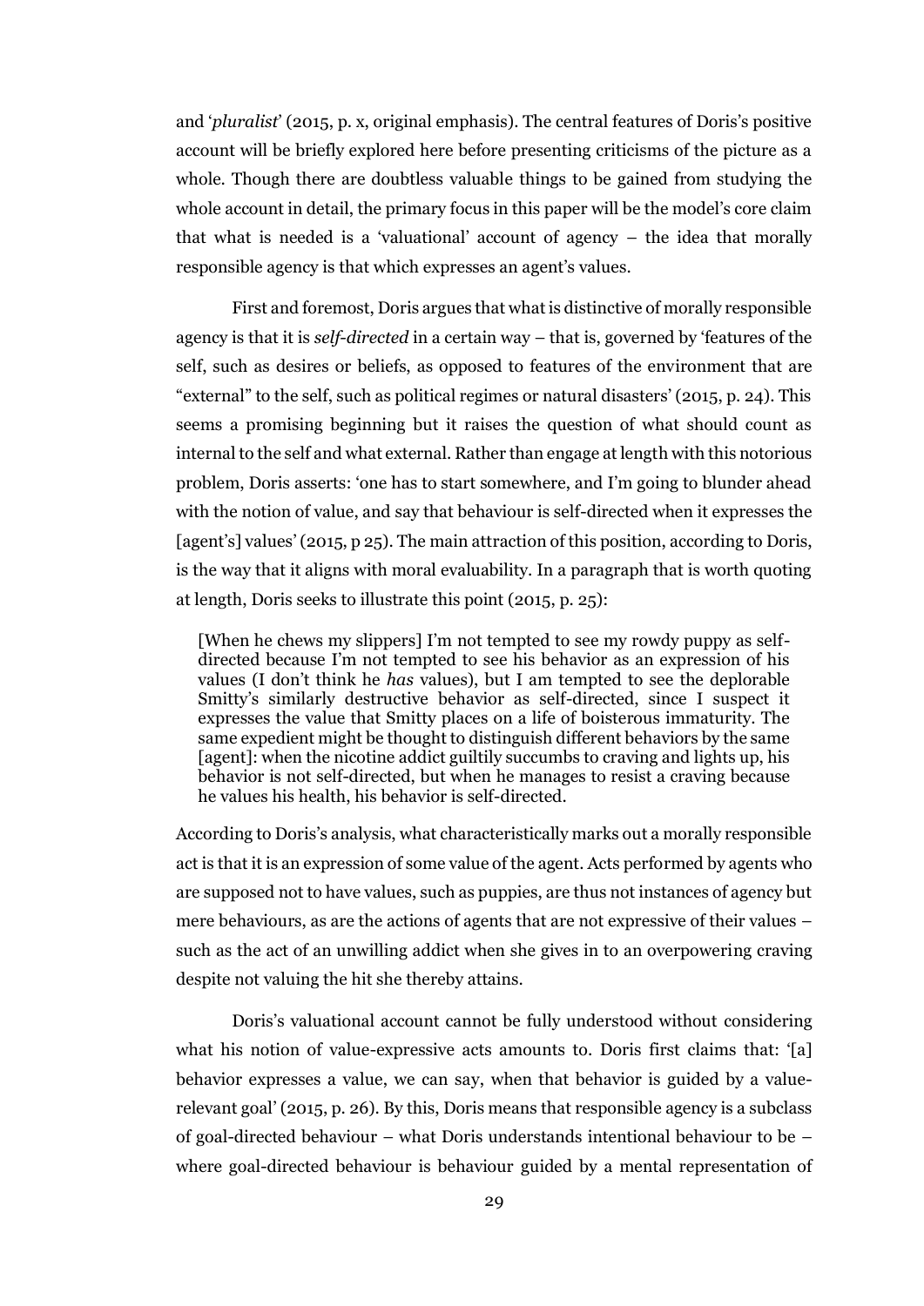and '*pluralist*' (2015, p. x, original emphasis). The central features of Doris's positive account will be briefly explored here before presenting criticisms of the picture as a whole. Though there are doubtless valuable things to be gained from studying the whole account in detail, the primary focus in this paper will be the model's core claim that what is needed is a 'valuational' account of agency – the idea that morally responsible agency is that which expresses an agent's values.

First and foremost, Doris argues that what is distinctive of morally responsible agency is that it is *self-directed* in a certain way – that is, governed by 'features of the self, such as desires or beliefs, as opposed to features of the environment that are "external" to the self, such as political regimes or natural disasters' (2015, p. 24). This seems a promising beginning but it raises the question of what should count as internal to the self and what external. Rather than engage at length with this notorious problem, Doris asserts: 'one has to start somewhere, and I'm going to blunder ahead with the notion of value, and say that behaviour is self-directed when it expresses the [agent's] values' (2015, p 25). The main attraction of this position, according to Doris, is the way that it aligns with moral evaluability. In a paragraph that is worth quoting at length, Doris seeks to illustrate this point (2015, p. 25):

> [When he chews my slippers] I'm not tempted to see my rowdy puppy as self-directed because I'm not tempted to see his behavior as an expression of his values (I don't think he *has* values), but I am tempted to see the deplorable Smitty's similarly destructive behavior as self-directed, since I suspect it expresses the value that Smitty places on a life of boisterous immaturity. The same expedient might be thought to distinguish different behaviors by the same [agent]: when the nicotine addict guiltily succumbs to craving and lights up, his behavior is not self-directed, but when he manages to resist a craving because he values his health, his behavior is self-directed.

According to Doris's analysis, what characteristically marks out a morally responsible act is that it is an expression of some value of the agent. Acts performed by agents who are supposed not to have values, such as puppies, are thus not instances of agency but mere behaviours, as are the actions of agents that are not expressive of their values – such as the act of an unwilling addict when she gives in to an overpowering craving despite not valuing the hit she thereby attains.

Doris's valuational account cannot be fully understood without considering what his notion of value-expressive acts amounts to. Doris first claims that: '[a] behavior expresses a value, we can say, when that behavior is guided by a value-relevant goal' (2015, p. 26). By this, Doris means that responsible agency is a subclass of goal-directed behaviour – what Doris understands intentional behaviour to be – where goal-directed behaviour is behaviour guided by a mental representation of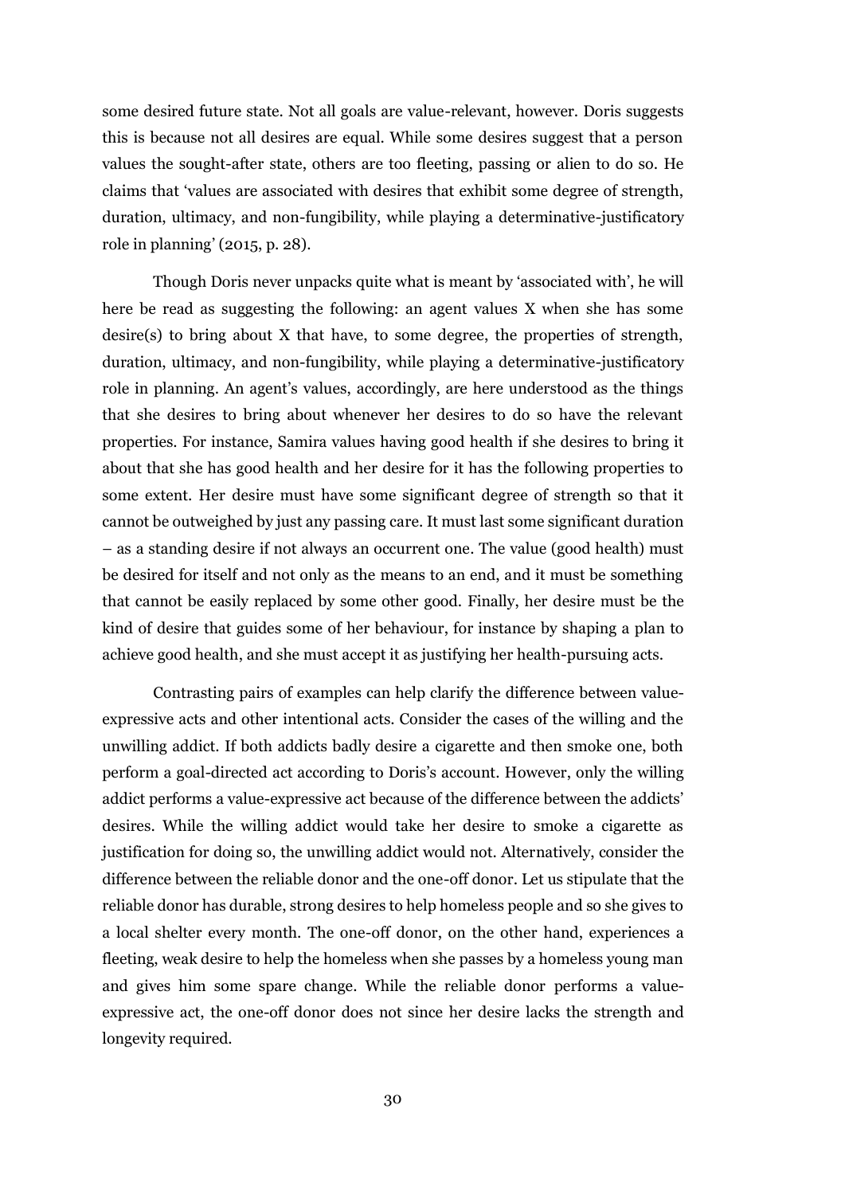some desired future state. Not all goals are value-relevant, however. Doris suggests this is because not all desires are equal. While some desires suggest that a person values the sought-after state, others are too fleeting, passing or alien to do so. He claims that 'values are associated with desires that exhibit some degree of strength, duration, ultimacy, and non-fungibility, while playing a determinative-justificatory role in planning' (2015, p. 28).

Though Doris never unpacks quite what is meant by 'associated with', he will here be read as suggesting the following: an agent values X when she has some desire(s) to bring about X that have, to some degree, the properties of strength, duration, ultimacy, and non-fungibility, while playing a determinative-justificatory role in planning. An agent's values, accordingly, are here understood as the things that she desires to bring about whenever her desires to do so have the relevant properties. For instance, Samira values having good health if she desires to bring it about that she has good health and her desire for it has the following properties to some extent. Her desire must have some significant degree of strength so that it cannot be outweighed by just any passing care. It must last some significant duration – as a standing desire if not always an occurrent one. The value (good health) must be desired for itself and not only as the means to an end, and it must be something that cannot be easily replaced by some other good. Finally, her desire must be the kind of desire that guides some of her behaviour, for instance by shaping a plan to achieve good health, and she must accept it as justifying her health-pursuing acts.

Contrasting pairs of examples can help clarify the difference between value-expressive acts and other intentional acts. Consider the cases of the willing and the unwilling addict. If both addicts badly desire a cigarette and then smoke one, both perform a goal-directed act according to Doris's account. However, only the willing addict performs a value-expressive act because of the difference between the addicts' desires. While the willing addict would take her desire to smoke a cigarette as justification for doing so, the unwilling addict would not. Alternatively, consider the difference between the reliable donor and the one-off donor. Let us stipulate that the reliable donor has durable, strong desires to help homeless people and so she gives to a local shelter every month. The one-off donor, on the other hand, experiences a fleeting, weak desire to help the homeless when she passes by a homeless young man and gives him some spare change. While the reliable donor performs a value-expressive act, the one-off donor does not since her desire lacks the strength and longevity required.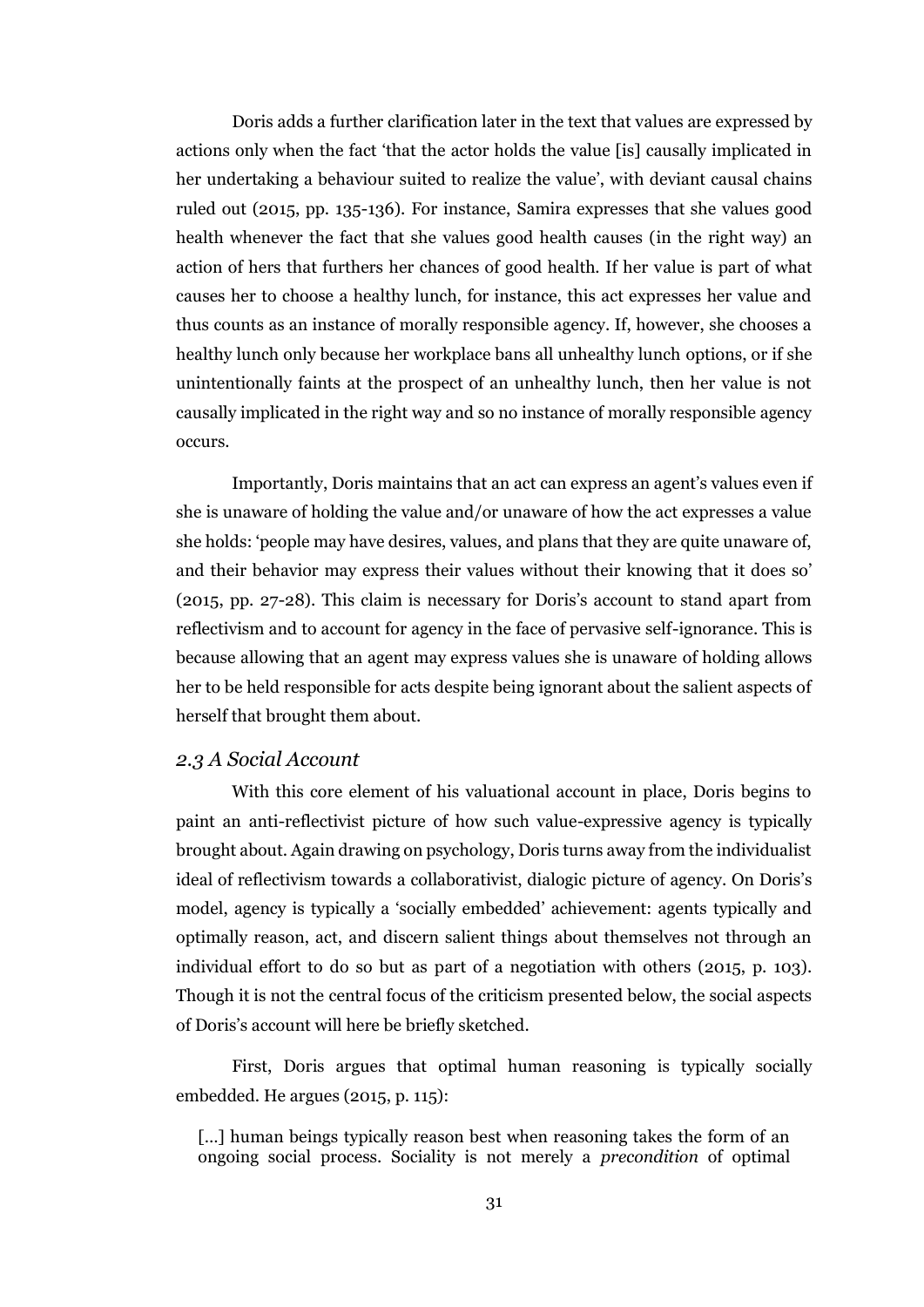Doris adds a further clarification later in the text that values are expressed by actions only when the fact 'that the actor holds the value [is] causally implicated in her undertaking a behaviour suited to realize the value', with deviant causal chains ruled out (2015, pp. 135-136). For instance, Samira expresses that she values good health whenever the fact that she values good health causes (in the right way) an action of hers that furthers her chances of good health. If her value is part of what causes her to choose a healthy lunch, for instance, this act expresses her value and thus counts as an instance of morally responsible agency. If, however, she chooses a healthy lunch only because her workplace bans all unhealthy lunch options, or if she unintentionally faints at the prospect of an unhealthy lunch, then her value is not causally implicated in the right way and so no instance of morally responsible agency occurs.

Importantly, Doris maintains that an act can express an agent's values even if she is unaware of holding the value and/or unaware of how the act expresses a value she holds: 'people may have desires, values, and plans that they are quite unaware of, and their behavior may express their values without their knowing that it does so' (2015, pp. 27-28). This claim is necessary for Doris's account to stand apart from reflectivism and to account for agency in the face of pervasive self-ignorance. This is because allowing that an agent may express values she is unaware of holding allows her to be held responsible for acts despite being ignorant about the salient aspects of herself that brought them about.

### *2.3 A Social Account*

With this core element of his valuational account in place, Doris begins to paint an anti-reflectivist picture of how such value-expressive agency is typically brought about. Again drawing on psychology, Doris turns away from the individualist ideal of reflectivism towards a collaborativist, dialogic picture of agency. On Doris's model, agency is typically a 'socially embedded' achievement: agents typically and optimally reason, act, and discern salient things about themselves not through an individual effort to do so but as part of a negotiation with others (2015, p. 103). Though it is not the central focus of the criticism presented below, the social aspects of Doris's account will here be briefly sketched.

First, Doris argues that optimal human reasoning is typically socially embedded. He argues (2015, p. 115):

> [...] human beings typically reason best when reasoning takes the form of an ongoing social process. Sociality is not merely a *precondition* of optimal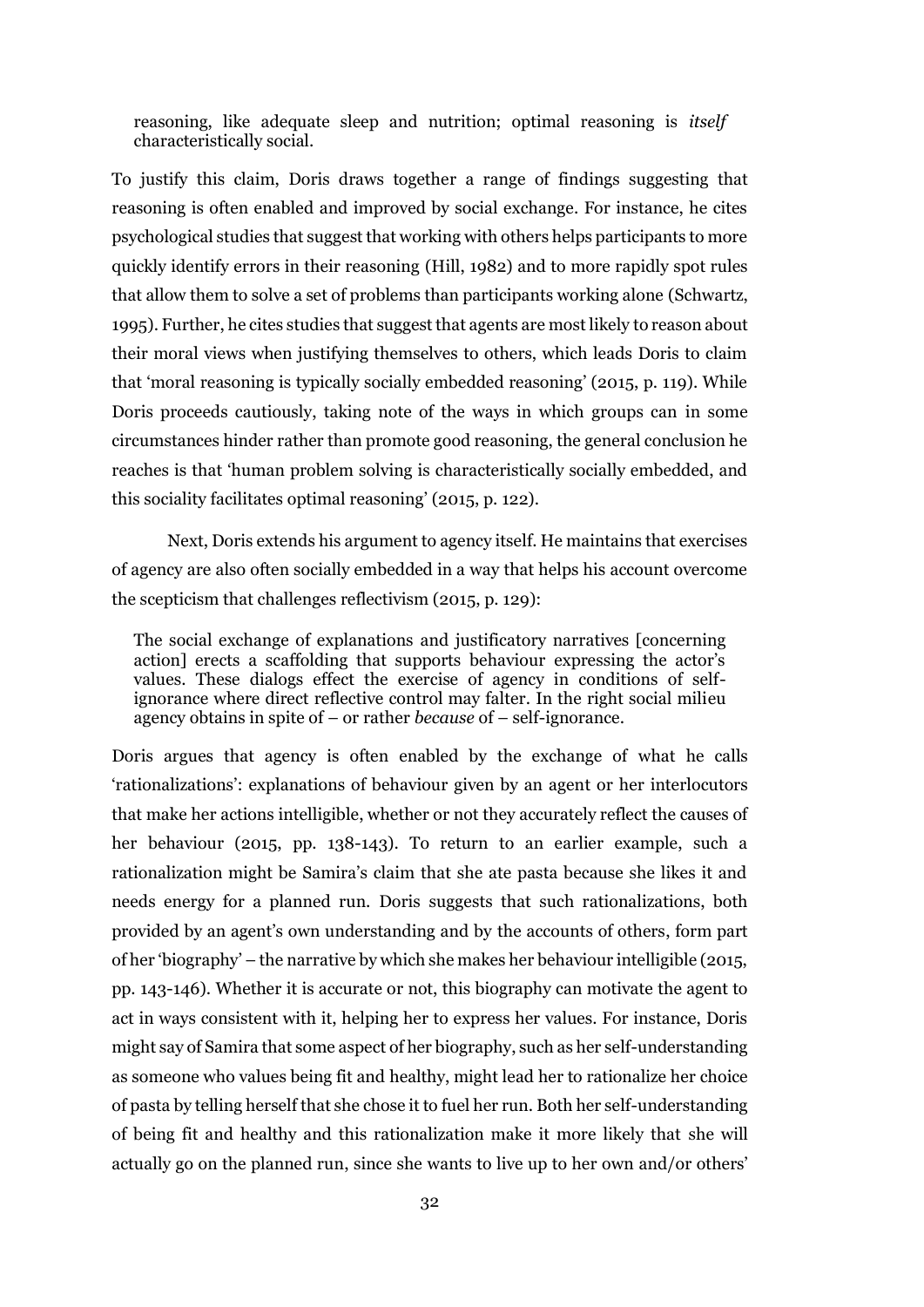> reasoning, like adequate sleep and nutrition; optimal reasoning is *itself* characteristically social.

To justify this claim, Doris draws together a range of findings suggesting that reasoning is often enabled and improved by social exchange. For instance, he cites psychological studies that suggest that working with others helps participants to more quickly identify errors in their reasoning (Hill, 1982) and to more rapidly spot rules that allow them to solve a set of problems than participants working alone (Schwartz, 1995). Further, he cites studies that suggest that agents are most likely to reason about their moral views when justifying themselves to others, which leads Doris to claim that 'moral reasoning is typically socially embedded reasoning' (2015, p. 119). While Doris proceeds cautiously, taking note of the ways in which groups can in some circumstances hinder rather than promote good reasoning, the general conclusion he reaches is that 'human problem solving is characteristically socially embedded, and this sociality facilitates optimal reasoning' (2015, p. 122).

Next, Doris extends his argument to agency itself. He maintains that exercises of agency are also often socially embedded in a way that helps his account overcome the scepticism that challenges reflectivism (2015, p. 129):

> The social exchange of explanations and justificatory narratives [concerning action] erects a scaffolding that supports behaviour expressing the actor's values. These dialogs effect the exercise of agency in conditions of self-ignorance where direct reflective control may falter. In the right social milieu agency obtains in spite of – or rather *because* of – self-ignorance.

Doris argues that agency is often enabled by the exchange of what he calls 'rationalizations': explanations of behaviour given by an agent or her interlocutors that make her actions intelligible, whether or not they accurately reflect the causes of her behaviour (2015, pp. 138-143). To return to an earlier example, such a rationalization might be Samira's claim that she ate pasta because she likes it and needs energy for a planned run. Doris suggests that such rationalizations, both provided by an agent's own understanding and by the accounts of others, form part of her 'biography' – the narrative by which she makes her behaviour intelligible (2015, pp. 143-146). Whether it is accurate or not, this biography can motivate the agent to act in ways consistent with it, helping her to express her values. For instance, Doris might say of Samira that some aspect of her biography, such as her self-understanding as someone who values being fit and healthy, might lead her to rationalize her choice of pasta by telling herself that she chose it to fuel her run. Both her self-understanding of being fit and healthy and this rationalization make it more likely that she will actually go on the planned run, since she wants to live up to her own and/or others'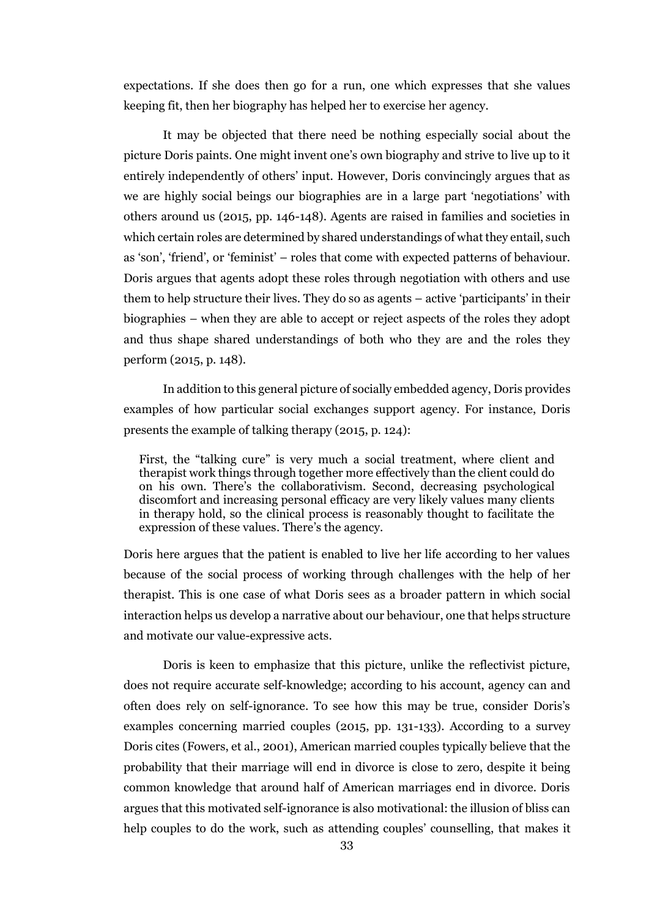expectations. If she does then go for a run, one which expresses that she values keeping fit, then her biography has helped her to exercise her agency.

It may be objected that there need be nothing especially social about the picture Doris paints. One might invent one's own biography and strive to live up to it entirely independently of others' input. However, Doris convincingly argues that as we are highly social beings our biographies are in a large part 'negotiations' with others around us (2015, pp. 146-148). Agents are raised in families and societies in which certain roles are determined by shared understandings of what they entail, such as 'son', 'friend', or 'feminist' – roles that come with expected patterns of behaviour. Doris argues that agents adopt these roles through negotiation with others and use them to help structure their lives. They do so as agents – active 'participants' in their biographies – when they are able to accept or reject aspects of the roles they adopt and thus shape shared understandings of both who they are and the roles they perform (2015, p. 148).

In addition to this general picture of socially embedded agency, Doris provides examples of how particular social exchanges support agency. For instance, Doris presents the example of talking therapy (2015, p. 124):

> First, the "talking cure" is very much a social treatment, where client and therapist work things through together more effectively than the client could do on his own. There's the collaborativism. Second, decreasing psychological discomfort and increasing personal efficacy are very likely values many clients in therapy hold, so the clinical process is reasonably thought to facilitate the expression of these values. There's the agency.

Doris here argues that the patient is enabled to live her life according to her values because of the social process of working through challenges with the help of her therapist. This is one case of what Doris sees as a broader pattern in which social interaction helps us develop a narrative about our behaviour, one that helps structure and motivate our value-expressive acts.

Doris is keen to emphasize that this picture, unlike the reflectivist picture, does not require accurate self-knowledge; according to his account, agency can and often does rely on self-ignorance. To see how this may be true, consider Doris's examples concerning married couples (2015, pp. 131-133). According to a survey Doris cites (Fowers, et al., 2001), American married couples typically believe that the probability that their marriage will end in divorce is close to zero, despite it being common knowledge that around half of American marriages end in divorce. Doris argues that this motivated self-ignorance is also motivational: the illusion of bliss can help couples to do the work, such as attending couples' counselling, that makes it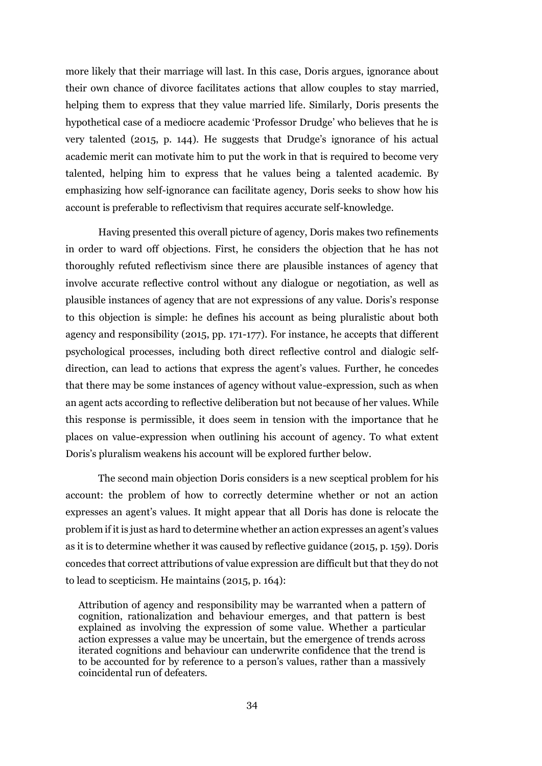more likely that their marriage will last. In this case, Doris argues, ignorance about their own chance of divorce facilitates actions that allow couples to stay married, helping them to express that they value married life. Similarly, Doris presents the hypothetical case of a mediocre academic 'Professor Drudge' who believes that he is very talented (2015, p. 144). He suggests that Drudge's ignorance of his actual academic merit can motivate him to put the work in that is required to become very talented, helping him to express that he values being a talented academic. By emphasizing how self-ignorance can facilitate agency, Doris seeks to show how his account is preferable to reflectivism that requires accurate self-knowledge.

Having presented this overall picture of agency, Doris makes two refinements in order to ward off objections. First, he considers the objection that he has not thoroughly refuted reflectivism since there are plausible instances of agency that involve accurate reflective control without any dialogue or negotiation, as well as plausible instances of agency that are not expressions of any value. Doris's response to this objection is simple: he defines his account as being pluralistic about both agency and responsibility (2015, pp. 171-177). For instance, he accepts that different psychological processes, including both direct reflective control and dialogic self-direction, can lead to actions that express the agent's values. Further, he concedes that there may be some instances of agency without value-expression, such as when an agent acts according to reflective deliberation but not because of her values. While this response is permissible, it does seem in tension with the importance that he places on value-expression when outlining his account of agency. To what extent Doris's pluralism weakens his account will be explored further below.

The second main objection Doris considers is a new sceptical problem for his account: the problem of how to correctly determine whether or not an action expresses an agent's values. It might appear that all Doris has done is relocate the problem if it is just as hard to determine whether an action expresses an agent's values as it is to determine whether it was caused by reflective guidance (2015, p. 159). Doris concedes that correct attributions of value expression are difficult but that they do not to lead to scepticism. He maintains (2015, p. 164):

> Attribution of agency and responsibility may be warranted when a pattern of cognition, rationalization and behaviour emerges, and that pattern is best explained as involving the expression of some value. Whether a particular action expresses a value may be uncertain, but the emergence of trends across iterated cognitions and behaviour can underwrite confidence that the trend is to be accounted for by reference to a person's values, rather than a massively coincidental run of defeaters.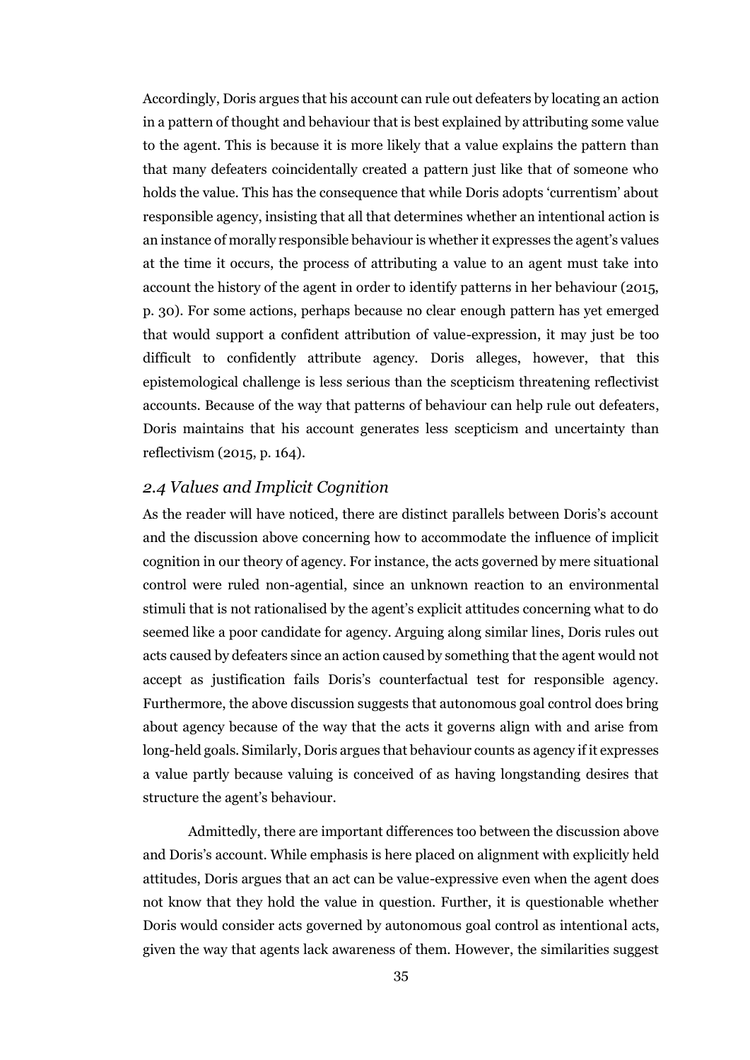Accordingly, Doris argues that his account can rule out defeaters by locating an action in a pattern of thought and behaviour that is best explained by attributing some value to the agent. This is because it is more likely that a value explains the pattern than that many defeaters coincidentally created a pattern just like that of someone who holds the value. This has the consequence that while Doris adopts 'currentism' about responsible agency, insisting that all that determines whether an intentional action is an instance of morally responsible behaviour is whether it expresses the agent's values at the time it occurs, the process of attributing a value to an agent must take into account the history of the agent in order to identify patterns in her behaviour (2015, p. 30). For some actions, perhaps because no clear enough pattern has yet emerged that would support a confident attribution of value-expression, it may just be too difficult to confidently attribute agency. Doris alleges, however, that this epistemological challenge is less serious than the scepticism threatening reflectivist accounts. Because of the way that patterns of behaviour can help rule out defeaters, Doris maintains that his account generates less scepticism and uncertainty than reflectivism (2015, p. 164).

### *2.4 Values and Implicit Cognition*

As the reader will have noticed, there are distinct parallels between Doris's account and the discussion above concerning how to accommodate the influence of implicit cognition in our theory of agency. For instance, the acts governed by mere situational control were ruled non-agential, since an unknown reaction to an environmental stimuli that is not rationalised by the agent's explicit attitudes concerning what to do seemed like a poor candidate for agency. Arguing along similar lines, Doris rules out acts caused by defeaters since an action caused by something that the agent would not accept as justification fails Doris's counterfactual test for responsible agency. Furthermore, the above discussion suggests that autonomous goal control does bring about agency because of the way that the acts it governs align with and arise from long-held goals. Similarly, Doris argues that behaviour counts as agency if it expresses a value partly because valuing is conceived of as having longstanding desires that structure the agent's behaviour.

Admittedly, there are important differences too between the discussion above and Doris's account. While emphasis is here placed on alignment with explicitly held attitudes, Doris argues that an act can be value-expressive even when the agent does not know that they hold the value in question. Further, it is questionable whether Doris would consider acts governed by autonomous goal control as intentional acts, given the way that agents lack awareness of them. However, the similarities suggest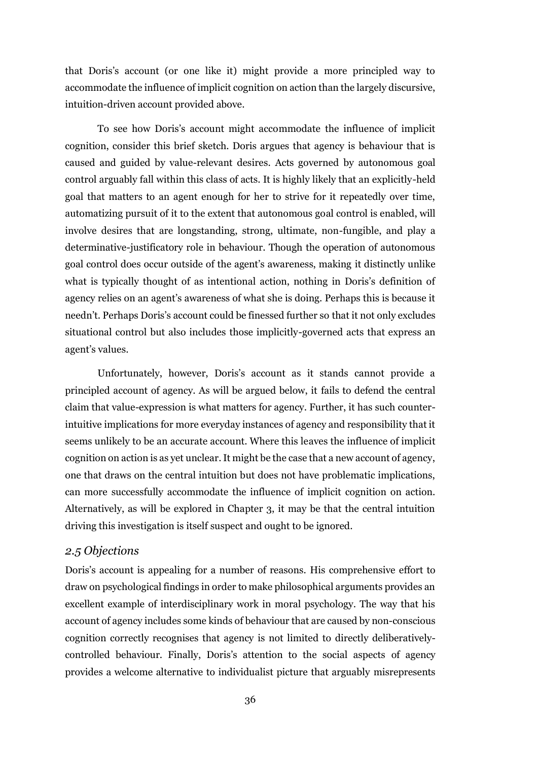that Doris's account (or one like it) might provide a more principled way to accommodate the influence of implicit cognition on action than the largely discursive, intuition-driven account provided above.

To see how Doris's account might accommodate the influence of implicit cognition, consider this brief sketch. Doris argues that agency is behaviour that is caused and guided by value-relevant desires. Acts governed by autonomous goal control arguably fall within this class of acts. It is highly likely that an explicitly-held goal that matters to an agent enough for her to strive for it repeatedly over time, automatizing pursuit of it to the extent that autonomous goal control is enabled, will involve desires that are longstanding, strong, ultimate, non-fungible, and play a determinative-justificatory role in behaviour. Though the operation of autonomous goal control does occur outside of the agent's awareness, making it distinctly unlike what is typically thought of as intentional action, nothing in Doris's definition of agency relies on an agent's awareness of what she is doing. Perhaps this is because it needn't. Perhaps Doris's account could be finessed further so that it not only excludes situational control but also includes those implicitly-governed acts that express an agent's values.

Unfortunately, however, Doris's account as it stands cannot provide a principled account of agency. As will be argued below, it fails to defend the central claim that value-expression is what matters for agency. Further, it has such counter-intuitive implications for more everyday instances of agency and responsibility that it seems unlikely to be an accurate account. Where this leaves the influence of implicit cognition on action is as yet unclear. It might be the case that a new account of agency, one that draws on the central intuition but does not have problematic implications, can more successfully accommodate the influence of implicit cognition on action. Alternatively, as will be explored in Chapter 3, it may be that the central intuition driving this investigation is itself suspect and ought to be ignored.

## *2.5 Objections*

Doris's account is appealing for a number of reasons. His comprehensive effort to draw on psychological findings in order to make philosophical arguments provides an excellent example of interdisciplinary work in moral psychology. The way that his account of agency includes some kinds of behaviour that are caused by non-conscious cognition correctly recognises that agency is not limited to directly deliberatively-controlled behaviour. Finally, Doris's attention to the social aspects of agency provides a welcome alternative to individualist picture that arguably misrepresents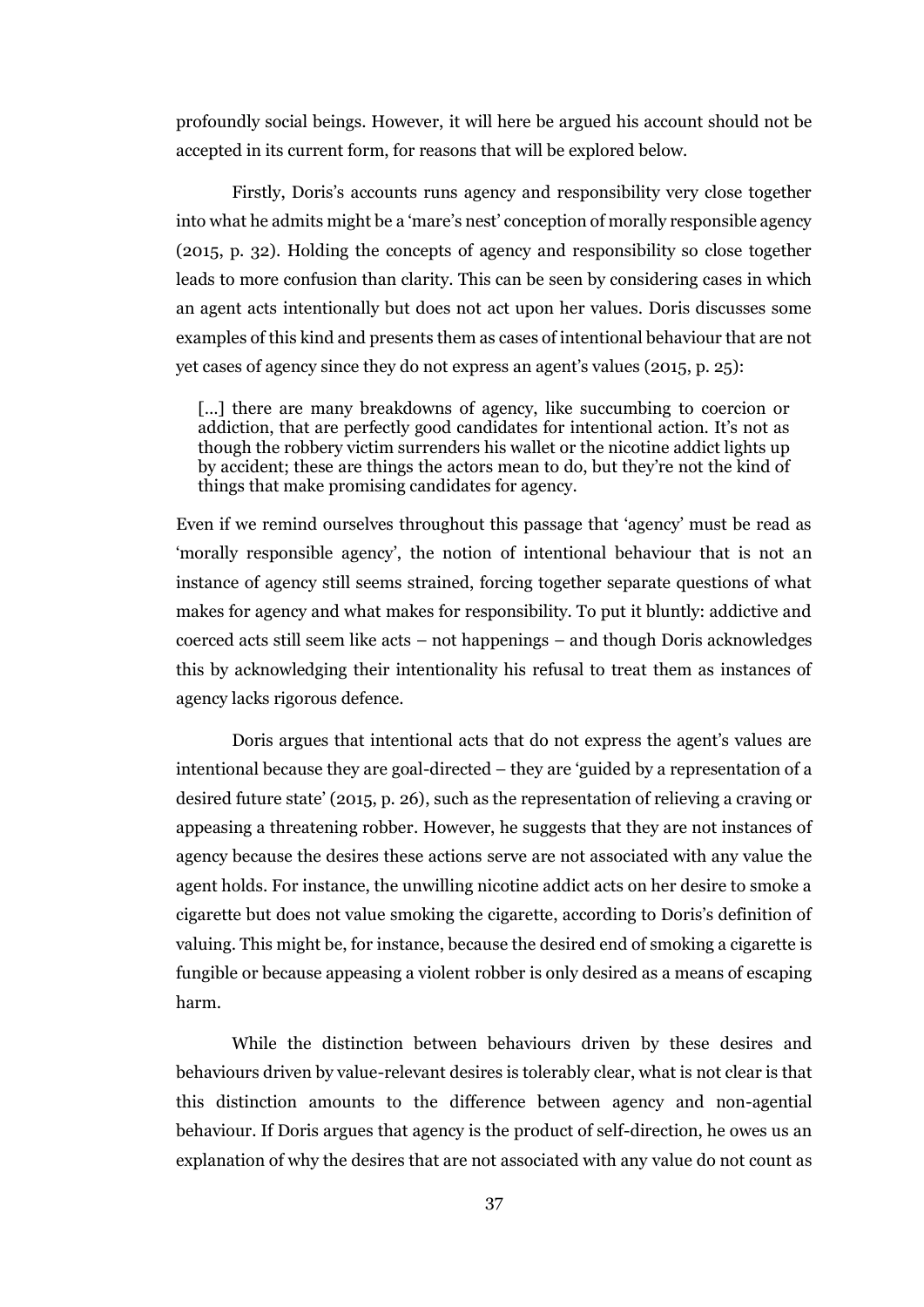profoundly social beings. However, it will here be argued his account should not be accepted in its current form, for reasons that will be explored below.

Firstly, Doris's accounts runs agency and responsibility very close together into what he admits might be a 'mare's nest' conception of morally responsible agency (2015, p. 32). Holding the concepts of agency and responsibility so close together leads to more confusion than clarity. This can be seen by considering cases in which an agent acts intentionally but does not act upon her values. Doris discusses some examples of this kind and presents them as cases of intentional behaviour that are not yet cases of agency since they do not express an agent's values (2015, p. 25):

> [...] there are many breakdowns of agency, like succumbing to coercion or addiction, that are perfectly good candidates for intentional action. It's not as though the robbery victim surrenders his wallet or the nicotine addict lights up by accident; these are things the actors mean to do, but they're not the kind of things that make promising candidates for agency.

Even if we remind ourselves throughout this passage that 'agency' must be read as 'morally responsible agency', the notion of intentional behaviour that is not an instance of agency still seems strained, forcing together separate questions of what makes for agency and what makes for responsibility. To put it bluntly: addictive and coerced acts still seem like acts – not happenings – and though Doris acknowledges this by acknowledging their intentionality his refusal to treat them as instances of agency lacks rigorous defence.

Doris argues that intentional acts that do not express the agent's values are intentional because they are goal-directed – they are 'guided by a representation of a desired future state' (2015, p. 26), such as the representation of relieving a craving or appeasing a threatening robber. However, he suggests that they are not instances of agency because the desires these actions serve are not associated with any value the agent holds. For instance, the unwilling nicotine addict acts on her desire to smoke a cigarette but does not value smoking the cigarette, according to Doris's definition of valuing. This might be, for instance, because the desired end of smoking a cigarette is fungible or because appeasing a violent robber is only desired as a means of escaping harm.

While the distinction between behaviours driven by these desires and behaviours driven by value-relevant desires is tolerably clear, what is not clear is that this distinction amounts to the difference between agency and non-agential behaviour. If Doris argues that agency is the product of self-direction, he owes us an explanation of why the desires that are not associated with any value do not count as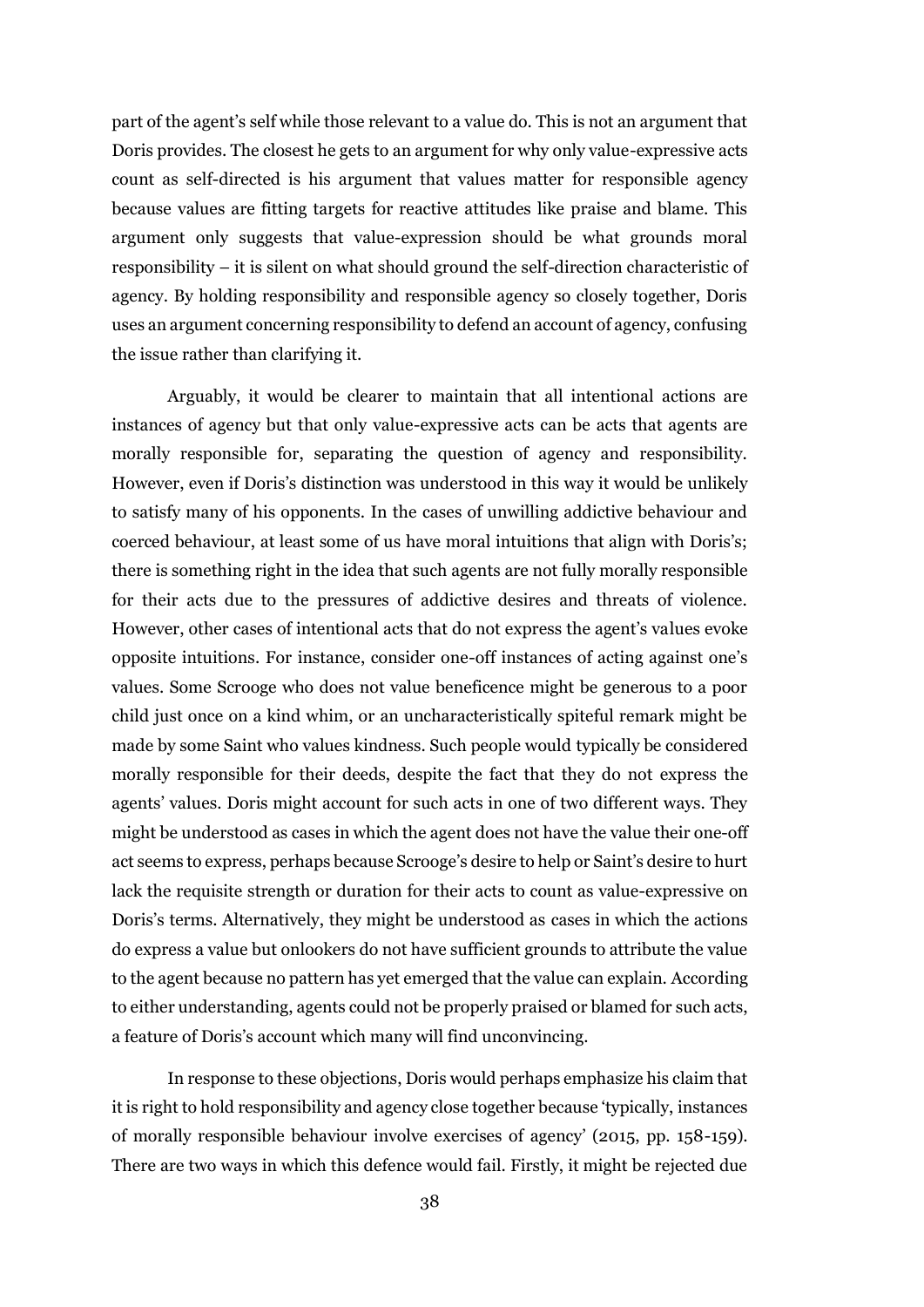part of the agent's self while those relevant to a value do. This is not an argument that Doris provides. The closest he gets to an argument for why only value-expressive acts count as self-directed is his argument that values matter for responsible agency because values are fitting targets for reactive attitudes like praise and blame. This argument only suggests that value-expression should be what grounds moral responsibility – it is silent on what should ground the self-direction characteristic of agency. By holding responsibility and responsible agency so closely together, Doris uses an argument concerning responsibility to defend an account of agency, confusing the issue rather than clarifying it.

Arguably, it would be clearer to maintain that all intentional actions are instances of agency but that only value-expressive acts can be acts that agents are morally responsible for, separating the question of agency and responsibility. However, even if Doris's distinction was understood in this way it would be unlikely to satisfy many of his opponents. In the cases of unwilling addictive behaviour and coerced behaviour, at least some of us have moral intuitions that align with Doris's; there is something right in the idea that such agents are not fully morally responsible for their acts due to the pressures of addictive desires and threats of violence. However, other cases of intentional acts that do not express the agent's values evoke opposite intuitions. For instance, consider one-off instances of acting against one's values. Some Scrooge who does not value beneficence might be generous to a poor child just once on a kind whim, or an uncharacteristically spiteful remark might be made by some Saint who values kindness. Such people would typically be considered morally responsible for their deeds, despite the fact that they do not express the agents' values. Doris might account for such acts in one of two different ways. They might be understood as cases in which the agent does not have the value their one-off act seems to express, perhaps because Scrooge's desire to help or Saint's desire to hurt lack the requisite strength or duration for their acts to count as value-expressive on Doris's terms. Alternatively, they might be understood as cases in which the actions do express a value but onlookers do not have sufficient grounds to attribute the value to the agent because no pattern has yet emerged that the value can explain. According to either understanding, agents could not be properly praised or blamed for such acts, a feature of Doris's account which many will find unconvincing.

In response to these objections, Doris would perhaps emphasize his claim that it is right to hold responsibility and agency close together because 'typically, instances of morally responsible behaviour involve exercises of agency' (2015, pp. 158-159). There are two ways in which this defence would fail. Firstly, it might be rejected due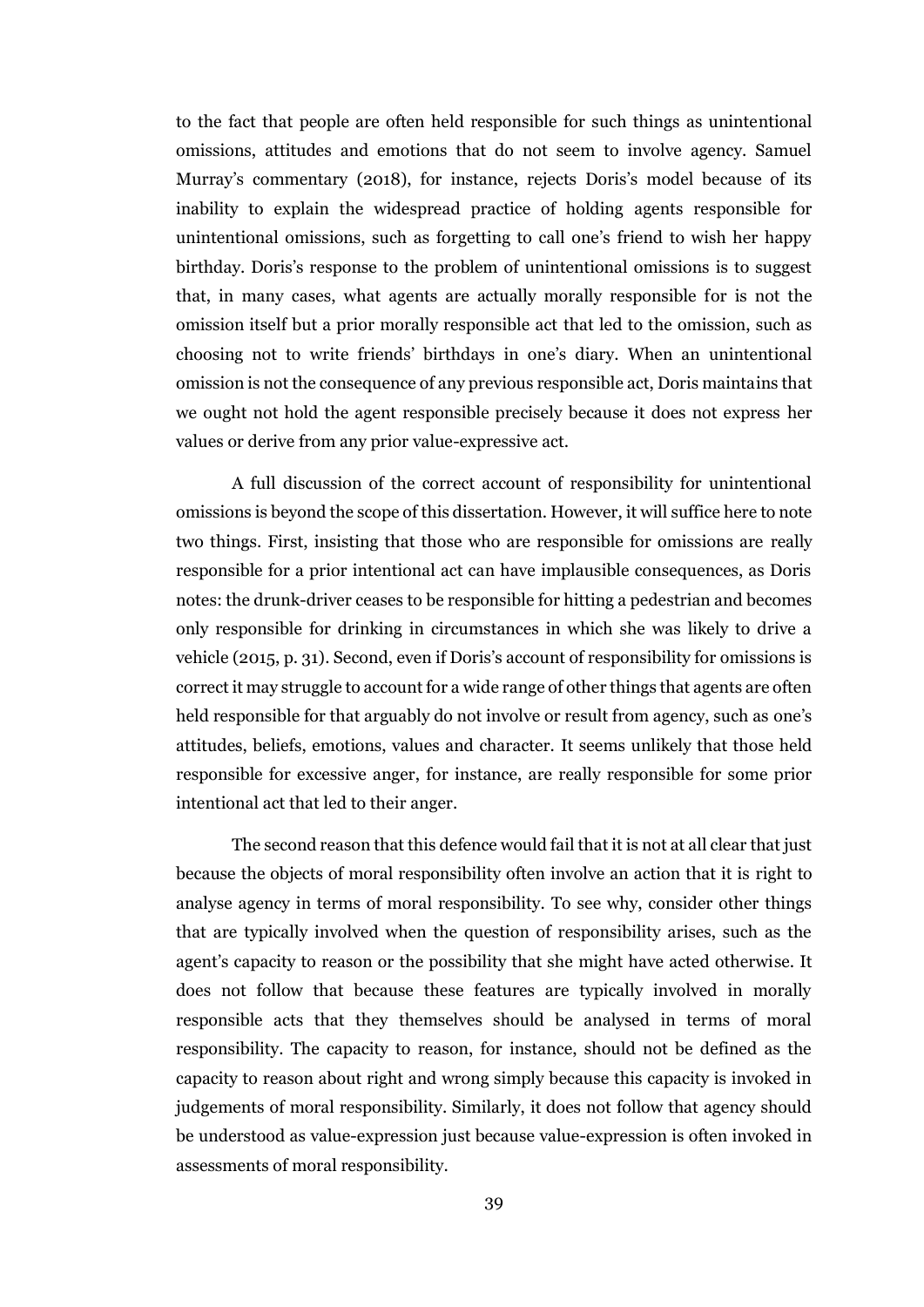to the fact that people are often held responsible for such things as unintentional omissions, attitudes and emotions that do not seem to involve agency. Samuel Murray's commentary (2018), for instance, rejects Doris's model because of its inability to explain the widespread practice of holding agents responsible for unintentional omissions, such as forgetting to call one's friend to wish her happy birthday. Doris's response to the problem of unintentional omissions is to suggest that, in many cases, what agents are actually morally responsible for is not the omission itself but a prior morally responsible act that led to the omission, such as choosing not to write friends' birthdays in one's diary. When an unintentional omission is not the consequence of any previous responsible act, Doris maintains that we ought not hold the agent responsible precisely because it does not express her values or derive from any prior value-expressive act.

A full discussion of the correct account of responsibility for unintentional omissions is beyond the scope of this dissertation. However, it will suffice here to note two things. First, insisting that those who are responsible for omissions are really responsible for a prior intentional act can have implausible consequences, as Doris notes: the drunk-driver ceases to be responsible for hitting a pedestrian and becomes only responsible for drinking in circumstances in which she was likely to drive a vehicle (2015, p. 31). Second, even if Doris's account of responsibility for omissions is correct it may struggle to account for a wide range of other things that agents are often held responsible for that arguably do not involve or result from agency, such as one's attitudes, beliefs, emotions, values and character. It seems unlikely that those held responsible for excessive anger, for instance, are really responsible for some prior intentional act that led to their anger.

The second reason that this defence would fail that it is not at all clear that just because the objects of moral responsibility often involve an action that it is right to analyse agency in terms of moral responsibility. To see why, consider other things that are typically involved when the question of responsibility arises, such as the agent's capacity to reason or the possibility that she might have acted otherwise. It does not follow that because these features are typically involved in morally responsible acts that they themselves should be analysed in terms of moral responsibility. The capacity to reason, for instance, should not be defined as the capacity to reason about right and wrong simply because this capacity is invoked in judgements of moral responsibility. Similarly, it does not follow that agency should be understood as value-expression just because value-expression is often invoked in assessments of moral responsibility.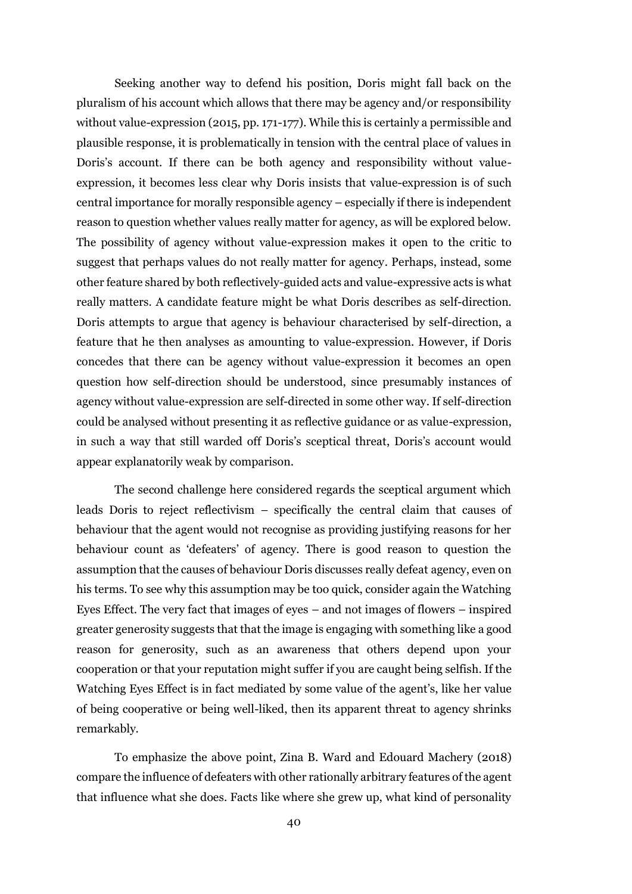Seeking another way to defend his position, Doris might fall back on the pluralism of his account which allows that there may be agency and/or responsibility without value-expression (2015, pp. 171-177). While this is certainly a permissible and plausible response, it is problematically in tension with the central place of values in Doris's account. If there can be both agency and responsibility without value-expression, it becomes less clear why Doris insists that value-expression is of such central importance for morally responsible agency – especially if there is independent reason to question whether values really matter for agency, as will be explored below. The possibility of agency without value-expression makes it open to the critic to suggest that perhaps values do not really matter for agency. Perhaps, instead, some other feature shared by both reflectively-guided acts and value-expressive acts is what really matters. A candidate feature might be what Doris describes as self-direction. Doris attempts to argue that agency is behaviour characterised by self-direction, a feature that he then analyses as amounting to value-expression. However, if Doris concedes that there can be agency without value-expression it becomes an open question how self-direction should be understood, since presumably instances of agency without value-expression are self-directed in some other way. If self-direction could be analysed without presenting it as reflective guidance or as value-expression, in such a way that still warded off Doris's sceptical threat, Doris's account would appear explanatorily weak by comparison.

The second challenge here considered regards the sceptical argument which leads Doris to reject reflectivism – specifically the central claim that causes of behaviour that the agent would not recognise as providing justifying reasons for her behaviour count as 'defeaters' of agency. There is good reason to question the assumption that the causes of behaviour Doris discusses really defeat agency, even on his terms. To see why this assumption may be too quick, consider again the Watching Eyes Effect. The very fact that images of eyes – and not images of flowers – inspired greater generosity suggests that that the image is engaging with something like a good reason for generosity, such as an awareness that others depend upon your cooperation or that your reputation might suffer if you are caught being selfish. If the Watching Eyes Effect is in fact mediated by some value of the agent's, like her value of being cooperative or being well-liked, then its apparent threat to agency shrinks remarkably.

To emphasize the above point, Zina B. Ward and Edouard Machery (2018) compare the influence of defeaters with other rationally arbitrary features of the agent that influence what she does. Facts like where she grew up, what kind of personality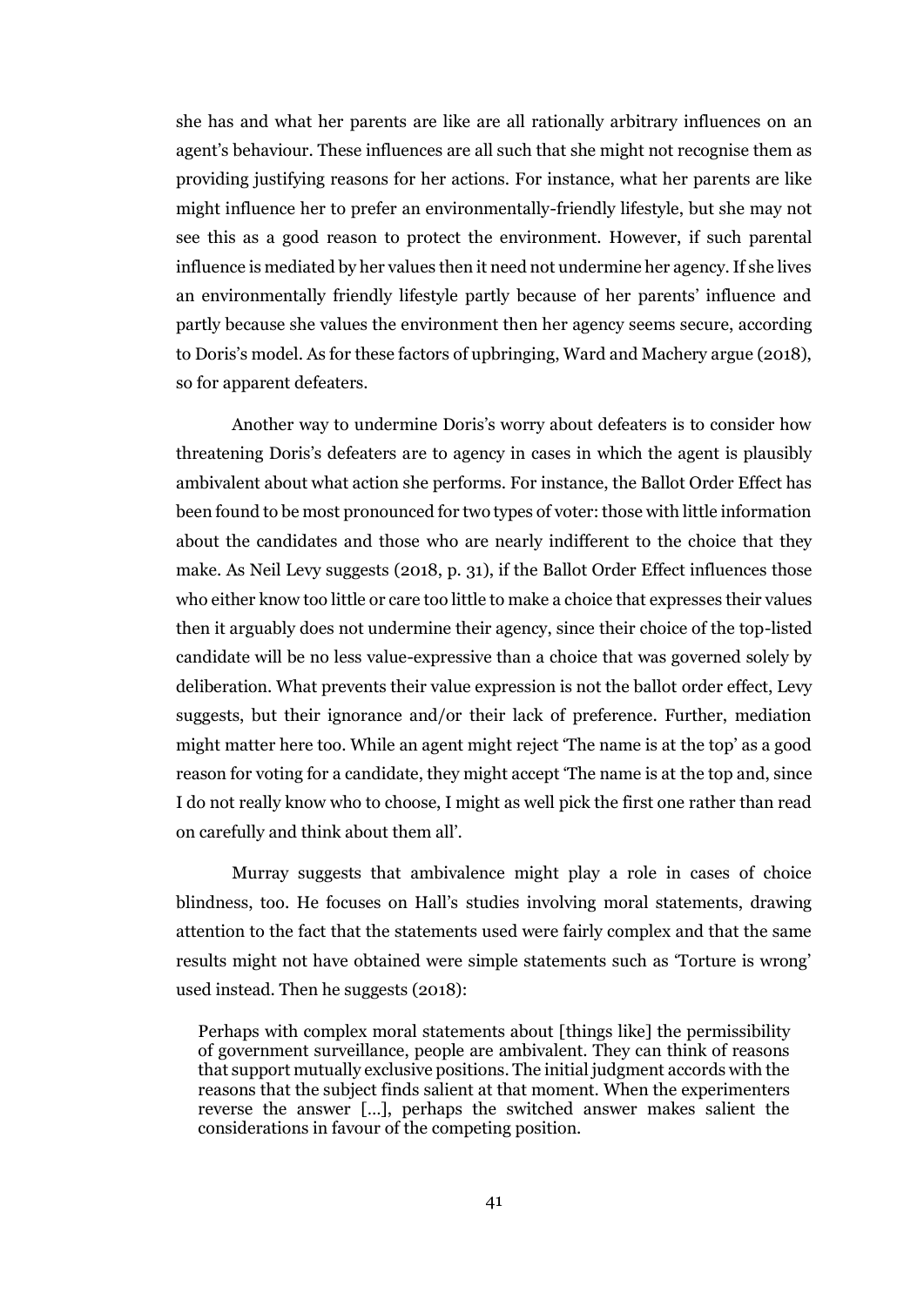she has and what her parents are like are all rationally arbitrary influences on an agent's behaviour. These influences are all such that she might not recognise them as providing justifying reasons for her actions. For instance, what her parents are like might influence her to prefer an environmentally-friendly lifestyle, but she may not see this as a good reason to protect the environment. However, if such parental influence is mediated by her values then it need not undermine her agency. If she lives an environmentally friendly lifestyle partly because of her parents' influence and partly because she values the environment then her agency seems secure, according to Doris's model. As for these factors of upbringing, Ward and Machery argue (2018), so for apparent defeaters.

Another way to undermine Doris's worry about defeaters is to consider how threatening Doris's defeaters are to agency in cases in which the agent is plausibly ambivalent about what action she performs. For instance, the Ballot Order Effect has been found to be most pronounced for two types of voter: those with little information about the candidates and those who are nearly indifferent to the choice that they make. As Neil Levy suggests (2018, p. 31), if the Ballot Order Effect influences those who either know too little or care too little to make a choice that expresses their values then it arguably does not undermine their agency, since their choice of the top-listed candidate will be no less value-expressive than a choice that was governed solely by deliberation. What prevents their value expression is not the ballot order effect, Levy suggests, but their ignorance and/or their lack of preference. Further, mediation might matter here too. While an agent might reject 'The name is at the top' as a good reason for voting for a candidate, they might accept 'The name is at the top and, since I do not really know who to choose, I might as well pick the first one rather than read on carefully and think about them all'.

Murray suggests that ambivalence might play a role in cases of choice blindness, too. He focuses on Hall's studies involving moral statements, drawing attention to the fact that the statements used were fairly complex and that the same results might not have obtained were simple statements such as 'Torture is wrong' used instead. Then he suggests (2018):

> Perhaps with complex moral statements about [things like] the permissibility of government surveillance, people are ambivalent. They can think of reasons that support mutually exclusive positions. The initial judgment accords with the reasons that the subject finds salient at that moment. When the experimenters reverse the answer [...], perhaps the switched answer makes salient the considerations in favour of the competing position.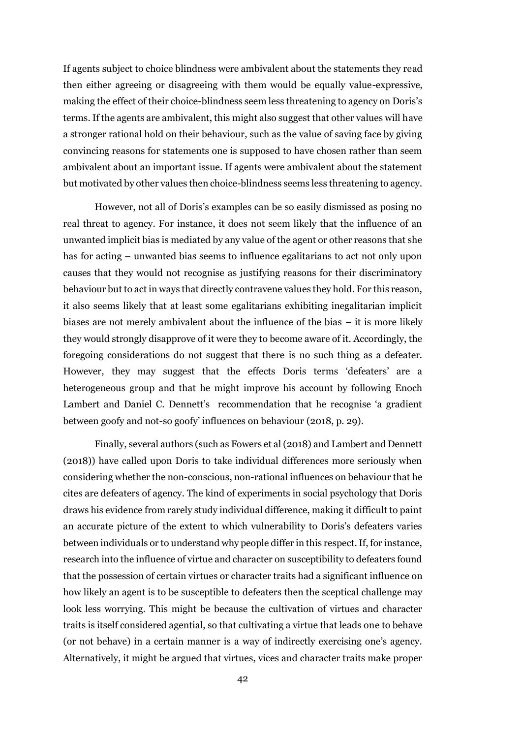If agents subject to choice blindness were ambivalent about the statements they read then either agreeing or disagreeing with them would be equally value-expressive, making the effect of their choice-blindness seem less threatening to agency on Doris's terms. If the agents are ambivalent, this might also suggest that other values will have a stronger rational hold on their behaviour, such as the value of saving face by giving convincing reasons for statements one is supposed to have chosen rather than seem ambivalent about an important issue. If agents were ambivalent about the statement but motivated by other values then choice-blindness seems less threatening to agency.

However, not all of Doris's examples can be so easily dismissed as posing no real threat to agency. For instance, it does not seem likely that the influence of an unwanted implicit bias is mediated by any value of the agent or other reasons that she has for acting – unwanted bias seems to influence egalitarians to act not only upon causes that they would not recognise as justifying reasons for their discriminatory behaviour but to act in ways that directly contravene values they hold. For this reason, it also seems likely that at least some egalitarians exhibiting inegalitarian implicit biases are not merely ambivalent about the influence of the bias – it is more likely they would strongly disapprove of it were they to become aware of it. Accordingly, the foregoing considerations do not suggest that there is no such thing as a defeater. However, they may suggest that the effects Doris terms 'defeaters' are a heterogeneous group and that he might improve his account by following Enoch Lambert and Daniel C. Dennett's recommendation that he recognise 'a gradient between goofy and not-so goofy' influences on behaviour (2018, p. 29).

Finally, several authors (such as Fowers et al (2018) and Lambert and Dennett (2018)) have called upon Doris to take individual differences more seriously when considering whether the non-conscious, non-rational influences on behaviour that he cites are defeaters of agency. The kind of experiments in social psychology that Doris draws his evidence from rarely study individual difference, making it difficult to paint an accurate picture of the extent to which vulnerability to Doris's defeaters varies between individuals or to understand why people differ in this respect. If, for instance, research into the influence of virtue and character on susceptibility to defeaters found that the possession of certain virtues or character traits had a significant influence on how likely an agent is to be susceptible to defeaters then the sceptical challenge may look less worrying. This might be because the cultivation of virtues and character traits is itself considered agential, so that cultivating a virtue that leads one to behave (or not behave) in a certain manner is a way of indirectly exercising one's agency. Alternatively, it might be argued that virtues, vices and character traits make proper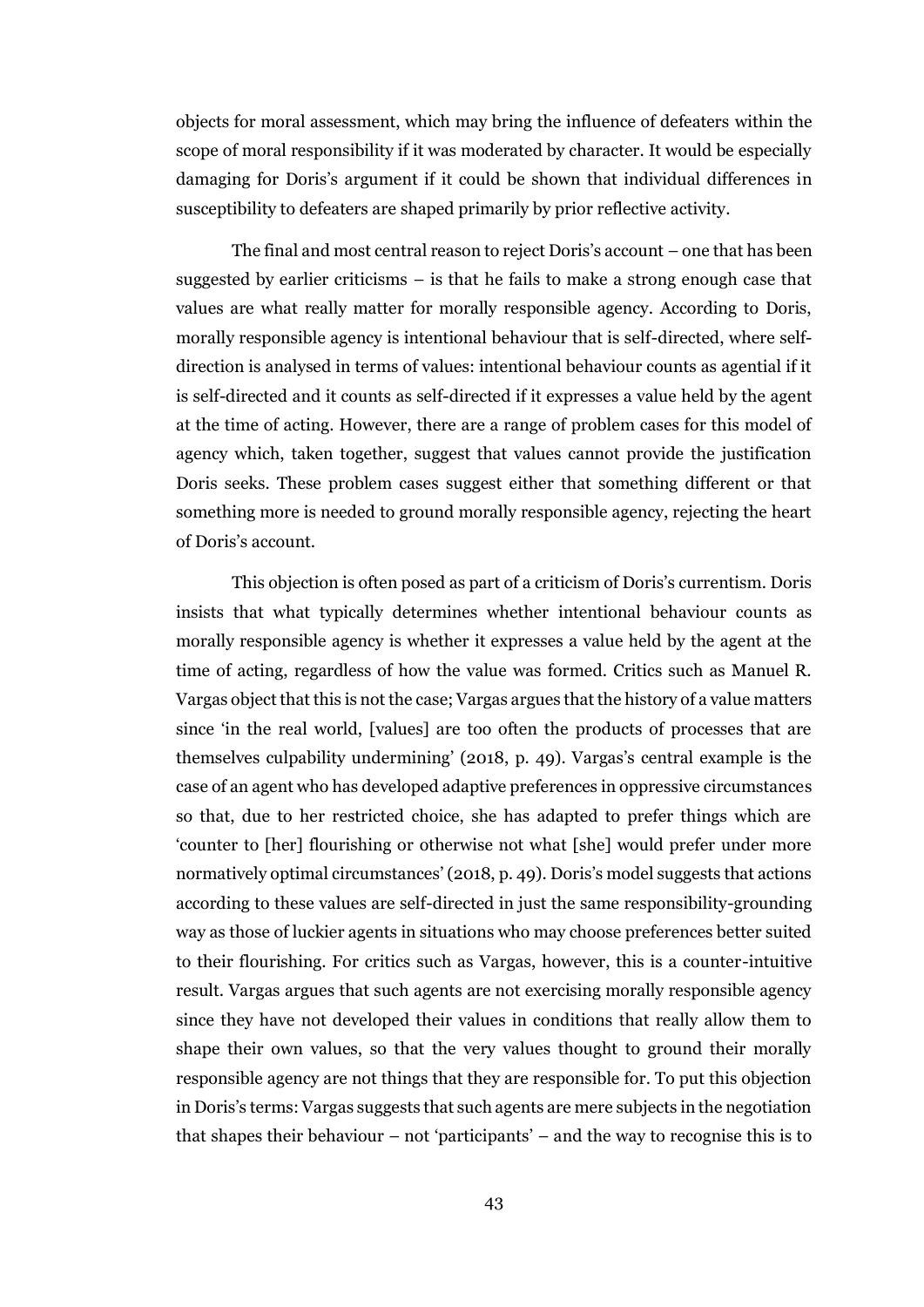objects for moral assessment, which may bring the influence of defeaters within the scope of moral responsibility if it was moderated by character. It would be especially damaging for Doris's argument if it could be shown that individual differences in susceptibility to defeaters are shaped primarily by prior reflective activity.

The final and most central reason to reject Doris's account – one that has been suggested by earlier criticisms – is that he fails to make a strong enough case that values are what really matter for morally responsible agency. According to Doris, morally responsible agency is intentional behaviour that is self-directed, where self-direction is analysed in terms of values: intentional behaviour counts as agential if it is self-directed and it counts as self-directed if it expresses a value held by the agent at the time of acting. However, there are a range of problem cases for this model of agency which, taken together, suggest that values cannot provide the justification Doris seeks. These problem cases suggest either that something different or that something more is needed to ground morally responsible agency, rejecting the heart of Doris's account.

This objection is often posed as part of a criticism of Doris's currentism. Doris insists that what typically determines whether intentional behaviour counts as morally responsible agency is whether it expresses a value held by the agent at the time of acting, regardless of how the value was formed. Critics such as Manuel R. Vargas object that this is not the case; Vargas argues that the history of a value matters since 'in the real world, [values] are too often the products of processes that are themselves culpability undermining' (2018, p. 49). Vargas's central example is the case of an agent who has developed adaptive preferences in oppressive circumstances so that, due to her restricted choice, she has adapted to prefer things which are 'counter to [her] flourishing or otherwise not what [she] would prefer under more normatively optimal circumstances' (2018, p. 49). Doris's model suggests that actions according to these values are self-directed in just the same responsibility-grounding way as those of luckier agents in situations who may choose preferences better suited to their flourishing. For critics such as Vargas, however, this is a counter-intuitive result. Vargas argues that such agents are not exercising morally responsible agency since they have not developed their values in conditions that really allow them to shape their own values, so that the very values thought to ground their morally responsible agency are not things that they are responsible for. To put this objection in Doris's terms: Vargas suggests that such agents are mere subjects in the negotiation that shapes their behaviour – not 'participants' – and the way to recognise this is to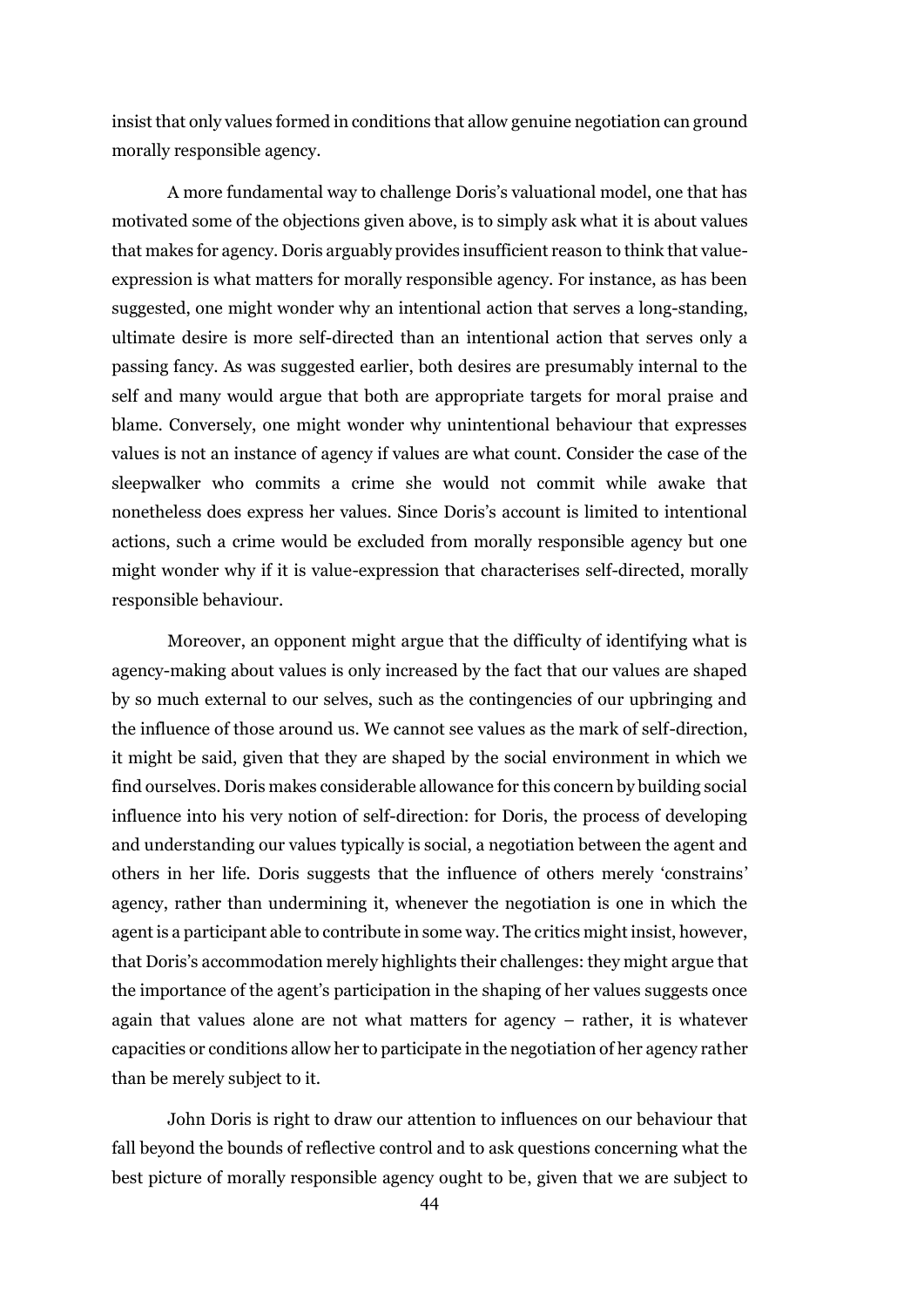insist that only values formed in conditions that allow genuine negotiation can ground morally responsible agency.

A more fundamental way to challenge Doris's valuational model, one that has motivated some of the objections given above, is to simply ask what it is about values that makes for agency. Doris arguably provides insufficient reason to think that value-expression is what matters for morally responsible agency. For instance, as has been suggested, one might wonder why an intentional action that serves a long-standing, ultimate desire is more self-directed than an intentional action that serves only a passing fancy. As was suggested earlier, both desires are presumably internal to the self and many would argue that both are appropriate targets for moral praise and blame. Conversely, one might wonder why unintentional behaviour that expresses values is not an instance of agency if values are what count. Consider the case of the sleepwalker who commits a crime she would not commit while awake that nonetheless does express her values. Since Doris's account is limited to intentional actions, such a crime would be excluded from morally responsible agency but one might wonder why if it is value-expression that characterises self-directed, morally responsible behaviour.

Moreover, an opponent might argue that the difficulty of identifying what is agency-making about values is only increased by the fact that our values are shaped by so much external to our selves, such as the contingencies of our upbringing and the influence of those around us. We cannot see values as the mark of self-direction, it might be said, given that they are shaped by the social environment in which we find ourselves. Doris makes considerable allowance for this concern by building social influence into his very notion of self-direction: for Doris, the process of developing and understanding our values typically is social, a negotiation between the agent and others in her life. Doris suggests that the influence of others merely 'constrains' agency, rather than undermining it, whenever the negotiation is one in which the agent is a participant able to contribute in some way. The critics might insist, however, that Doris's accommodation merely highlights their challenges: they might argue that the importance of the agent's participation in the shaping of her values suggests once again that values alone are not what matters for agency – rather, it is whatever capacities or conditions allow her to participate in the negotiation of her agency rather than be merely subject to it.

John Doris is right to draw our attention to influences on our behaviour that fall beyond the bounds of reflective control and to ask questions concerning what the best picture of morally responsible agency ought to be, given that we are subject to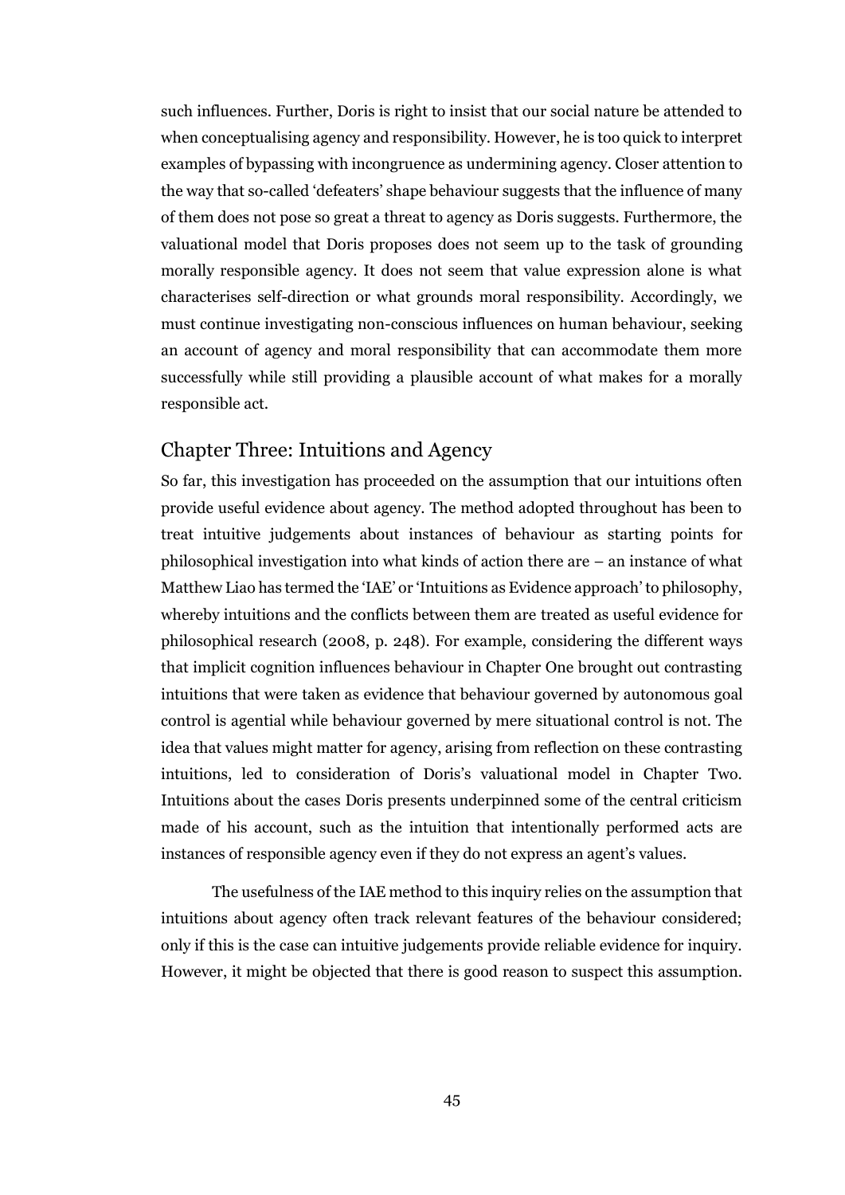such influences. Further, Doris is right to insist that our social nature be attended to when conceptualising agency and responsibility. However, he is too quick to interpret examples of bypassing with incongruence as undermining agency. Closer attention to the way that so-called 'defeaters' shape behaviour suggests that the influence of many of them does not pose so great a threat to agency as Doris suggests. Furthermore, the valuational model that Doris proposes does not seem up to the task of grounding morally responsible agency. It does not seem that value expression alone is what characterises self-direction or what grounds moral responsibility. Accordingly, we must continue investigating non-conscious influences on human behaviour, seeking an account of agency and moral responsibility that can accommodate them more successfully while still providing a plausible account of what makes for a morally responsible act.

## Chapter Three: Intuitions and Agency

So far, this investigation has proceeded on the assumption that our intuitions often provide useful evidence about agency. The method adopted throughout has been to treat intuitive judgements about instances of behaviour as starting points for philosophical investigation into what kinds of action there are – an instance of what Matthew Liao has termed the 'IAE' or 'Intuitions as Evidence approach' to philosophy, whereby intuitions and the conflicts between them are treated as useful evidence for philosophical research (2008, p. 248). For example, considering the different ways that implicit cognition influences behaviour in Chapter One brought out contrasting intuitions that were taken as evidence that behaviour governed by autonomous goal control is agential while behaviour governed by mere situational control is not. The idea that values might matter for agency, arising from reflection on these contrasting intuitions, led to consideration of Doris's valuational model in Chapter Two. Intuitions about the cases Doris presents underpinned some of the central criticism made of his account, such as the intuition that intentionally performed acts are instances of responsible agency even if they do not express an agent's values.

The usefulness of the IAE method to this inquiry relies on the assumption that intuitions about agency often track relevant features of the behaviour considered; only if this is the case can intuitive judgements provide reliable evidence for inquiry. However, it might be objected that there is good reason to suspect this assumption.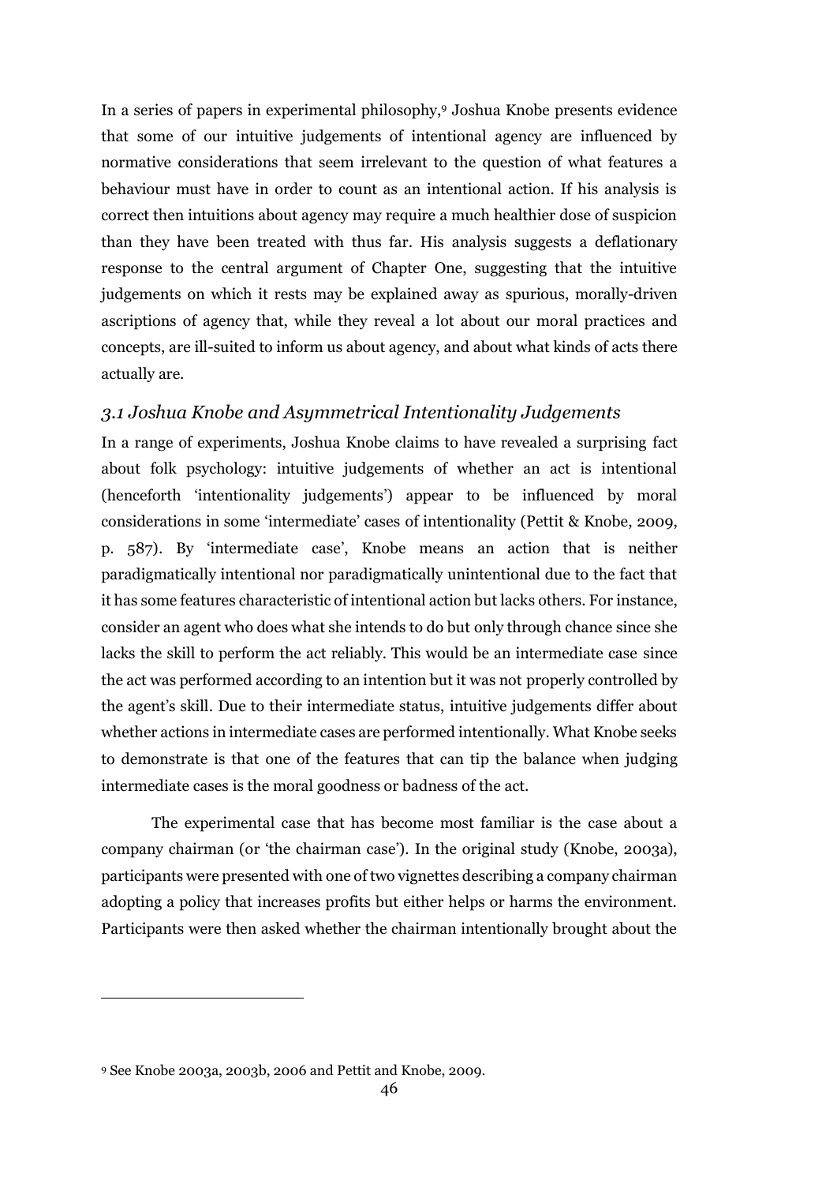In a series of papers in experimental philosophy,[9] Joshua Knobe presents evidence that some of our intuitive judgements of intentional agency are influenced by normative considerations that seem irrelevant to the question of what features a behaviour must have in order to count as an intentional action. If his analysis is correct then intuitions about agency may require a much healthier dose of suspicion than they have been treated with thus far. His analysis suggests a deflationary response to the central argument of Chapter One, suggesting that the intuitive judgements on which it rests may be explained away as spurious, morally-driven ascriptions of agency that, while they reveal a lot about our moral practices and concepts, are ill-suited to inform us about agency, and about what kinds of acts there actually are.

### *3.1 Joshua Knobe and Asymmetrical Intentionality Judgements*

In a range of experiments, Joshua Knobe claims to have revealed a surprising fact about folk psychology: intuitive judgements of whether an act is intentional (henceforth 'intentionality judgements') appear to be influenced by moral considerations in some 'intermediate' cases of intentionality (Pettit & Knobe, 2009, p. 587). By 'intermediate case', Knobe means an action that is neither paradigmatically intentional nor paradigmatically unintentional due to the fact that it has some features characteristic of intentional action but lacks others. For instance, consider an agent who does what she intends to do but only through chance since she lacks the skill to perform the act reliably. This would be an intermediate case since the act was performed according to an intention but it was not properly controlled by the agent's skill. Due to their intermediate status, intuitive judgements differ about whether actions in intermediate cases are performed intentionally. What Knobe seeks to demonstrate is that one of the features that can tip the balance when judging intermediate cases is the moral goodness or badness of the act.

The experimental case that has become most familiar is the case about a company chairman (or 'the chairman case'). In the original study (Knobe, 2003a), participants were presented with one of two vignettes describing a company chairman adopting a policy that increases profits but either helps or harms the environment. Participants were then asked whether the chairman intentionally brought about the

[9] See Knobe 2003a, 2003b, 2006 and Pettit and Knobe, 2009.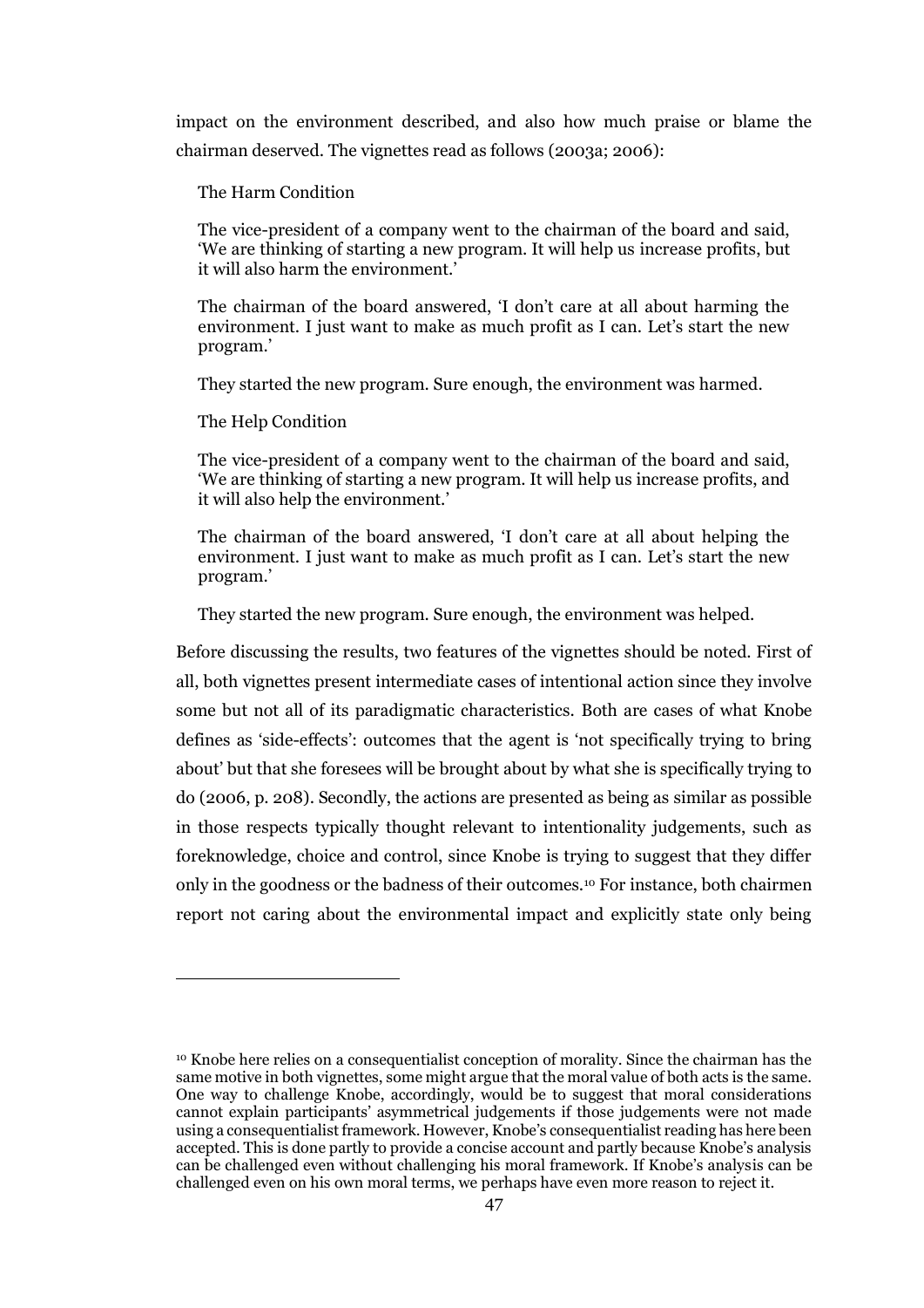impact on the environment described, and also how much praise or blame the chairman deserved. The vignettes read as follows (2003a; 2006):

> The Harm Condition
>
> The vice-president of a company went to the chairman of the board and said, 'We are thinking of starting a new program. It will help us increase profits, but it will also harm the environment.'
>
> The chairman of the board answered, 'I don't care at all about harming the environment. I just want to make as much profit as I can. Let's start the new program.'
>
> They started the new program. Sure enough, the environment was harmed.
>
> The Help Condition
>
> The vice-president of a company went to the chairman of the board and said, 'We are thinking of starting a new program. It will help us increase profits, and it will also help the environment.'
>
> The chairman of the board answered, 'I don't care at all about helping the environment. I just want to make as much profit as I can. Let's start the new program.'
>
> They started the new program. Sure enough, the environment was helped.

Before discussing the results, two features of the vignettes should be noted. First of all, both vignettes present intermediate cases of intentional action since they involve some but not all of its paradigmatic characteristics. Both are cases of what Knobe defines as 'side-effects': outcomes that the agent is 'not specifically trying to bring about' but that she foresees will be brought about by what she is specifically trying to do (2006, p. 208). Secondly, the actions are presented as being as similar as possible in those respects typically thought relevant to intentionality judgements, such as foreknowledge, choice and control, since Knobe is trying to suggest that they differ only in the goodness or the badness of their outcomes.[10] For instance, both chairmen report not caring about the environmental impact and explicitly state only being

---

[10] Knobe here relies on a consequentialist conception of morality. Since the chairman has the same motive in both vignettes, some might argue that the moral value of both acts is the same. One way to challenge Knobe, accordingly, would be to suggest that moral considerations cannot explain participants' asymmetrical judgements if those judgements were not made using a consequentialist framework. However, Knobe's consequentialist reading has here been accepted. This is done partly to provide a concise account and partly because Knobe's analysis can be challenged even without challenging his moral framework. If Knobe's analysis can be challenged even on his own moral terms, we perhaps have even more reason to reject it.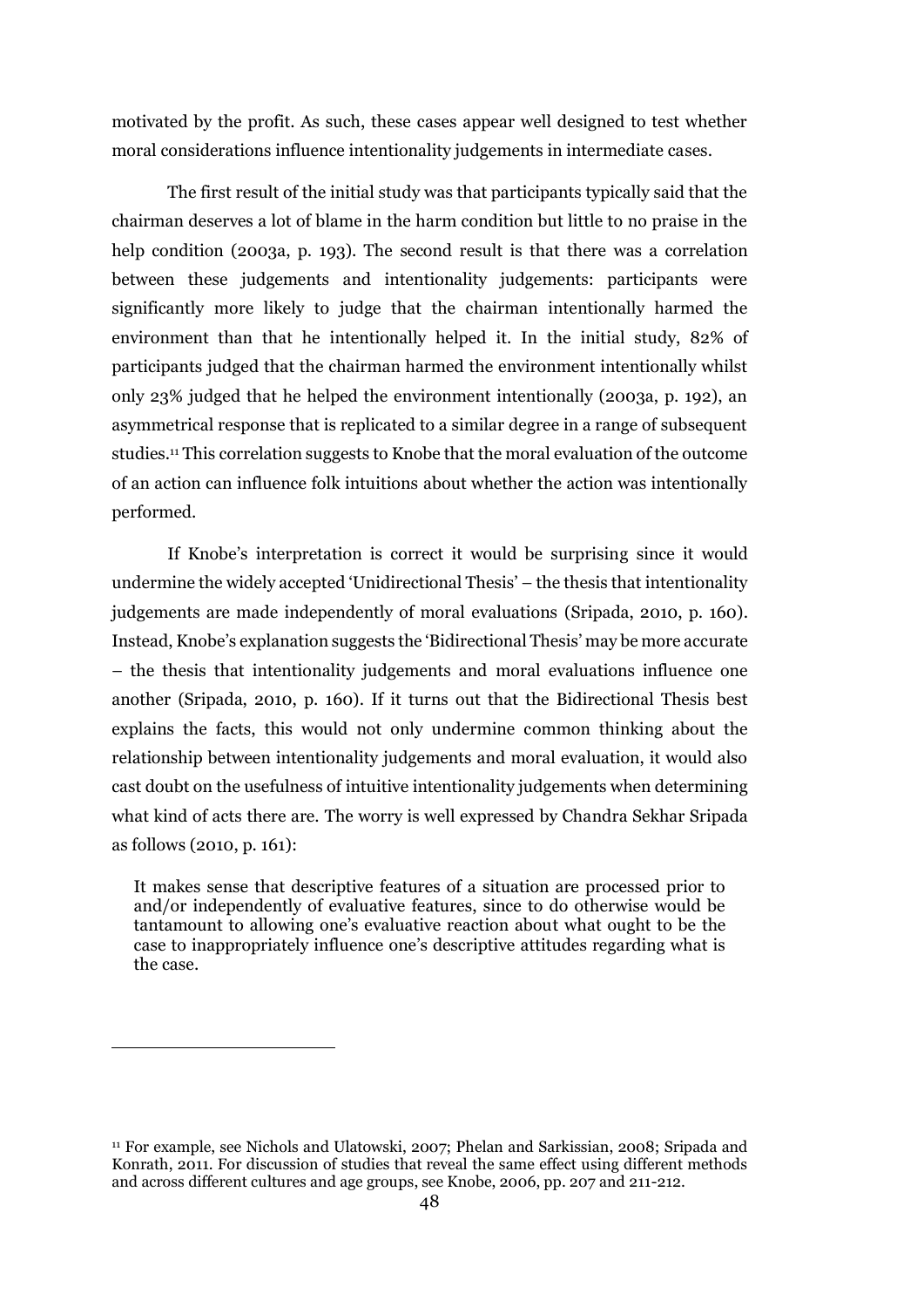motivated by the profit. As such, these cases appear well designed to test whether moral considerations influence intentionality judgements in intermediate cases.

The first result of the initial study was that participants typically said that the chairman deserves a lot of blame in the harm condition but little to no praise in the help condition (2003a, p. 193). The second result is that there was a correlation between these judgements and intentionality judgements: participants were significantly more likely to judge that the chairman intentionally harmed the environment than that he intentionally helped it. In the initial study, 82% of participants judged that the chairman harmed the environment intentionally whilst only 23% judged that he helped the environment intentionally (2003a, p. 192), an asymmetrical response that is replicated to a similar degree in a range of subsequent studies.[11] This correlation suggests to Knobe that the moral evaluation of the outcome of an action can influence folk intuitions about whether the action was intentionally performed.

If Knobe's interpretation is correct it would be surprising since it would undermine the widely accepted 'Unidirectional Thesis' – the thesis that intentionality judgements are made independently of moral evaluations (Sripada, 2010, p. 160). Instead, Knobe's explanation suggests the 'Bidirectional Thesis' may be more accurate – the thesis that intentionality judgements and moral evaluations influence one another (Sripada, 2010, p. 160). If it turns out that the Bidirectional Thesis best explains the facts, this would not only undermine common thinking about the relationship between intentionality judgements and moral evaluation, it would also cast doubt on the usefulness of intuitive intentionality judgements when determining what kind of acts there are. The worry is well expressed by Chandra Sekhar Sripada as follows (2010, p. 161):

> It makes sense that descriptive features of a situation are processed prior to and/or independently of evaluative features, since to do otherwise would be tantamount to allowing one's evaluative reaction about what ought to be the case to inappropriately influence one's descriptive attitudes regarding what is the case.

---

[11] For example, see Nichols and Ulatowski, 2007; Phelan and Sarkissian, 2008; Sripada and Konrath, 2011. For discussion of studies that reveal the same effect using different methods and across different cultures and age groups, see Knobe, 2006, pp. 207 and 211-212.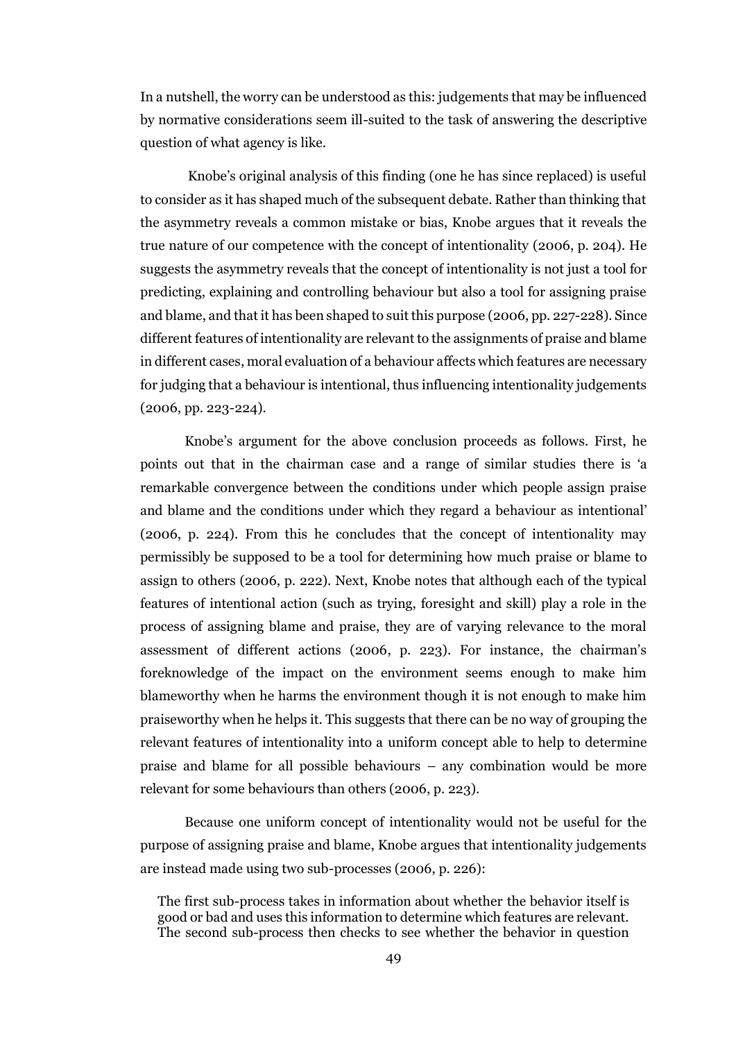In a nutshell, the worry can be understood as this: judgements that may be influenced by normative considerations seem ill-suited to the task of answering the descriptive question of what agency is like.

Knobe's original analysis of this finding (one he has since replaced) is useful to consider as it has shaped much of the subsequent debate. Rather than thinking that the asymmetry reveals a common mistake or bias, Knobe argues that it reveals the true nature of our competence with the concept of intentionality (2006, p. 204). He suggests the asymmetry reveals that the concept of intentionality is not just a tool for predicting, explaining and controlling behaviour but also a tool for assigning praise and blame, and that it has been shaped to suit this purpose (2006, pp. 227-228). Since different features of intentionality are relevant to the assignments of praise and blame in different cases, moral evaluation of a behaviour affects which features are necessary for judging that a behaviour is intentional, thus influencing intentionality judgements (2006, pp. 223-224).

Knobe's argument for the above conclusion proceeds as follows. First, he points out that in the chairman case and a range of similar studies there is 'a remarkable convergence between the conditions under which people assign praise and blame and the conditions under which they regard a behaviour as intentional' (2006, p. 224). From this he concludes that the concept of intentionality may permissibly be supposed to be a tool for determining how much praise or blame to assign to others (2006, p. 222). Next, Knobe notes that although each of the typical features of intentional action (such as trying, foresight and skill) play a role in the process of assigning blame and praise, they are of varying relevance to the moral assessment of different actions (2006, p. 223). For instance, the chairman's foreknowledge of the impact on the environment seems enough to make him blameworthy when he harms the environment though it is not enough to make him praiseworthy when he helps it. This suggests that there can be no way of grouping the relevant features of intentionality into a uniform concept able to help to determine praise and blame for all possible behaviours – any combination would be more relevant for some behaviours than others (2006, p. 223).

Because one uniform concept of intentionality would not be useful for the purpose of assigning praise and blame, Knobe argues that intentionality judgements are instead made using two sub-processes (2006, p. 226):

> The first sub-process takes in information about whether the behavior itself is good or bad and uses this information to determine which features are relevant. The second sub-process then checks to see whether the behavior in question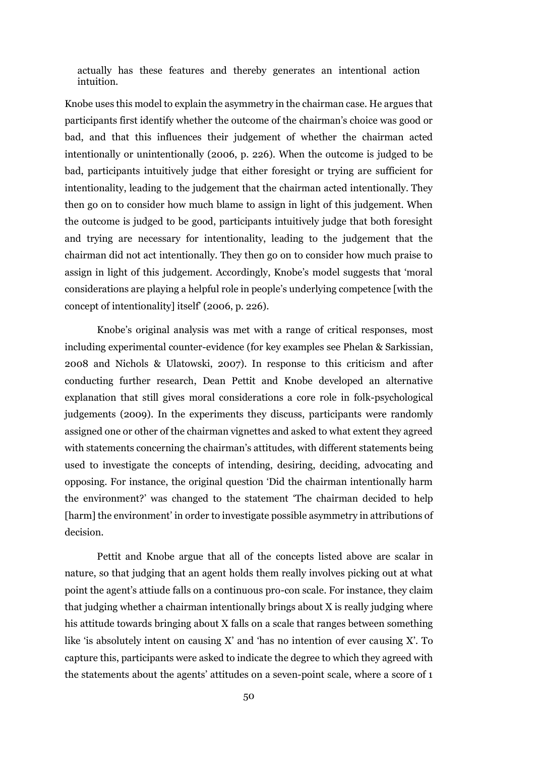actually has these features and thereby generates an intentional action intuition.

Knobe uses this model to explain the asymmetry in the chairman case. He argues that participants first identify whether the outcome of the chairman's choice was good or bad, and that this influences their judgement of whether the chairman acted intentionally or unintentionally (2006, p. 226). When the outcome is judged to be bad, participants intuitively judge that either foresight or trying are sufficient for intentionality, leading to the judgement that the chairman acted intentionally. They then go on to consider how much blame to assign in light of this judgement. When the outcome is judged to be good, participants intuitively judge that both foresight and trying are necessary for intentionality, leading to the judgement that the chairman did not act intentionally. They then go on to consider how much praise to assign in light of this judgement. Accordingly, Knobe's model suggests that 'moral considerations are playing a helpful role in people's underlying competence [with the concept of intentionality] itself' (2006, p. 226).

Knobe's original analysis was met with a range of critical responses, most including experimental counter-evidence (for key examples see Phelan & Sarkissian, 2008 and Nichols & Ulatowski, 2007). In response to this criticism and after conducting further research, Dean Pettit and Knobe developed an alternative explanation that still gives moral considerations a core role in folk-psychological judgements (2009). In the experiments they discuss, participants were randomly assigned one or other of the chairman vignettes and asked to what extent they agreed with statements concerning the chairman's attitudes, with different statements being used to investigate the concepts of intending, desiring, deciding, advocating and opposing. For instance, the original question 'Did the chairman intentionally harm the environment?' was changed to the statement 'The chairman decided to help [harm] the environment' in order to investigate possible asymmetry in attributions of decision.

Pettit and Knobe argue that all of the concepts listed above are scalar in nature, so that judging that an agent holds them really involves picking out at what point the agent's attiude falls on a continuous pro-con scale. For instance, they claim that judging whether a chairman intentionally brings about X is really judging where his attitude towards bringing about X falls on a scale that ranges between something like 'is absolutely intent on causing X' and 'has no intention of ever causing X'. To capture this, participants were asked to indicate the degree to which they agreed with the statements about the agents' attitudes on a seven-point scale, where a score of 1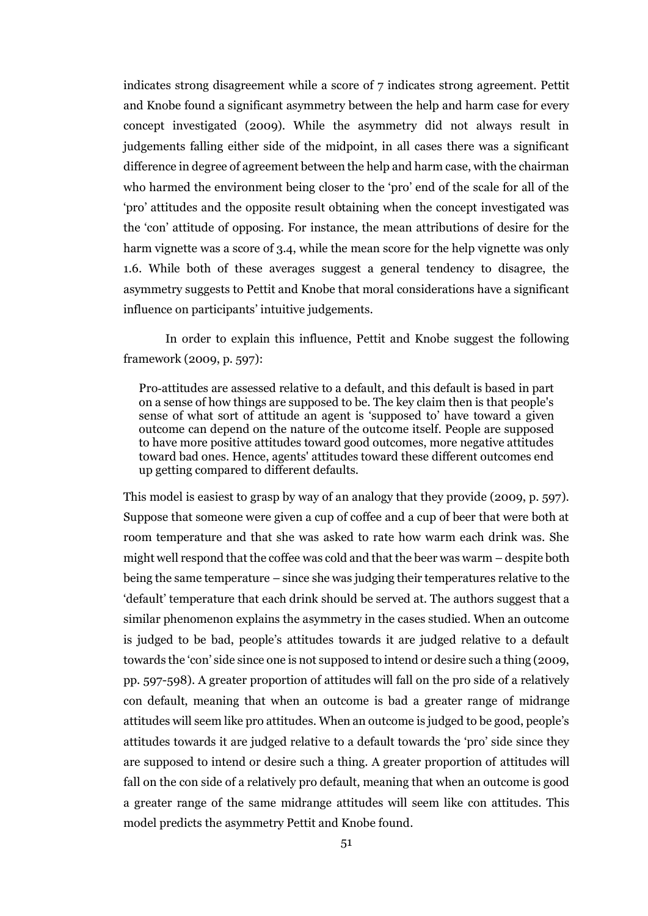indicates strong disagreement while a score of 7 indicates strong agreement. Pettit and Knobe found a significant asymmetry between the help and harm case for every concept investigated (2009). While the asymmetry did not always result in judgements falling either side of the midpoint, in all cases there was a significant difference in degree of agreement between the help and harm case, with the chairman who harmed the environment being closer to the 'pro' end of the scale for all of the 'pro' attitudes and the opposite result obtaining when the concept investigated was the 'con' attitude of opposing. For instance, the mean attributions of desire for the harm vignette was a score of 3.4, while the mean score for the help vignette was only 1.6. While both of these averages suggest a general tendency to disagree, the asymmetry suggests to Pettit and Knobe that moral considerations have a significant influence on participants' intuitive judgements.

In order to explain this influence, Pettit and Knobe suggest the following framework (2009, p. 597):

> Pro-attitudes are assessed relative to a default, and this default is based in part on a sense of how things are supposed to be. The key claim then is that people's sense of what sort of attitude an agent is 'supposed to' have toward a given outcome can depend on the nature of the outcome itself. People are supposed to have more positive attitudes toward good outcomes, more negative attitudes toward bad ones. Hence, agents' attitudes toward these different outcomes end up getting compared to different defaults.

This model is easiest to grasp by way of an analogy that they provide (2009, p. 597). Suppose that someone were given a cup of coffee and a cup of beer that were both at room temperature and that she was asked to rate how warm each drink was. She might well respond that the coffee was cold and that the beer was warm – despite both being the same temperature – since she was judging their temperatures relative to the 'default' temperature that each drink should be served at. The authors suggest that a similar phenomenon explains the asymmetry in the cases studied. When an outcome is judged to be bad, people's attitudes towards it are judged relative to a default towards the 'con' side since one is not supposed to intend or desire such a thing (2009, pp. 597-598). A greater proportion of attitudes will fall on the pro side of a relatively con default, meaning that when an outcome is bad a greater range of midrange attitudes will seem like pro attitudes. When an outcome is judged to be good, people's attitudes towards it are judged relative to a default towards the 'pro' side since they are supposed to intend or desire such a thing. A greater proportion of attitudes will fall on the con side of a relatively pro default, meaning that when an outcome is good a greater range of the same midrange attitudes will seem like con attitudes. This model predicts the asymmetry Pettit and Knobe found.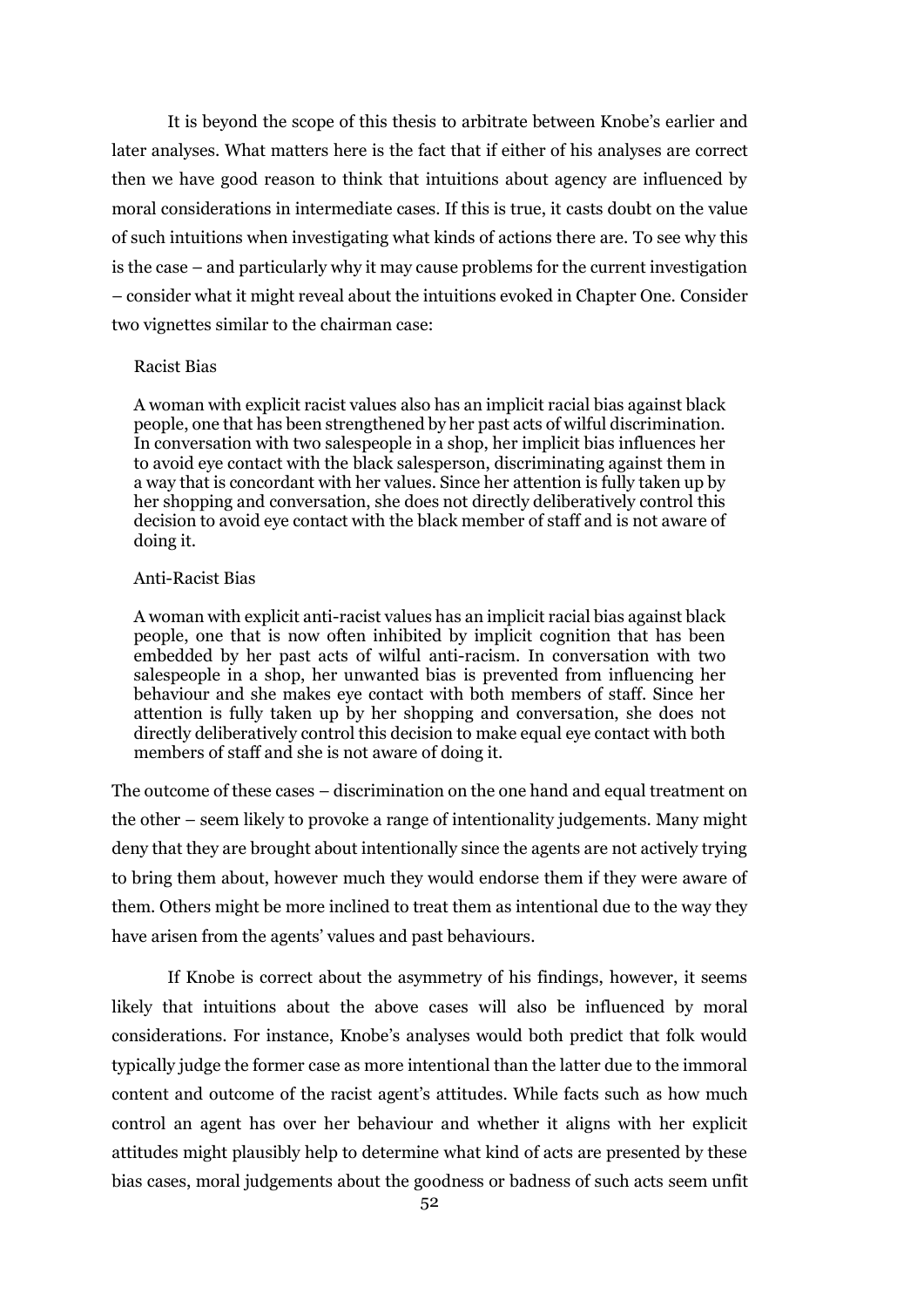It is beyond the scope of this thesis to arbitrate between Knobe's earlier and later analyses. What matters here is the fact that if either of his analyses are correct then we have good reason to think that intuitions about agency are influenced by moral considerations in intermediate cases. If this is true, it casts doubt on the value of such intuitions when investigating what kinds of actions there are. To see why this is the case – and particularly why it may cause problems for the current investigation – consider what it might reveal about the intuitions evoked in Chapter One. Consider two vignettes similar to the chairman case:

> Racist Bias
>
> A woman with explicit racist values also has an implicit racial bias against black people, one that has been strengthened by her past acts of wilful discrimination. In conversation with two salespeople in a shop, her implicit bias influences her to avoid eye contact with the black salesperson, discriminating against them in a way that is concordant with her values. Since her attention is fully taken up by her shopping and conversation, she does not directly deliberatively control this decision to avoid eye contact with the black member of staff and is not aware of doing it.
>
> Anti-Racist Bias
>
> A woman with explicit anti-racist values has an implicit racial bias against black people, one that is now often inhibited by implicit cognition that has been embedded by her past acts of wilful anti-racism. In conversation with two salespeople in a shop, her unwanted bias is prevented from influencing her behaviour and she makes eye contact with both members of staff. Since her attention is fully taken up by her shopping and conversation, she does not directly deliberatively control this decision to make equal eye contact with both members of staff and she is not aware of doing it.

The outcome of these cases – discrimination on the one hand and equal treatment on the other – seem likely to provoke a range of intentionality judgements. Many might deny that they are brought about intentionally since the agents are not actively trying to bring them about, however much they would endorse them if they were aware of them. Others might be more inclined to treat them as intentional due to the way they have arisen from the agents' values and past behaviours.

If Knobe is correct about the asymmetry of his findings, however, it seems likely that intuitions about the above cases will also be influenced by moral considerations. For instance, Knobe's analyses would both predict that folk would typically judge the former case as more intentional than the latter due to the immoral content and outcome of the racist agent's attitudes. While facts such as how much control an agent has over her behaviour and whether it aligns with her explicit attitudes might plausibly help to determine what kind of acts are presented by these bias cases, moral judgements about the goodness or badness of such acts seem unfit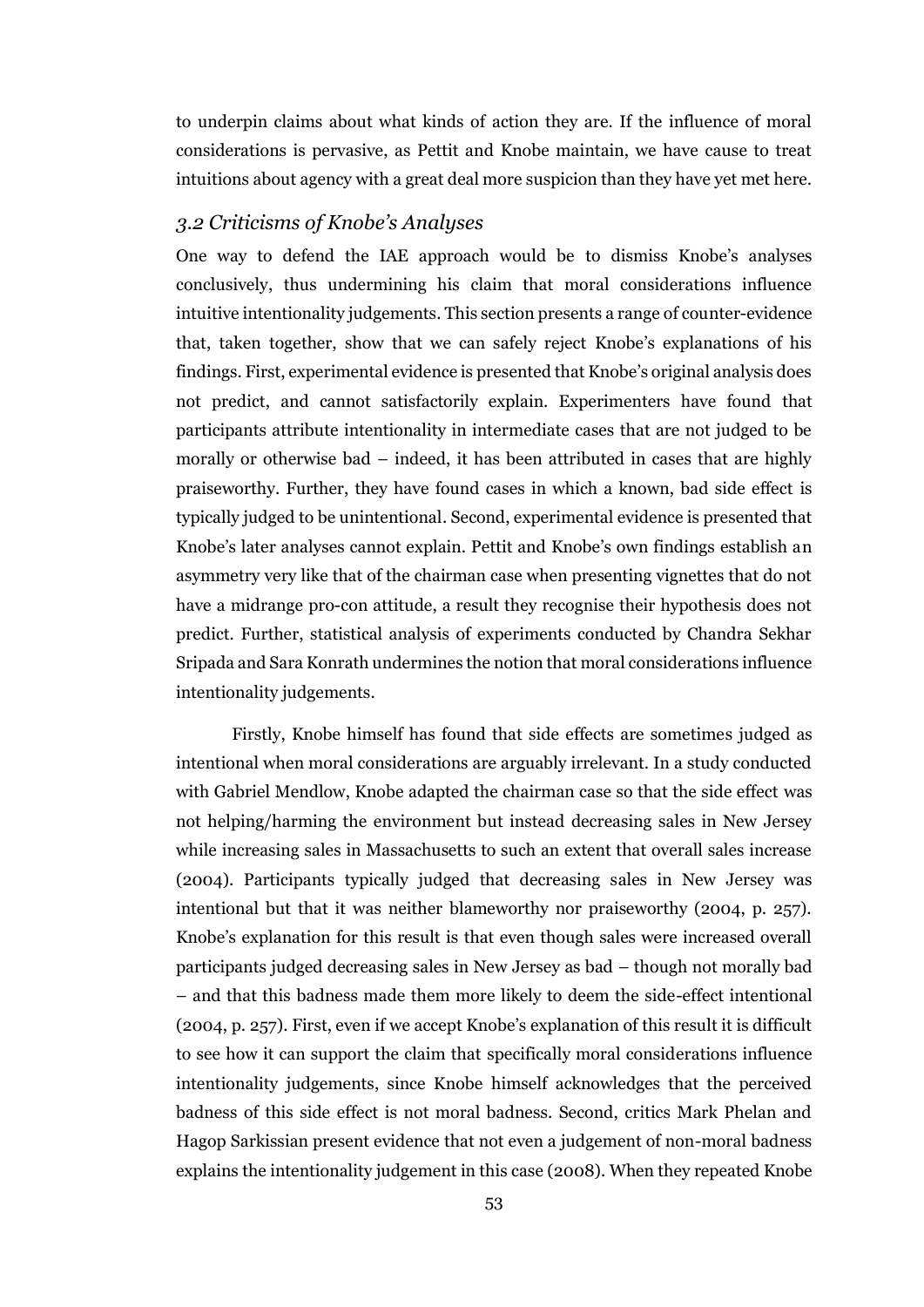to underpin claims about what kinds of action they are. If the influence of moral considerations is pervasive, as Pettit and Knobe maintain, we have cause to treat intuitions about agency with a great deal more suspicion than they have yet met here.

### *3.2 Criticisms of Knobe's Analyses*

One way to defend the IAE approach would be to dismiss Knobe's analyses conclusively, thus undermining his claim that moral considerations influence intuitive intentionality judgements. This section presents a range of counter-evidence that, taken together, show that we can safely reject Knobe's explanations of his findings. First, experimental evidence is presented that Knobe's original analysis does not predict, and cannot satisfactorily explain. Experimenters have found that participants attribute intentionality in intermediate cases that are not judged to be morally or otherwise bad – indeed, it has been attributed in cases that are highly praiseworthy. Further, they have found cases in which a known, bad side effect is typically judged to be unintentional. Second, experimental evidence is presented that Knobe's later analyses cannot explain. Pettit and Knobe's own findings establish an asymmetry very like that of the chairman case when presenting vignettes that do not have a midrange pro-con attitude, a result they recognise their hypothesis does not predict. Further, statistical analysis of experiments conducted by Chandra Sekhar Sripada and Sara Konrath undermines the notion that moral considerations influence intentionality judgements.

Firstly, Knobe himself has found that side effects are sometimes judged as intentional when moral considerations are arguably irrelevant. In a study conducted with Gabriel Mendlow, Knobe adapted the chairman case so that the side effect was not helping/harming the environment but instead decreasing sales in New Jersey while increasing sales in Massachusetts to such an extent that overall sales increase (2004). Participants typically judged that decreasing sales in New Jersey was intentional but that it was neither blameworthy nor praiseworthy (2004, p. 257). Knobe's explanation for this result is that even though sales were increased overall participants judged decreasing sales in New Jersey as bad – though not morally bad – and that this badness made them more likely to deem the side-effect intentional (2004, p. 257). First, even if we accept Knobe's explanation of this result it is difficult to see how it can support the claim that specifically moral considerations influence intentionality judgements, since Knobe himself acknowledges that the perceived badness of this side effect is not moral badness. Second, critics Mark Phelan and Hagop Sarkissian present evidence that not even a judgement of non-moral badness explains the intentionality judgement in this case (2008). When they repeated Knobe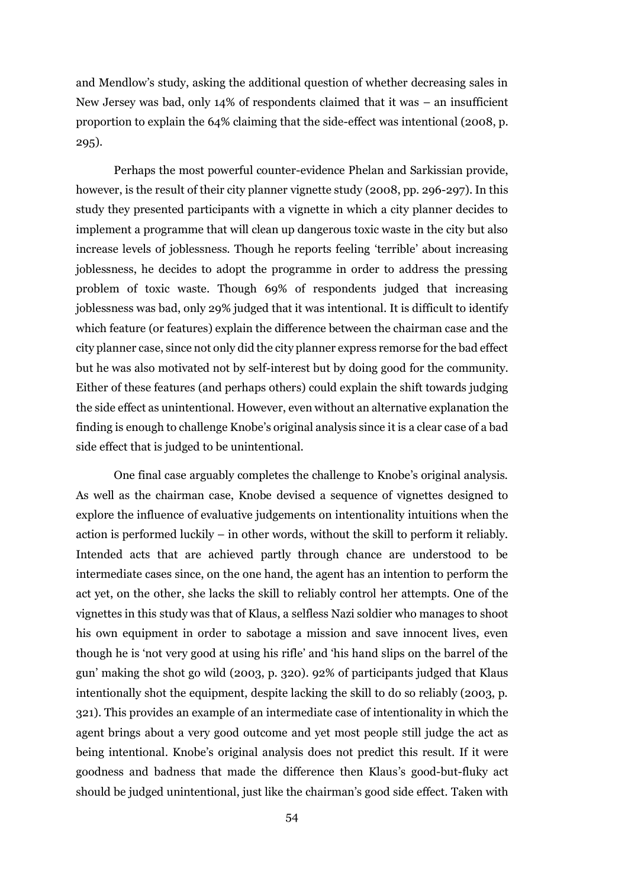and Mendlow's study, asking the additional question of whether decreasing sales in New Jersey was bad, only 14% of respondents claimed that it was – an insufficient proportion to explain the 64% claiming that the side-effect was intentional (2008, p. 295).

Perhaps the most powerful counter-evidence Phelan and Sarkissian provide, however, is the result of their city planner vignette study (2008, pp. 296-297). In this study they presented participants with a vignette in which a city planner decides to implement a programme that will clean up dangerous toxic waste in the city but also increase levels of joblessness. Though he reports feeling 'terrible' about increasing joblessness, he decides to adopt the programme in order to address the pressing problem of toxic waste. Though 69% of respondents judged that increasing joblessness was bad, only 29% judged that it was intentional. It is difficult to identify which feature (or features) explain the difference between the chairman case and the city planner case, since not only did the city planner express remorse for the bad effect but he was also motivated not by self-interest but by doing good for the community. Either of these features (and perhaps others) could explain the shift towards judging the side effect as unintentional. However, even without an alternative explanation the finding is enough to challenge Knobe's original analysis since it is a clear case of a bad side effect that is judged to be unintentional.

One final case arguably completes the challenge to Knobe's original analysis. As well as the chairman case, Knobe devised a sequence of vignettes designed to explore the influence of evaluative judgements on intentionality intuitions when the action is performed luckily – in other words, without the skill to perform it reliably. Intended acts that are achieved partly through chance are understood to be intermediate cases since, on the one hand, the agent has an intention to perform the act yet, on the other, she lacks the skill to reliably control her attempts. One of the vignettes in this study was that of Klaus, a selfless Nazi soldier who manages to shoot his own equipment in order to sabotage a mission and save innocent lives, even though he is 'not very good at using his rifle' and 'his hand slips on the barrel of the gun' making the shot go wild (2003, p. 320). 92% of participants judged that Klaus intentionally shot the equipment, despite lacking the skill to do so reliably (2003, p. 321). This provides an example of an intermediate case of intentionality in which the agent brings about a very good outcome and yet most people still judge the act as being intentional. Knobe's original analysis does not predict this result. If it were goodness and badness that made the difference then Klaus's good-but-fluky act should be judged unintentional, just like the chairman's good side effect. Taken with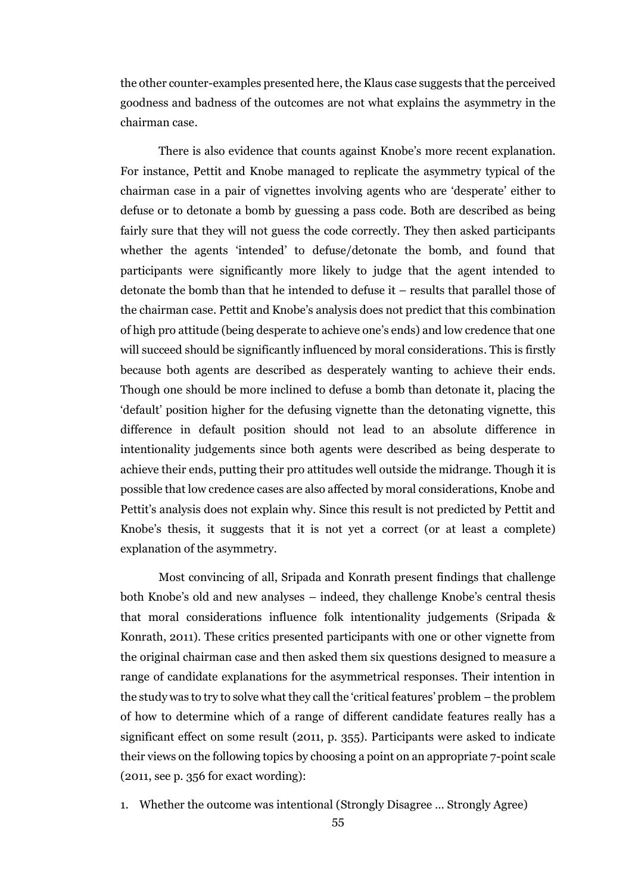the other counter-examples presented here, the Klaus case suggests that the perceived goodness and badness of the outcomes are not what explains the asymmetry in the chairman case.

There is also evidence that counts against Knobe's more recent explanation. For instance, Pettit and Knobe managed to replicate the asymmetry typical of the chairman case in a pair of vignettes involving agents who are 'desperate' either to defuse or to detonate a bomb by guessing a pass code. Both are described as being fairly sure that they will not guess the code correctly. They then asked participants whether the agents 'intended' to defuse/detonate the bomb, and found that participants were significantly more likely to judge that the agent intended to detonate the bomb than that he intended to defuse it – results that parallel those of the chairman case. Pettit and Knobe's analysis does not predict that this combination of high pro attitude (being desperate to achieve one's ends) and low credence that one will succeed should be significantly influenced by moral considerations. This is firstly because both agents are described as desperately wanting to achieve their ends. Though one should be more inclined to defuse a bomb than detonate it, placing the 'default' position higher for the defusing vignette than the detonating vignette, this difference in default position should not lead to an absolute difference in intentionality judgements since both agents were described as being desperate to achieve their ends, putting their pro attitudes well outside the midrange. Though it is possible that low credence cases are also affected by moral considerations, Knobe and Pettit's analysis does not explain why. Since this result is not predicted by Pettit and Knobe's thesis, it suggests that it is not yet a correct (or at least a complete) explanation of the asymmetry.

Most convincing of all, Sripada and Konrath present findings that challenge both Knobe's old and new analyses – indeed, they challenge Knobe's central thesis that moral considerations influence folk intentionality judgements (Sripada & Konrath, 2011). These critics presented participants with one or other vignette from the original chairman case and then asked them six questions designed to measure a range of candidate explanations for the asymmetrical responses. Their intention in the study was to try to solve what they call the 'critical features' problem – the problem of how to determine which of a range of different candidate features really has a significant effect on some result (2011, p. 355). Participants were asked to indicate their views on the following topics by choosing a point on an appropriate 7-point scale (2011, see p. 356 for exact wording):

1. Whether the outcome was intentional (Strongly Disagree … Strongly Agree)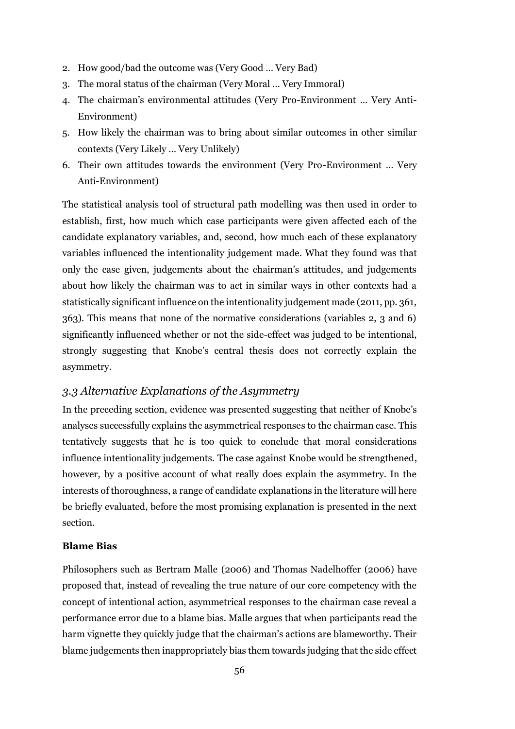2. How good/bad the outcome was (Very Good … Very Bad)
3. The moral status of the chairman (Very Moral … Very Immoral)
4. The chairman's environmental attitudes (Very Pro-Environment … Very Anti-Environment)
5. How likely the chairman was to bring about similar outcomes in other similar contexts (Very Likely … Very Unlikely)
6. Their own attitudes towards the environment (Very Pro-Environment … Very Anti-Environment)

The statistical analysis tool of structural path modelling was then used in order to establish, first, how much which case participants were given affected each of the candidate explanatory variables, and, second, how much each of these explanatory variables influenced the intentionality judgement made. What they found was that only the case given, judgements about the chairman's attitudes, and judgements about how likely the chairman was to act in similar ways in other contexts had a statistically significant influence on the intentionality judgement made (2011, pp. 361, 363). This means that none of the normative considerations (variables 2, 3 and 6) significantly influenced whether or not the side-effect was judged to be intentional, strongly suggesting that Knobe's central thesis does not correctly explain the asymmetry.

## *3.3 Alternative Explanations of the Asymmetry*

In the preceding section, evidence was presented suggesting that neither of Knobe's analyses successfully explains the asymmetrical responses to the chairman case. This tentatively suggests that he is too quick to conclude that moral considerations influence intentionality judgements. The case against Knobe would be strengthened, however, by a positive account of what really does explain the asymmetry. In the interests of thoroughness, a range of candidate explanations in the literature will here be briefly evaluated, before the most promising explanation is presented in the next section.

**Blame Bias**

Philosophers such as Bertram Malle (2006) and Thomas Nadelhoffer (2006) have proposed that, instead of revealing the true nature of our core competency with the concept of intentional action, asymmetrical responses to the chairman case reveal a performance error due to a blame bias. Malle argues that when participants read the harm vignette they quickly judge that the chairman's actions are blameworthy. Their blame judgements then inappropriately bias them towards judging that the side effect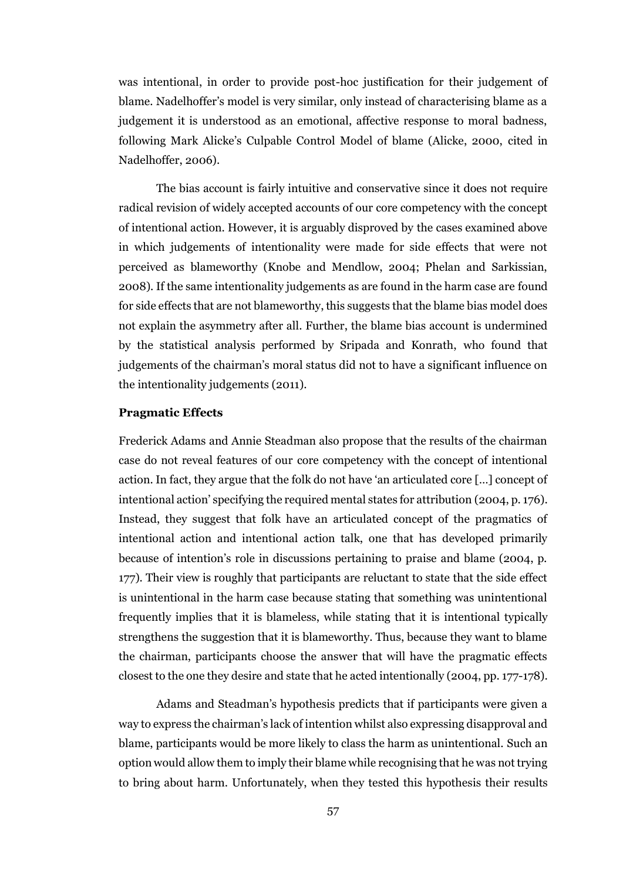was intentional, in order to provide post-hoc justification for their judgement of blame. Nadelhoffer's model is very similar, only instead of characterising blame as a judgement it is understood as an emotional, affective response to moral badness, following Mark Alicke's Culpable Control Model of blame (Alicke, 2000, cited in Nadelhoffer, 2006).

The bias account is fairly intuitive and conservative since it does not require radical revision of widely accepted accounts of our core competency with the concept of intentional action. However, it is arguably disproved by the cases examined above in which judgements of intentionality were made for side effects that were not perceived as blameworthy (Knobe and Mendlow, 2004; Phelan and Sarkissian, 2008). If the same intentionality judgements as are found in the harm case are found for side effects that are not blameworthy, this suggests that the blame bias model does not explain the asymmetry after all. Further, the blame bias account is undermined by the statistical analysis performed by Sripada and Konrath, who found that judgements of the chairman's moral status did not to have a significant influence on the intentionality judgements (2011).

**Pragmatic Effects**

Frederick Adams and Annie Steadman also propose that the results of the chairman case do not reveal features of our core competency with the concept of intentional action. In fact, they argue that the folk do not have 'an articulated core [...] concept of intentional action' specifying the required mental states for attribution (2004, p. 176). Instead, they suggest that folk have an articulated concept of the pragmatics of intentional action and intentional action talk, one that has developed primarily because of intention's role in discussions pertaining to praise and blame (2004, p. 177). Their view is roughly that participants are reluctant to state that the side effect is unintentional in the harm case because stating that something was unintentional frequently implies that it is blameless, while stating that it is intentional typically strengthens the suggestion that it is blameworthy. Thus, because they want to blame the chairman, participants choose the answer that will have the pragmatic effects closest to the one they desire and state that he acted intentionally (2004, pp. 177-178).

Adams and Steadman's hypothesis predicts that if participants were given a way to express the chairman's lack of intention whilst also expressing disapproval and blame, participants would be more likely to class the harm as unintentional. Such an option would allow them to imply their blame while recognising that he was not trying to bring about harm. Unfortunately, when they tested this hypothesis their results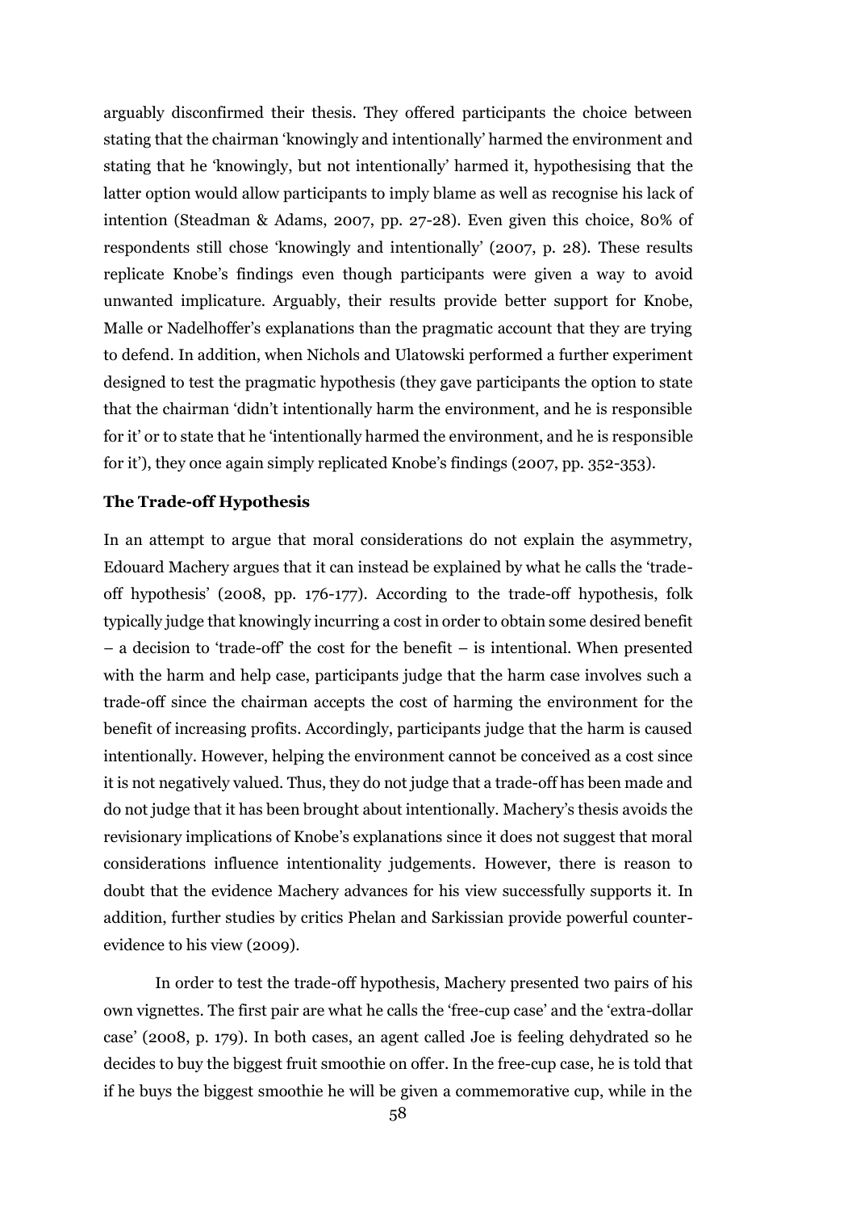arguably disconfirmed their thesis. They offered participants the choice between stating that the chairman 'knowingly and intentionally' harmed the environment and stating that he 'knowingly, but not intentionally' harmed it, hypothesising that the latter option would allow participants to imply blame as well as recognise his lack of intention (Steadman & Adams, 2007, pp. 27-28). Even given this choice, 80% of respondents still chose 'knowingly and intentionally' (2007, p. 28). These results replicate Knobe's findings even though participants were given a way to avoid unwanted implicature. Arguably, their results provide better support for Knobe, Malle or Nadelhoffer's explanations than the pragmatic account that they are trying to defend. In addition, when Nichols and Ulatowski performed a further experiment designed to test the pragmatic hypothesis (they gave participants the option to state that the chairman 'didn't intentionally harm the environment, and he is responsible for it' or to state that he 'intentionally harmed the environment, and he is responsible for it'), they once again simply replicated Knobe's findings (2007, pp. 352-353).

### The Trade-off Hypothesis

In an attempt to argue that moral considerations do not explain the asymmetry, Edouard Machery argues that it can instead be explained by what he calls the 'trade-off hypothesis' (2008, pp. 176-177). According to the trade-off hypothesis, folk typically judge that knowingly incurring a cost in order to obtain some desired benefit – a decision to 'trade-off' the cost for the benefit – is intentional. When presented with the harm and help case, participants judge that the harm case involves such a trade-off since the chairman accepts the cost of harming the environment for the benefit of increasing profits. Accordingly, participants judge that the harm is caused intentionally. However, helping the environment cannot be conceived as a cost since it is not negatively valued. Thus, they do not judge that a trade-off has been made and do not judge that it has been brought about intentionally. Machery's thesis avoids the revisionary implications of Knobe's explanations since it does not suggest that moral considerations influence intentionality judgements. However, there is reason to doubt that the evidence Machery advances for his view successfully supports it. In addition, further studies by critics Phelan and Sarkissian provide powerful counter-evidence to his view (2009).

In order to test the trade-off hypothesis, Machery presented two pairs of his own vignettes. The first pair are what he calls the 'free-cup case' and the 'extra-dollar case' (2008, p. 179). In both cases, an agent called Joe is feeling dehydrated so he decides to buy the biggest fruit smoothie on offer. In the free-cup case, he is told that if he buys the biggest smoothie he will be given a commemorative cup, while in the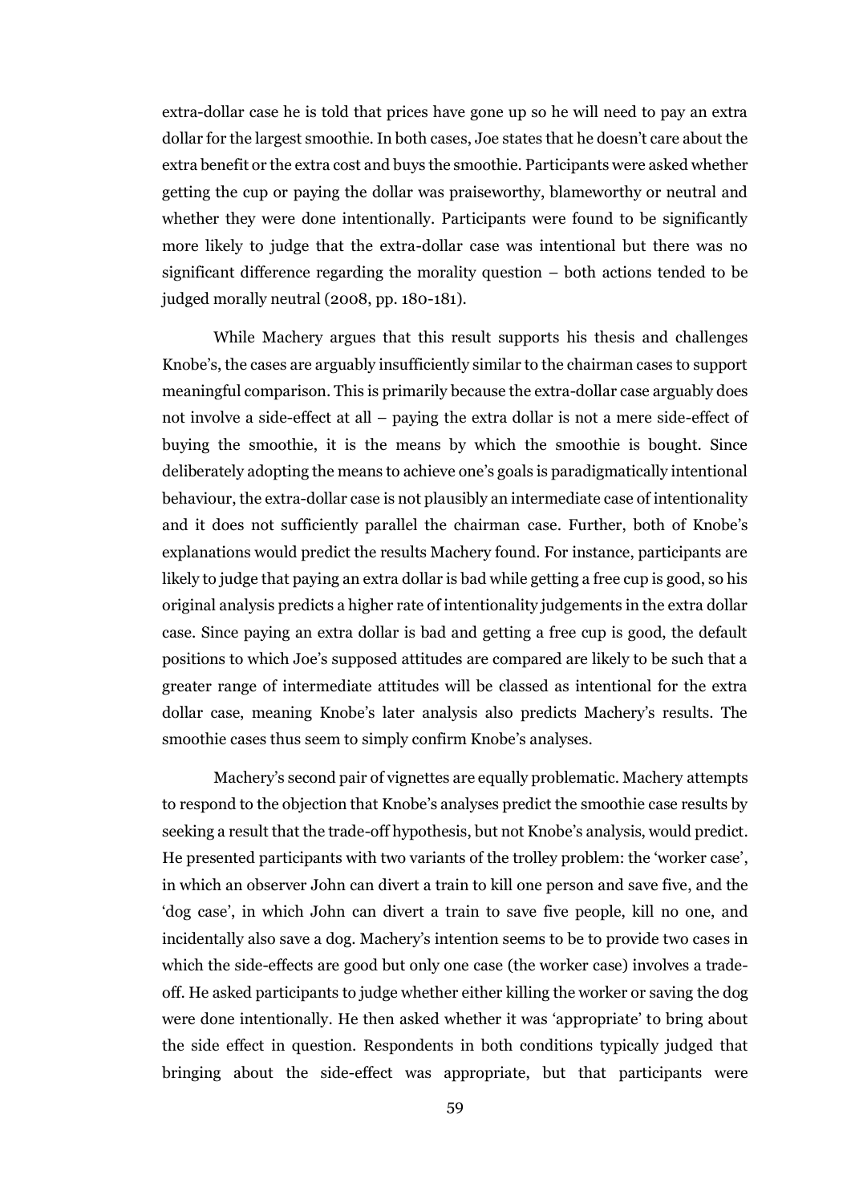extra-dollar case he is told that prices have gone up so he will need to pay an extra dollar for the largest smoothie. In both cases, Joe states that he doesn't care about the extra benefit or the extra cost and buys the smoothie. Participants were asked whether getting the cup or paying the dollar was praiseworthy, blameworthy or neutral and whether they were done intentionally. Participants were found to be significantly more likely to judge that the extra-dollar case was intentional but there was no significant difference regarding the morality question – both actions tended to be judged morally neutral (2008, pp. 180-181).

While Machery argues that this result supports his thesis and challenges Knobe's, the cases are arguably insufficiently similar to the chairman cases to support meaningful comparison. This is primarily because the extra-dollar case arguably does not involve a side-effect at all – paying the extra dollar is not a mere side-effect of buying the smoothie, it is the means by which the smoothie is bought. Since deliberately adopting the means to achieve one's goals is paradigmatically intentional behaviour, the extra-dollar case is not plausibly an intermediate case of intentionality and it does not sufficiently parallel the chairman case. Further, both of Knobe's explanations would predict the results Machery found. For instance, participants are likely to judge that paying an extra dollar is bad while getting a free cup is good, so his original analysis predicts a higher rate of intentionality judgements in the extra dollar case. Since paying an extra dollar is bad and getting a free cup is good, the default positions to which Joe's supposed attitudes are compared are likely to be such that a greater range of intermediate attitudes will be classed as intentional for the extra dollar case, meaning Knobe's later analysis also predicts Machery's results. The smoothie cases thus seem to simply confirm Knobe's analyses.

Machery's second pair of vignettes are equally problematic. Machery attempts to respond to the objection that Knobe's analyses predict the smoothie case results by seeking a result that the trade-off hypothesis, but not Knobe's analysis, would predict. He presented participants with two variants of the trolley problem: the 'worker case', in which an observer John can divert a train to kill one person and save five, and the 'dog case', in which John can divert a train to save five people, kill no one, and incidentally also save a dog. Machery's intention seems to be to provide two cases in which the side-effects are good but only one case (the worker case) involves a trade-off. He asked participants to judge whether either killing the worker or saving the dog were done intentionally. He then asked whether it was 'appropriate' to bring about the side effect in question. Respondents in both conditions typically judged that bringing about the side-effect was appropriate, but that participants were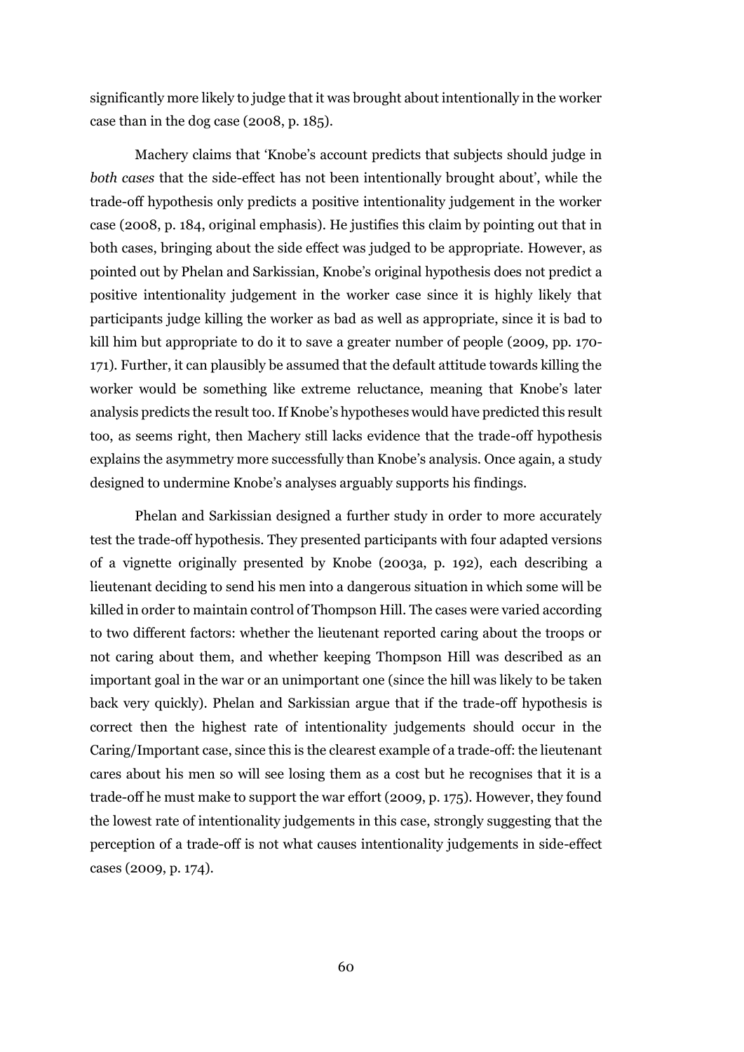significantly more likely to judge that it was brought about intentionally in the worker case than in the dog case (2008, p. 185).

Machery claims that 'Knobe's account predicts that subjects should judge in *both cases* that the side-effect has not been intentionally brought about', while the trade-off hypothesis only predicts a positive intentionality judgement in the worker case (2008, p. 184, original emphasis). He justifies this claim by pointing out that in both cases, bringing about the side effect was judged to be appropriate. However, as pointed out by Phelan and Sarkissian, Knobe's original hypothesis does not predict a positive intentionality judgement in the worker case since it is highly likely that participants judge killing the worker as bad as well as appropriate, since it is bad to kill him but appropriate to do it to save a greater number of people (2009, pp. 170-171). Further, it can plausibly be assumed that the default attitude towards killing the worker would be something like extreme reluctance, meaning that Knobe's later analysis predicts the result too. If Knobe's hypotheses would have predicted this result too, as seems right, then Machery still lacks evidence that the trade-off hypothesis explains the asymmetry more successfully than Knobe's analysis. Once again, a study designed to undermine Knobe's analyses arguably supports his findings.

Phelan and Sarkissian designed a further study in order to more accurately test the trade-off hypothesis. They presented participants with four adapted versions of a vignette originally presented by Knobe (2003a, p. 192), each describing a lieutenant deciding to send his men into a dangerous situation in which some will be killed in order to maintain control of Thompson Hill. The cases were varied according to two different factors: whether the lieutenant reported caring about the troops or not caring about them, and whether keeping Thompson Hill was described as an important goal in the war or an unimportant one (since the hill was likely to be taken back very quickly). Phelan and Sarkissian argue that if the trade-off hypothesis is correct then the highest rate of intentionality judgements should occur in the Caring/Important case, since this is the clearest example of a trade-off: the lieutenant cares about his men so will see losing them as a cost but he recognises that it is a trade-off he must make to support the war effort (2009, p. 175). However, they found the lowest rate of intentionality judgements in this case, strongly suggesting that the perception of a trade-off is not what causes intentionality judgements in side-effect cases (2009, p. 174).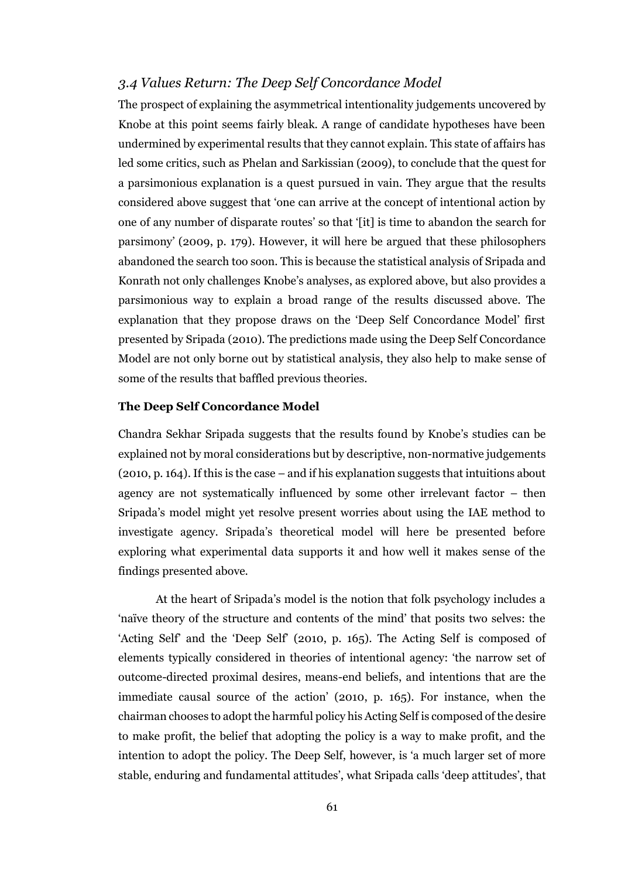### *3.4 Values Return: The Deep Self Concordance Model*

The prospect of explaining the asymmetrical intentionality judgements uncovered by Knobe at this point seems fairly bleak. A range of candidate hypotheses have been undermined by experimental results that they cannot explain. This state of affairs has led some critics, such as Phelan and Sarkissian (2009), to conclude that the quest for a parsimonious explanation is a quest pursued in vain. They argue that the results considered above suggest that 'one can arrive at the concept of intentional action by one of any number of disparate routes' so that '[it] is time to abandon the search for parsimony' (2009, p. 179). However, it will here be argued that these philosophers abandoned the search too soon. This is because the statistical analysis of Sripada and Konrath not only challenges Knobe's analyses, as explored above, but also provides a parsimonious way to explain a broad range of the results discussed above. The explanation that they propose draws on the 'Deep Self Concordance Model' first presented by Sripada (2010). The predictions made using the Deep Self Concordance Model are not only borne out by statistical analysis, they also help to make sense of some of the results that baffled previous theories.

**The Deep Self Concordance Model**

Chandra Sekhar Sripada suggests that the results found by Knobe's studies can be explained not by moral considerations but by descriptive, non-normative judgements (2010, p. 164). If this is the case – and if his explanation suggests that intuitions about agency are not systematically influenced by some other irrelevant factor – then Sripada's model might yet resolve present worries about using the IAE method to investigate agency. Sripada's theoretical model will here be presented before exploring what experimental data supports it and how well it makes sense of the findings presented above.

At the heart of Sripada's model is the notion that folk psychology includes a 'naïve theory of the structure and contents of the mind' that posits two selves: the 'Acting Self' and the 'Deep Self' (2010, p. 165). The Acting Self is composed of elements typically considered in theories of intentional agency: 'the narrow set of outcome-directed proximal desires, means-end beliefs, and intentions that are the immediate causal source of the action' (2010, p. 165). For instance, when the chairman chooses to adopt the harmful policy his Acting Self is composed of the desire to make profit, the belief that adopting the policy is a way to make profit, and the intention to adopt the policy. The Deep Self, however, is 'a much larger set of more stable, enduring and fundamental attitudes', what Sripada calls 'deep attitudes', that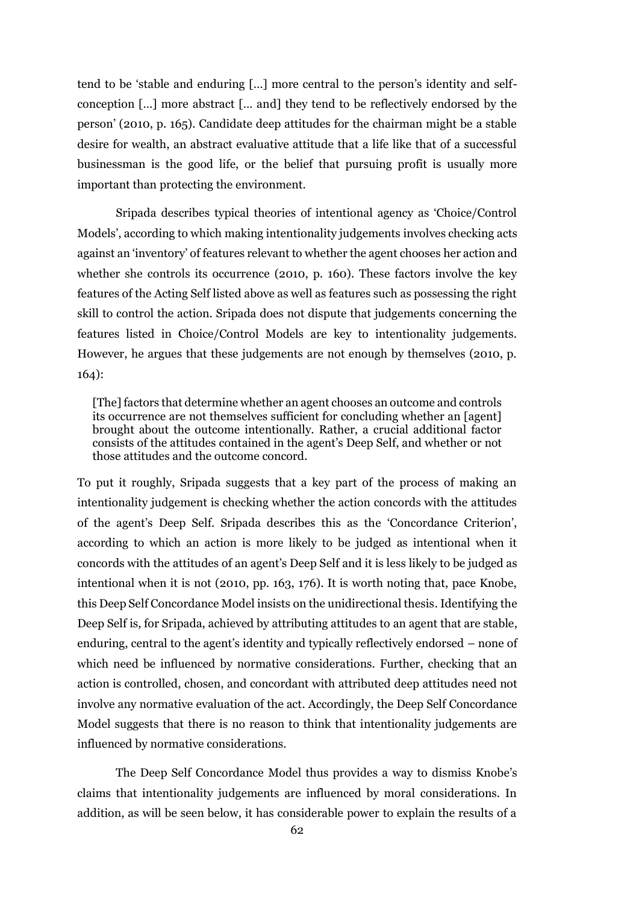tend to be 'stable and enduring [...] more central to the person's identity and self-conception [...] more abstract [... and] they tend to be reflectively endorsed by the person' (2010, p. 165). Candidate deep attitudes for the chairman might be a stable desire for wealth, an abstract evaluative attitude that a life like that of a successful businessman is the good life, or the belief that pursuing profit is usually more important than protecting the environment.

Sripada describes typical theories of intentional agency as 'Choice/Control Models', according to which making intentionality judgements involves checking acts against an 'inventory' of features relevant to whether the agent chooses her action and whether she controls its occurrence (2010, p. 160). These factors involve the key features of the Acting Self listed above as well as features such as possessing the right skill to control the action. Sripada does not dispute that judgements concerning the features listed in Choice/Control Models are key to intentionality judgements. However, he argues that these judgements are not enough by themselves (2010, p. 164):

> [The] factors that determine whether an agent chooses an outcome and controls its occurrence are not themselves sufficient for concluding whether an [agent] brought about the outcome intentionally. Rather, a crucial additional factor consists of the attitudes contained in the agent's Deep Self, and whether or not those attitudes and the outcome concord.

To put it roughly, Sripada suggests that a key part of the process of making an intentionality judgement is checking whether the action concords with the attitudes of the agent's Deep Self. Sripada describes this as the 'Concordance Criterion', according to which an action is more likely to be judged as intentional when it concords with the attitudes of an agent's Deep Self and it is less likely to be judged as intentional when it is not (2010, pp. 163, 176). It is worth noting that, pace Knobe, this Deep Self Concordance Model insists on the unidirectional thesis. Identifying the Deep Self is, for Sripada, achieved by attributing attitudes to an agent that are stable, enduring, central to the agent's identity and typically reflectively endorsed – none of which need be influenced by normative considerations. Further, checking that an action is controlled, chosen, and concordant with attributed deep attitudes need not involve any normative evaluation of the act. Accordingly, the Deep Self Concordance Model suggests that there is no reason to think that intentionality judgements are influenced by normative considerations.

The Deep Self Concordance Model thus provides a way to dismiss Knobe's claims that intentionality judgements are influenced by moral considerations. In addition, as will be seen below, it has considerable power to explain the results of a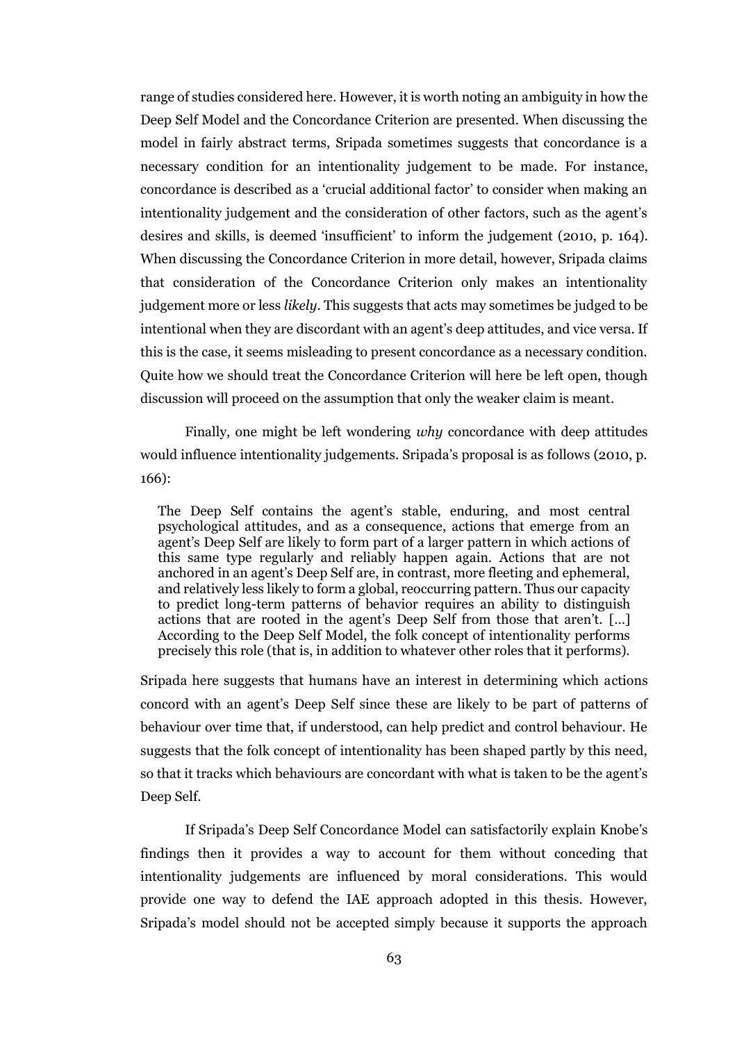range of studies considered here. However, it is worth noting an ambiguity in how the Deep Self Model and the Concordance Criterion are presented. When discussing the model in fairly abstract terms, Sripada sometimes suggests that concordance is a necessary condition for an intentionality judgement to be made. For instance, concordance is described as a 'crucial additional factor' to consider when making an intentionality judgement and the consideration of other factors, such as the agent's desires and skills, is deemed 'insufficient' to inform the judgement (2010, p. 164). When discussing the Concordance Criterion in more detail, however, Sripada claims that consideration of the Concordance Criterion only makes an intentionality judgement more or less *likely*. This suggests that acts may sometimes be judged to be intentional when they are discordant with an agent's deep attitudes, and vice versa. If this is the case, it seems misleading to present concordance as a necessary condition. Quite how we should treat the Concordance Criterion will here be left open, though discussion will proceed on the assumption that only the weaker claim is meant.

Finally, one might be left wondering *why* concordance with deep attitudes would influence intentionality judgements. Sripada's proposal is as follows (2010, p. 166):

> The Deep Self contains the agent's stable, enduring, and most central psychological attitudes, and as a consequence, actions that emerge from an agent's Deep Self are likely to form part of a larger pattern in which actions of this same type regularly and reliably happen again. Actions that are not anchored in an agent's Deep Self are, in contrast, more fleeting and ephemeral, and relatively less likely to form a global, reoccurring pattern. Thus our capacity to predict long-term patterns of behavior requires an ability to distinguish actions that are rooted in the agent's Deep Self from those that aren't. [...] According to the Deep Self Model, the folk concept of intentionality performs precisely this role (that is, in addition to whatever other roles that it performs).

Sripada here suggests that humans have an interest in determining which actions concord with an agent's Deep Self since these are likely to be part of patterns of behaviour over time that, if understood, can help predict and control behaviour. He suggests that the folk concept of intentionality has been shaped partly by this need, so that it tracks which behaviours are concordant with what is taken to be the agent's Deep Self.

If Sripada's Deep Self Concordance Model can satisfactorily explain Knobe's findings then it provides a way to account for them without conceding that intentionality judgements are influenced by moral considerations. This would provide one way to defend the IAE approach adopted in this thesis. However, Sripada's model should not be accepted simply because it supports the approach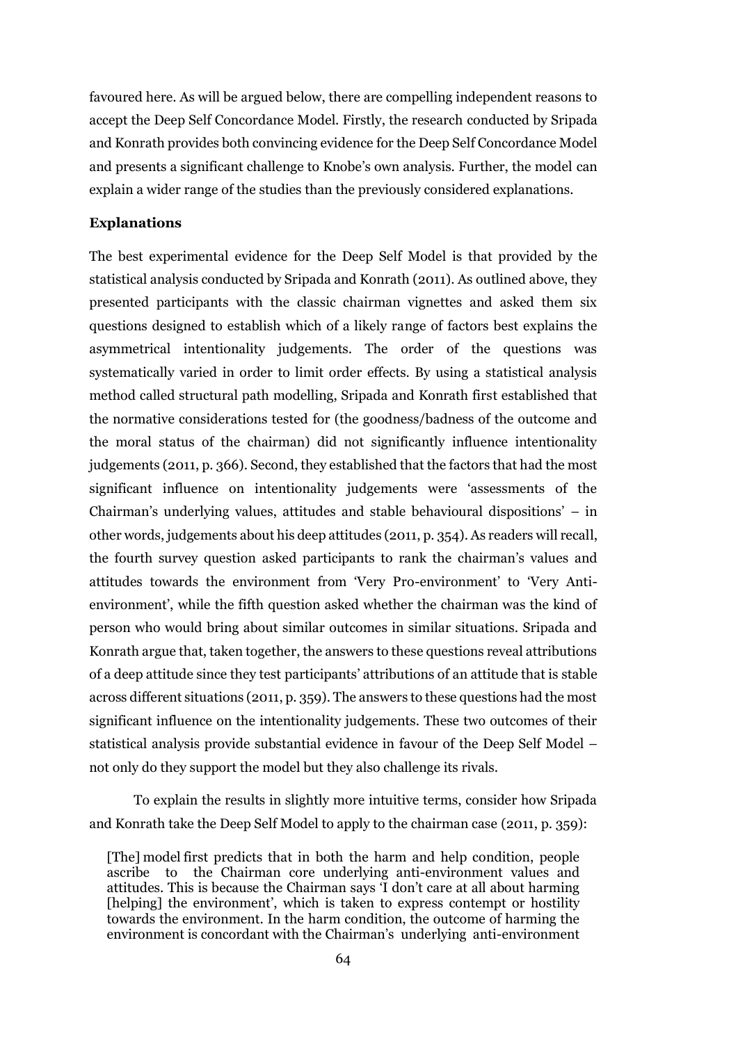favoured here. As will be argued below, there are compelling independent reasons to accept the Deep Self Concordance Model. Firstly, the research conducted by Sripada and Konrath provides both convincing evidence for the Deep Self Concordance Model and presents a significant challenge to Knobe's own analysis. Further, the model can explain a wider range of the studies than the previously considered explanations.

### Explanations

The best experimental evidence for the Deep Self Model is that provided by the statistical analysis conducted by Sripada and Konrath (2011). As outlined above, they presented participants with the classic chairman vignettes and asked them six questions designed to establish which of a likely range of factors best explains the asymmetrical intentionality judgements. The order of the questions was systematically varied in order to limit order effects. By using a statistical analysis method called structural path modelling, Sripada and Konrath first established that the normative considerations tested for (the goodness/badness of the outcome and the moral status of the chairman) did not significantly influence intentionality judgements (2011, p. 366). Second, they established that the factors that had the most significant influence on intentionality judgements were 'assessments of the Chairman's underlying values, attitudes and stable behavioural dispositions' – in other words, judgements about his deep attitudes (2011, p. 354). As readers will recall, the fourth survey question asked participants to rank the chairman's values and attitudes towards the environment from 'Very Pro-environment' to 'Very Anti-environment', while the fifth question asked whether the chairman was the kind of person who would bring about similar outcomes in similar situations. Sripada and Konrath argue that, taken together, the answers to these questions reveal attributions of a deep attitude since they test participants' attributions of an attitude that is stable across different situations (2011, p. 359). The answers to these questions had the most significant influence on the intentionality judgements. These two outcomes of their statistical analysis provide substantial evidence in favour of the Deep Self Model – not only do they support the model but they also challenge its rivals.

To explain the results in slightly more intuitive terms, consider how Sripada and Konrath take the Deep Self Model to apply to the chairman case (2011, p. 359):

> [The] model first predicts that in both the harm and help condition, people ascribe to the Chairman core underlying anti-environment values and attitudes. This is because the Chairman says 'I don't care at all about harming [helping] the environment', which is taken to express contempt or hostility towards the environment. In the harm condition, the outcome of harming the environment is concordant with the Chairman's underlying anti-environment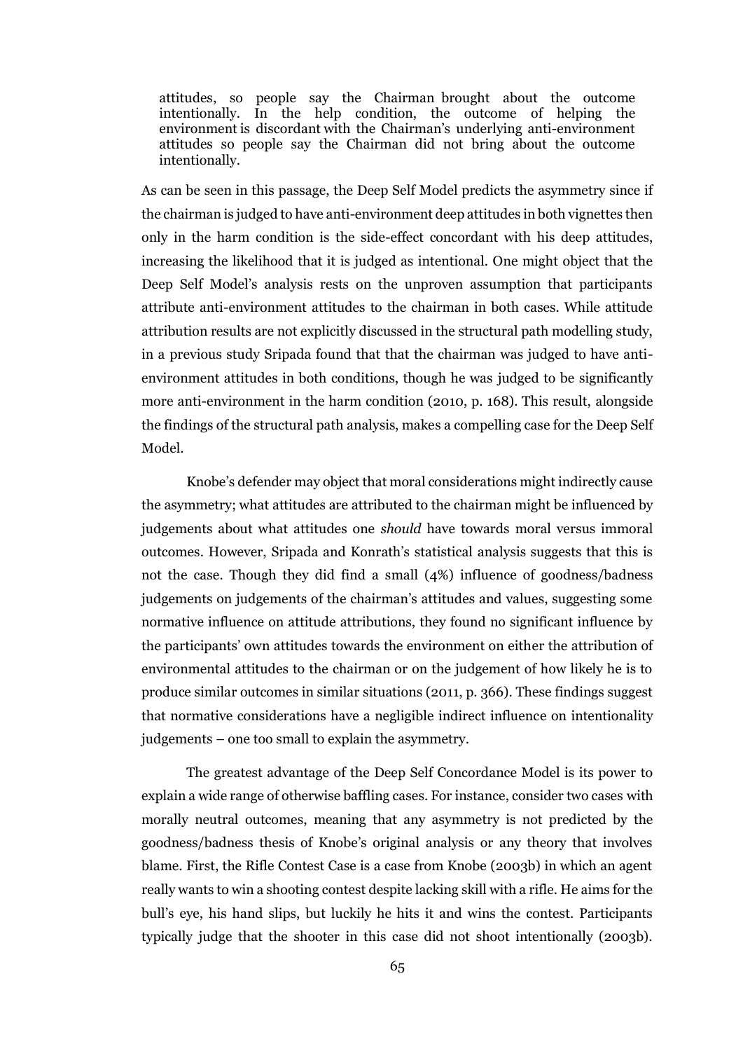> attitudes, so people say the Chairman brought about the outcome intentionally. In the help condition, the outcome of helping the environment is discordant with the Chairman's underlying anti-environment attitudes so people say the Chairman did not bring about the outcome intentionally.

As can be seen in this passage, the Deep Self Model predicts the asymmetry since if the chairman is judged to have anti-environment deep attitudes in both vignettes then only in the harm condition is the side-effect concordant with his deep attitudes, increasing the likelihood that it is judged as intentional. One might object that the Deep Self Model's analysis rests on the unproven assumption that participants attribute anti-environment attitudes to the chairman in both cases. While attitude attribution results are not explicitly discussed in the structural path modelling study, in a previous study Sripada found that that the chairman was judged to have anti-environment attitudes in both conditions, though he was judged to be significantly more anti-environment in the harm condition (2010, p. 168). This result, alongside the findings of the structural path analysis, makes a compelling case for the Deep Self Model.

Knobe's defender may object that moral considerations might indirectly cause the asymmetry; what attitudes are attributed to the chairman might be influenced by judgements about what attitudes one *should* have towards moral versus immoral outcomes. However, Sripada and Konrath's statistical analysis suggests that this is not the case. Though they did find a small (4%) influence of goodness/badness judgements on judgements of the chairman's attitudes and values, suggesting some normative influence on attitude attributions, they found no significant influence by the participants' own attitudes towards the environment on either the attribution of environmental attitudes to the chairman or on the judgement of how likely he is to produce similar outcomes in similar situations (2011, p. 366). These findings suggest that normative considerations have a negligible indirect influence on intentionality judgements – one too small to explain the asymmetry.

The greatest advantage of the Deep Self Concordance Model is its power to explain a wide range of otherwise baffling cases. For instance, consider two cases with morally neutral outcomes, meaning that any asymmetry is not predicted by the goodness/badness thesis of Knobe's original analysis or any theory that involves blame. First, the Rifle Contest Case is a case from Knobe (2003b) in which an agent really wants to win a shooting contest despite lacking skill with a rifle. He aims for the bull's eye, his hand slips, but luckily he hits it and wins the contest. Participants typically judge that the shooter in this case did not shoot intentionally (2003b).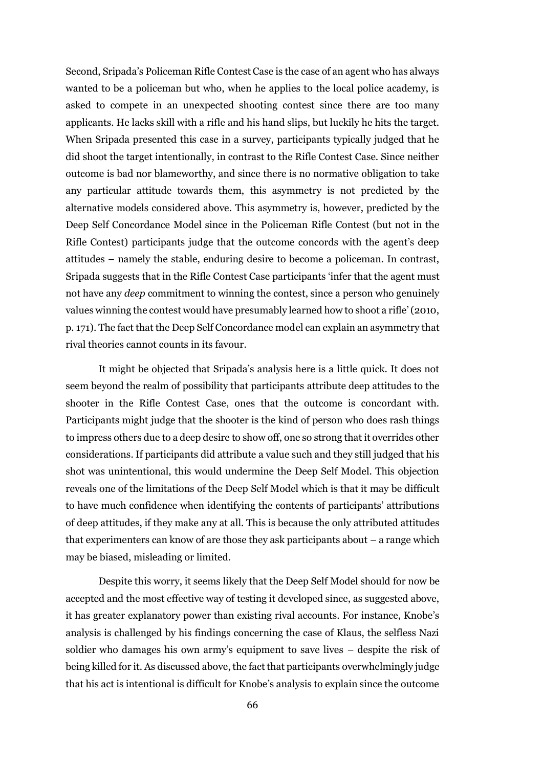Second, Sripada's Policeman Rifle Contest Case is the case of an agent who has always wanted to be a policeman but who, when he applies to the local police academy, is asked to compete in an unexpected shooting contest since there are too many applicants. He lacks skill with a rifle and his hand slips, but luckily he hits the target. When Sripada presented this case in a survey, participants typically judged that he did shoot the target intentionally, in contrast to the Rifle Contest Case. Since neither outcome is bad nor blameworthy, and since there is no normative obligation to take any particular attitude towards them, this asymmetry is not predicted by the alternative models considered above. This asymmetry is, however, predicted by the Deep Self Concordance Model since in the Policeman Rifle Contest (but not in the Rifle Contest) participants judge that the outcome concords with the agent's deep attitudes – namely the stable, enduring desire to become a policeman. In contrast, Sripada suggests that in the Rifle Contest Case participants 'infer that the agent must not have any *deep* commitment to winning the contest, since a person who genuinely values winning the contest would have presumably learned how to shoot a rifle' (2010, p. 171). The fact that the Deep Self Concordance model can explain an asymmetry that rival theories cannot counts in its favour.

It might be objected that Sripada's analysis here is a little quick. It does not seem beyond the realm of possibility that participants attribute deep attitudes to the shooter in the Rifle Contest Case, ones that the outcome is concordant with. Participants might judge that the shooter is the kind of person who does rash things to impress others due to a deep desire to show off, one so strong that it overrides other considerations. If participants did attribute a value such and they still judged that his shot was unintentional, this would undermine the Deep Self Model. This objection reveals one of the limitations of the Deep Self Model which is that it may be difficult to have much confidence when identifying the contents of participants' attributions of deep attitudes, if they make any at all. This is because the only attributed attitudes that experimenters can know of are those they ask participants about – a range which may be biased, misleading or limited.

Despite this worry, it seems likely that the Deep Self Model should for now be accepted and the most effective way of testing it developed since, as suggested above, it has greater explanatory power than existing rival accounts. For instance, Knobe's analysis is challenged by his findings concerning the case of Klaus, the selfless Nazi soldier who damages his own army's equipment to save lives – despite the risk of being killed for it. As discussed above, the fact that participants overwhelmingly judge that his act is intentional is difficult for Knobe's analysis to explain since the outcome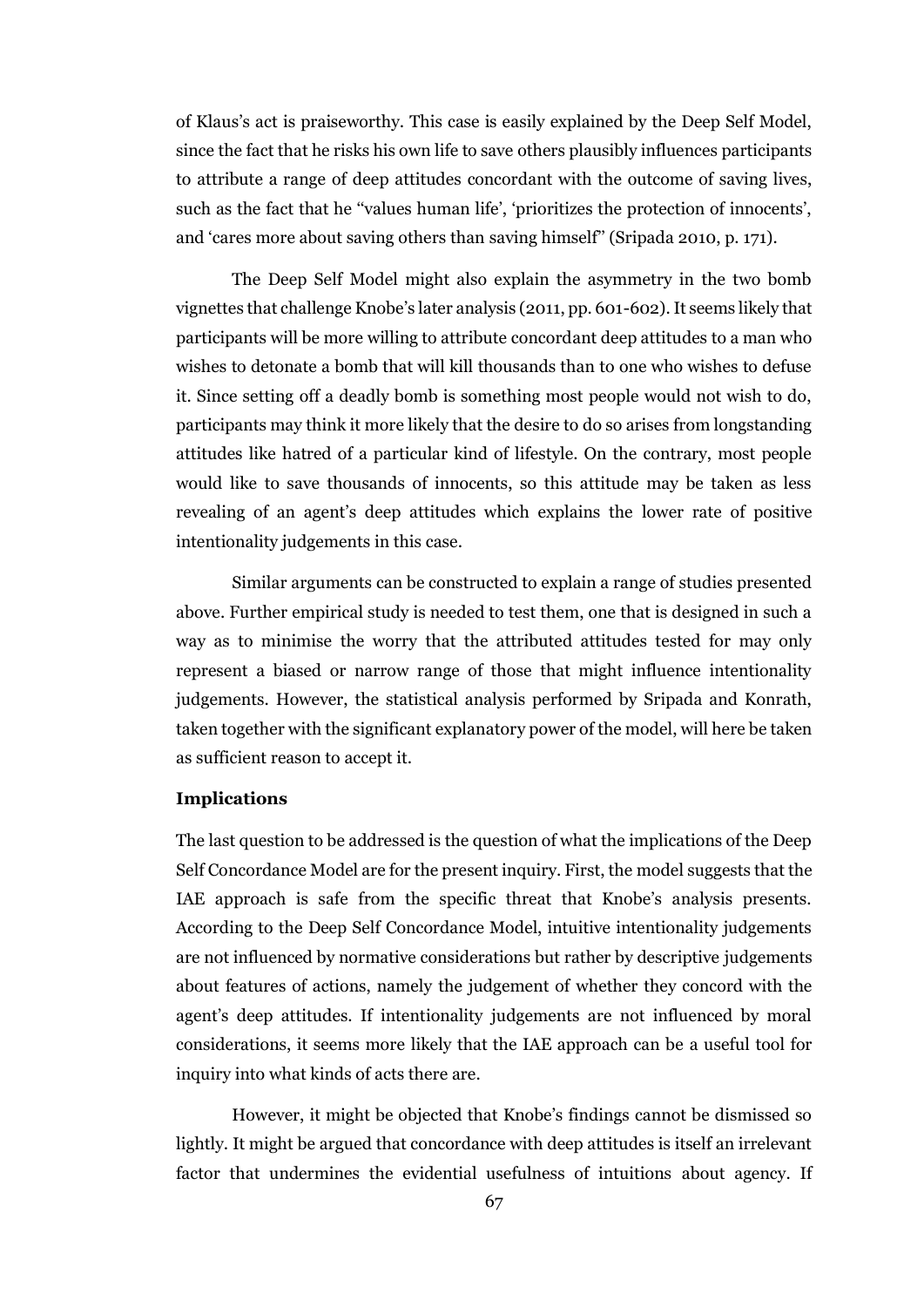of Klaus's act is praiseworthy. This case is easily explained by the Deep Self Model, since the fact that he risks his own life to save others plausibly influences participants to attribute a range of deep attitudes concordant with the outcome of saving lives, such as the fact that he "values human life', 'prioritizes the protection of innocents', and 'cares more about saving others than saving himself" (Sripada 2010, p. 171).

The Deep Self Model might also explain the asymmetry in the two bomb vignettes that challenge Knobe's later analysis (2011, pp. 601-602). It seems likely that participants will be more willing to attribute concordant deep attitudes to a man who wishes to detonate a bomb that will kill thousands than to one who wishes to defuse it. Since setting off a deadly bomb is something most people would not wish to do, participants may think it more likely that the desire to do so arises from longstanding attitudes like hatred of a particular kind of lifestyle. On the contrary, most people would like to save thousands of innocents, so this attitude may be taken as less revealing of an agent's deep attitudes which explains the lower rate of positive intentionality judgements in this case.

Similar arguments can be constructed to explain a range of studies presented above. Further empirical study is needed to test them, one that is designed in such a way as to minimise the worry that the attributed attitudes tested for may only represent a biased or narrow range of those that might influence intentionality judgements. However, the statistical analysis performed by Sripada and Konrath, taken together with the significant explanatory power of the model, will here be taken as sufficient reason to accept it.

**Implications**

The last question to be addressed is the question of what the implications of the Deep Self Concordance Model are for the present inquiry. First, the model suggests that the IAE approach is safe from the specific threat that Knobe's analysis presents. According to the Deep Self Concordance Model, intuitive intentionality judgements are not influenced by normative considerations but rather by descriptive judgements about features of actions, namely the judgement of whether they concord with the agent's deep attitudes. If intentionality judgements are not influenced by moral considerations, it seems more likely that the IAE approach can be a useful tool for inquiry into what kinds of acts there are.

However, it might be objected that Knobe's findings cannot be dismissed so lightly. It might be argued that concordance with deep attitudes is itself an irrelevant factor that undermines the evidential usefulness of intuitions about agency. If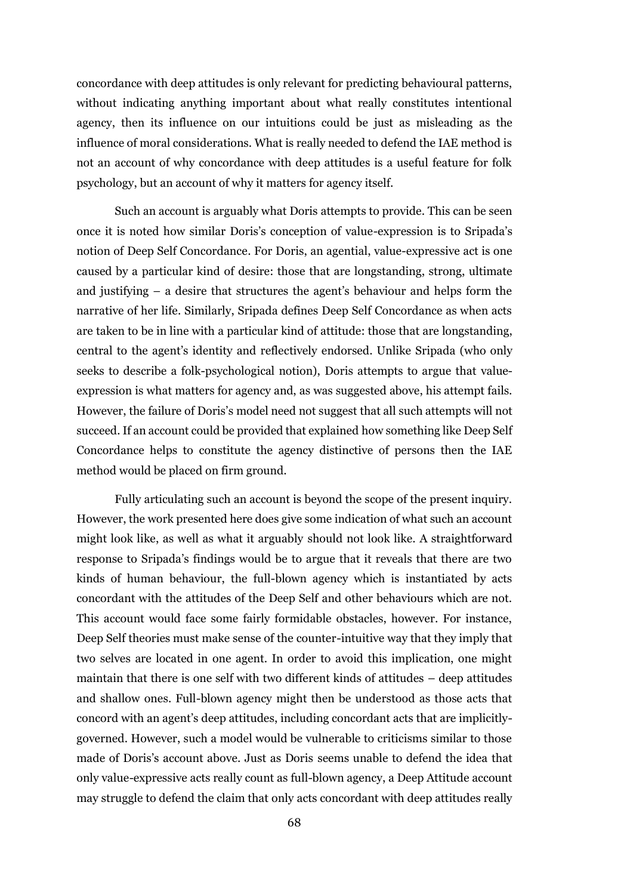concordance with deep attitudes is only relevant for predicting behavioural patterns, without indicating anything important about what really constitutes intentional agency, then its influence on our intuitions could be just as misleading as the influence of moral considerations. What is really needed to defend the IAE method is not an account of why concordance with deep attitudes is a useful feature for folk psychology, but an account of why it matters for agency itself.

Such an account is arguably what Doris attempts to provide. This can be seen once it is noted how similar Doris's conception of value-expression is to Sripada's notion of Deep Self Concordance. For Doris, an agential, value-expressive act is one caused by a particular kind of desire: those that are longstanding, strong, ultimate and justifying – a desire that structures the agent's behaviour and helps form the narrative of her life. Similarly, Sripada defines Deep Self Concordance as when acts are taken to be in line with a particular kind of attitude: those that are longstanding, central to the agent's identity and reflectively endorsed. Unlike Sripada (who only seeks to describe a folk-psychological notion), Doris attempts to argue that value-expression is what matters for agency and, as was suggested above, his attempt fails. However, the failure of Doris's model need not suggest that all such attempts will not succeed. If an account could be provided that explained how something like Deep Self Concordance helps to constitute the agency distinctive of persons then the IAE method would be placed on firm ground.

Fully articulating such an account is beyond the scope of the present inquiry. However, the work presented here does give some indication of what such an account might look like, as well as what it arguably should not look like. A straightforward response to Sripada's findings would be to argue that it reveals that there are two kinds of human behaviour, the full-blown agency which is instantiated by acts concordant with the attitudes of the Deep Self and other behaviours which are not. This account would face some fairly formidable obstacles, however. For instance, Deep Self theories must make sense of the counter-intuitive way that they imply that two selves are located in one agent. In order to avoid this implication, one might maintain that there is one self with two different kinds of attitudes – deep attitudes and shallow ones. Full-blown agency might then be understood as those acts that concord with an agent's deep attitudes, including concordant acts that are implicitly-governed. However, such a model would be vulnerable to criticisms similar to those made of Doris's account above. Just as Doris seems unable to defend the idea that only value-expressive acts really count as full-blown agency, a Deep Attitude account may struggle to defend the claim that only acts concordant with deep attitudes really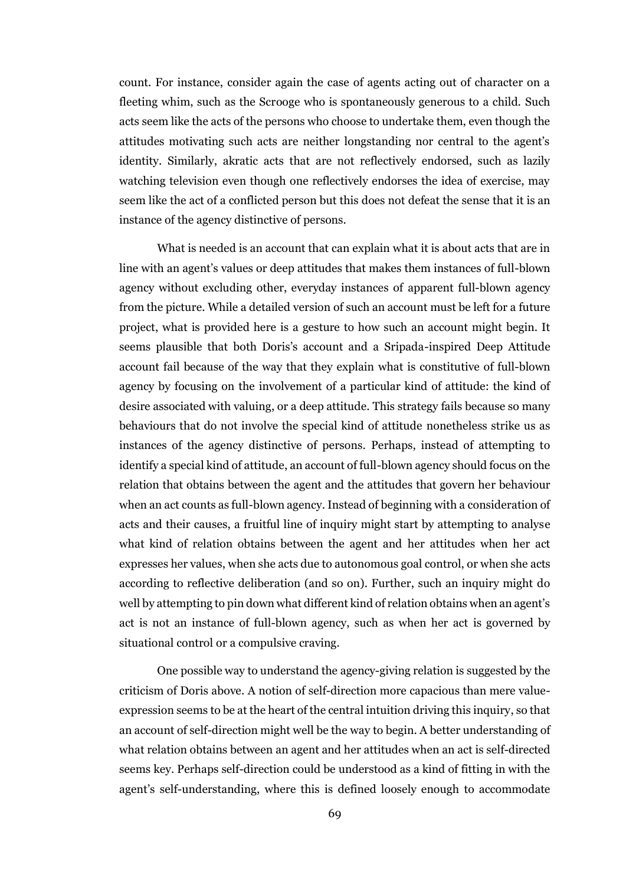count. For instance, consider again the case of agents acting out of character on a fleeting whim, such as the Scrooge who is spontaneously generous to a child. Such acts seem like the acts of the persons who choose to undertake them, even though the attitudes motivating such acts are neither longstanding nor central to the agent's identity. Similarly, akratic acts that are not reflectively endorsed, such as lazily watching television even though one reflectively endorses the idea of exercise, may seem like the act of a conflicted person but this does not defeat the sense that it is an instance of the agency distinctive of persons.

What is needed is an account that can explain what it is about acts that are in line with an agent's values or deep attitudes that makes them instances of full-blown agency without excluding other, everyday instances of apparent full-blown agency from the picture. While a detailed version of such an account must be left for a future project, what is provided here is a gesture to how such an account might begin. It seems plausible that both Doris's account and a Sripada-inspired Deep Attitude account fail because of the way that they explain what is constitutive of full-blown agency by focusing on the involvement of a particular kind of attitude: the kind of desire associated with valuing, or a deep attitude. This strategy fails because so many behaviours that do not involve the special kind of attitude nonetheless strike us as instances of the agency distinctive of persons. Perhaps, instead of attempting to identify a special kind of attitude, an account of full-blown agency should focus on the relation that obtains between the agent and the attitudes that govern her behaviour when an act counts as full-blown agency. Instead of beginning with a consideration of acts and their causes, a fruitful line of inquiry might start by attempting to analyse what kind of relation obtains between the agent and her attitudes when her act expresses her values, when she acts due to autonomous goal control, or when she acts according to reflective deliberation (and so on). Further, such an inquiry might do well by attempting to pin down what different kind of relation obtains when an agent's act is not an instance of full-blown agency, such as when her act is governed by situational control or a compulsive craving.

One possible way to understand the agency-giving relation is suggested by the criticism of Doris above. A notion of self-direction more capacious than mere value-expression seems to be at the heart of the central intuition driving this inquiry, so that an account of self-direction might well be the way to begin. A better understanding of what relation obtains between an agent and her attitudes when an act is self-directed seems key. Perhaps self-direction could be understood as a kind of fitting in with the agent's self-understanding, where this is defined loosely enough to accommodate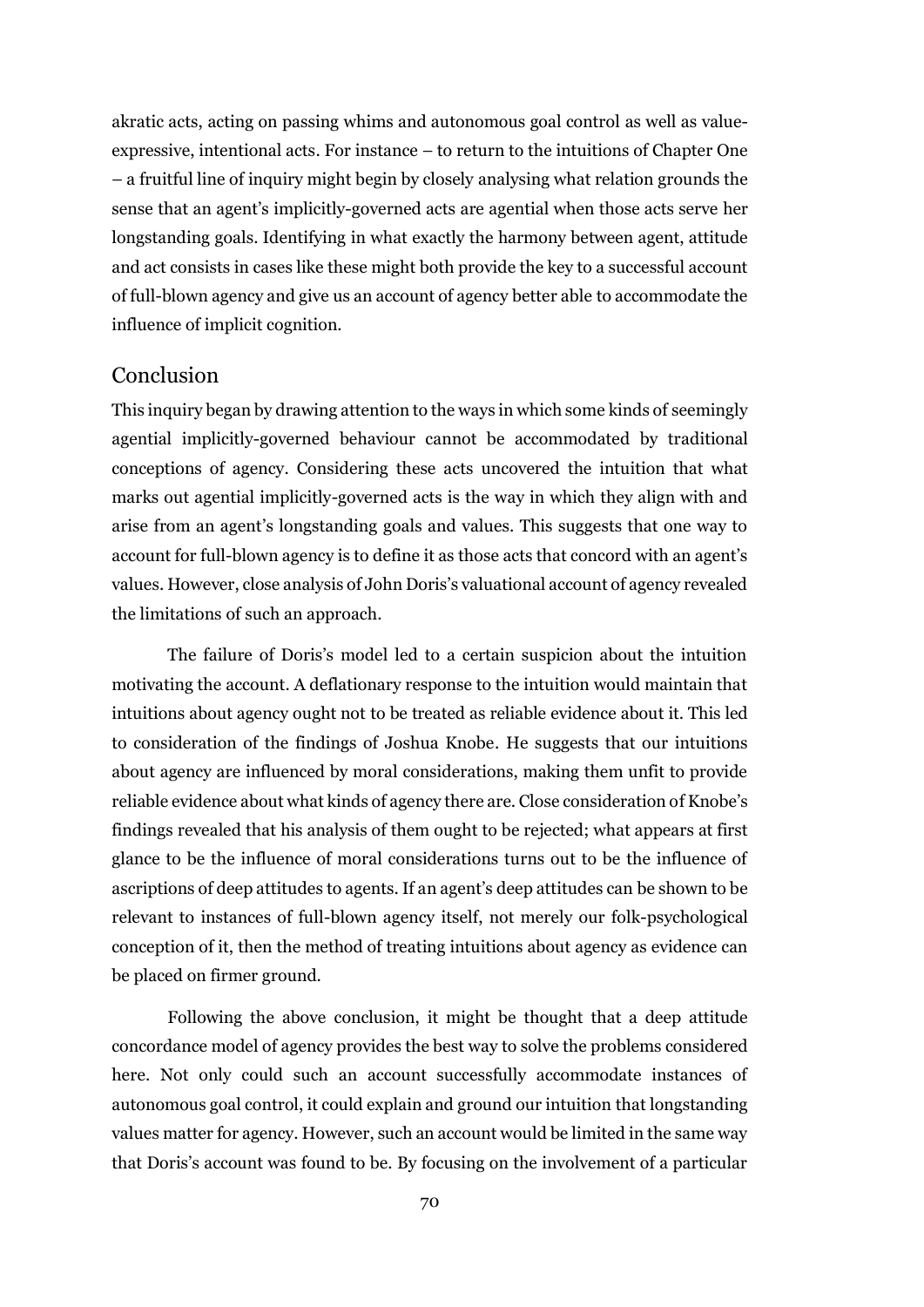akratic acts, acting on passing whims and autonomous goal control as well as value-expressive, intentional acts. For instance – to return to the intuitions of Chapter One – a fruitful line of inquiry might begin by closely analysing what relation grounds the sense that an agent's implicitly-governed acts are agential when those acts serve her longstanding goals. Identifying in what exactly the harmony between agent, attitude and act consists in cases like these might both provide the key to a successful account of full-blown agency and give us an account of agency better able to accommodate the influence of implicit cognition.

## Conclusion

This inquiry began by drawing attention to the ways in which some kinds of seemingly agential implicitly-governed behaviour cannot be accommodated by traditional conceptions of agency. Considering these acts uncovered the intuition that what marks out agential implicitly-governed acts is the way in which they align with and arise from an agent's longstanding goals and values. This suggests that one way to account for full-blown agency is to define it as those acts that concord with an agent's values. However, close analysis of John Doris's valuational account of agency revealed the limitations of such an approach.

The failure of Doris's model led to a certain suspicion about the intuition motivating the account. A deflationary response to the intuition would maintain that intuitions about agency ought not to be treated as reliable evidence about it. This led to consideration of the findings of Joshua Knobe. He suggests that our intuitions about agency are influenced by moral considerations, making them unfit to provide reliable evidence about what kinds of agency there are. Close consideration of Knobe's findings revealed that his analysis of them ought to be rejected; what appears at first glance to be the influence of moral considerations turns out to be the influence of ascriptions of deep attitudes to agents. If an agent's deep attitudes can be shown to be relevant to instances of full-blown agency itself, not merely our folk-psychological conception of it, then the method of treating intuitions about agency as evidence can be placed on firmer ground.

Following the above conclusion, it might be thought that a deep attitude concordance model of agency provides the best way to solve the problems considered here. Not only could such an account successfully accommodate instances of autonomous goal control, it could explain and ground our intuition that longstanding values matter for agency. However, such an account would be limited in the same way that Doris's account was found to be. By focusing on the involvement of a particular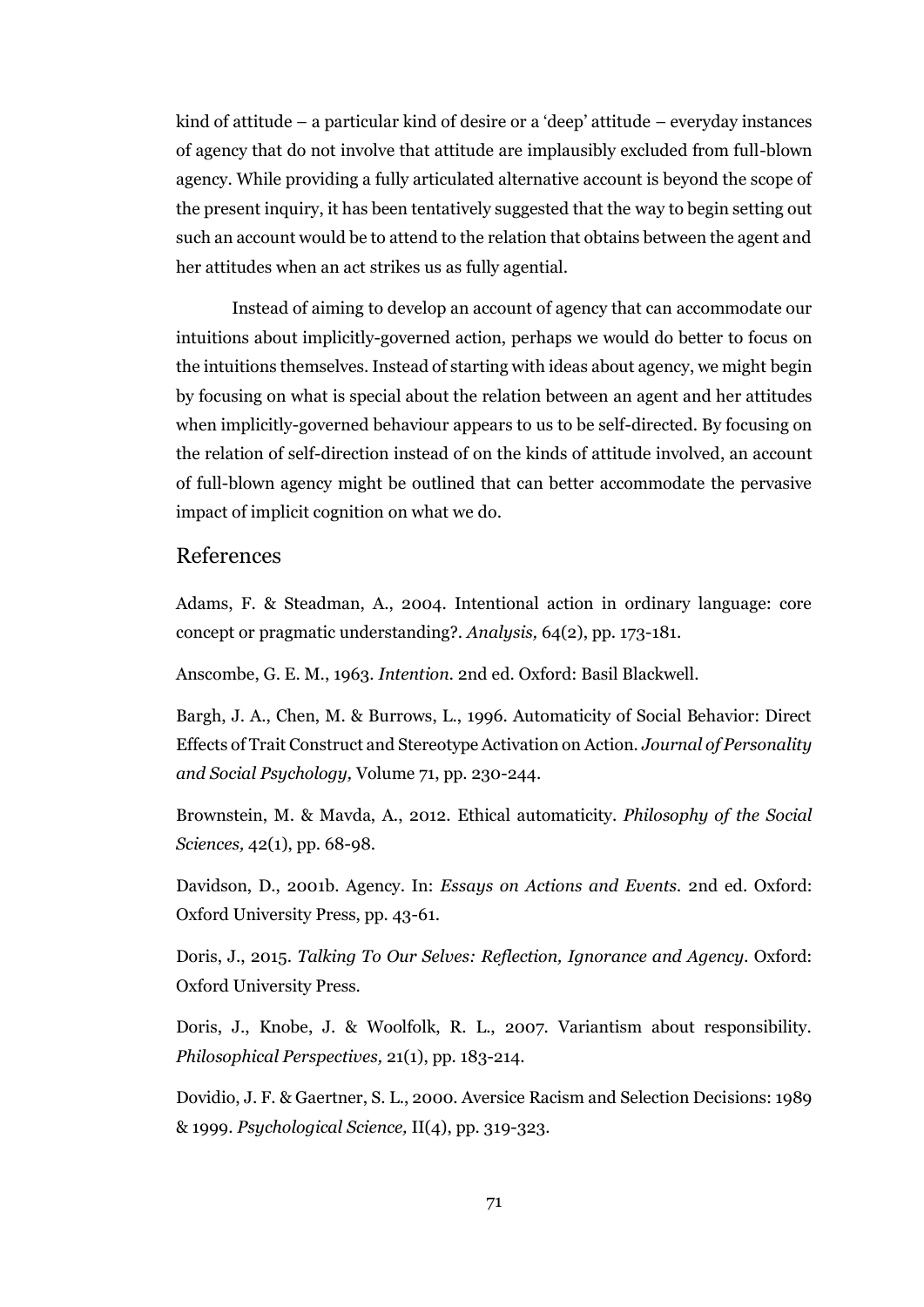kind of attitude – a particular kind of desire or a 'deep' attitude – everyday instances of agency that do not involve that attitude are implausibly excluded from full-blown agency. While providing a fully articulated alternative account is beyond the scope of the present inquiry, it has been tentatively suggested that the way to begin setting out such an account would be to attend to the relation that obtains between the agent and her attitudes when an act strikes us as fully agential.

Instead of aiming to develop an account of agency that can accommodate our intuitions about implicitly-governed action, perhaps we would do better to focus on the intuitions themselves. Instead of starting with ideas about agency, we might begin by focusing on what is special about the relation between an agent and her attitudes when implicitly-governed behaviour appears to us to be self-directed. By focusing on the relation of self-direction instead of on the kinds of attitude involved, an account of full-blown agency might be outlined that can better accommodate the pervasive impact of implicit cognition on what we do.

## References

Adams, F. & Steadman, A., 2004. Intentional action in ordinary language: core concept or pragmatic understanding?. *Analysis,* 64(2), pp. 173-181.

Anscombe, G. E. M., 1963. *Intention.* 2nd ed. Oxford: Basil Blackwell.

Bargh, J. A., Chen, M. & Burrows, L., 1996. Automaticity of Social Behavior: Direct Effects of Trait Construct and Stereotype Activation on Action. *Journal of Personality and Social Psychology,* Volume 71, pp. 230-244.

Brownstein, M. & Mavda, A., 2012. Ethical automaticity. *Philosophy of the Social Sciences,* 42(1), pp. 68-98.

Davidson, D., 2001b. Agency. In: *Essays on Actions and Events.* 2nd ed. Oxford: Oxford University Press, pp. 43-61.

Doris, J., 2015. *Talking To Our Selves: Reflection, Ignorance and Agency.* Oxford: Oxford University Press.

Doris, J., Knobe, J. & Woolfolk, R. L., 2007. Variantism about responsibility. *Philosophical Perspectives,* 21(1), pp. 183-214.

Dovidio, J. F. & Gaertner, S. L., 2000. Aversice Racism and Selection Decisions: 1989 & 1999. *Psychological Science,* II(4), pp. 319-323.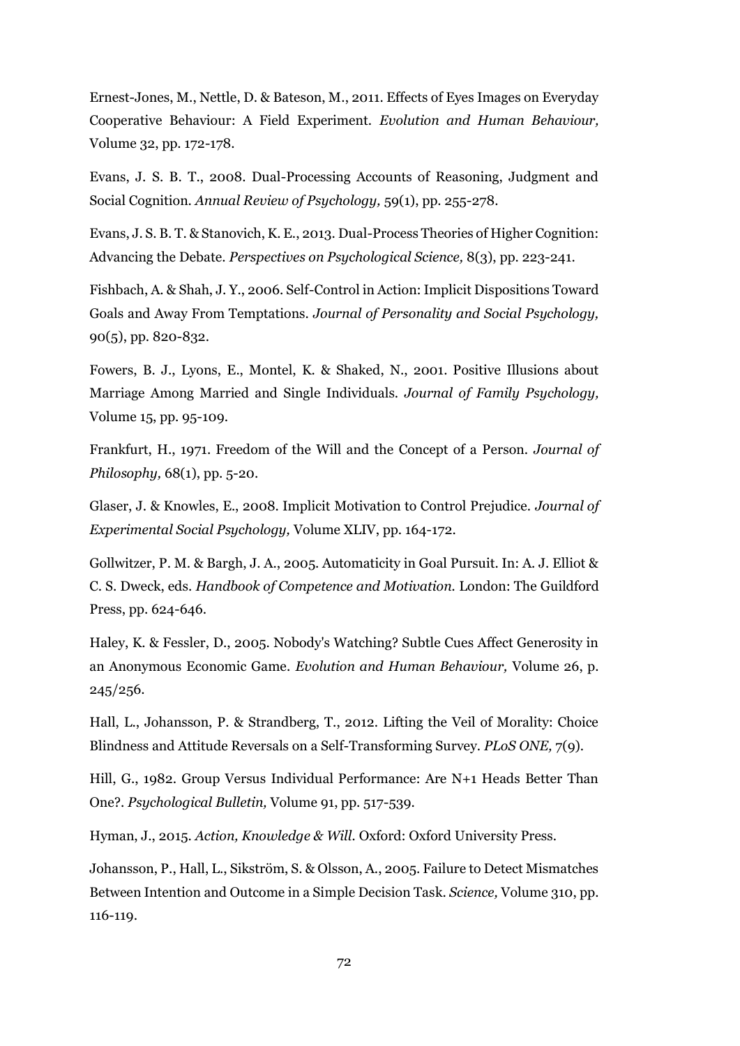Ernest-Jones, M., Nettle, D. & Bateson, M., 2011. Effects of Eyes Images on Everyday Cooperative Behaviour: A Field Experiment. *Evolution and Human Behaviour,* Volume 32, pp. 172-178.

Evans, J. S. B. T., 2008. Dual-Processing Accounts of Reasoning, Judgment and Social Cognition. *Annual Review of Psychology,* 59(1), pp. 255-278.

Evans, J. S. B. T. & Stanovich, K. E., 2013. Dual-Process Theories of Higher Cognition: Advancing the Debate. *Perspectives on Psychological Science,* 8(3), pp. 223-241.

Fishbach, A. & Shah, J. Y., 2006. Self-Control in Action: Implicit Dispositions Toward Goals and Away From Temptations. *Journal of Personality and Social Psychology,* 90(5), pp. 820-832.

Fowers, B. J., Lyons, E., Montel, K. & Shaked, N., 2001. Positive Illusions about Marriage Among Married and Single Individuals. *Journal of Family Psychology,* Volume 15, pp. 95-109.

Frankfurt, H., 1971. Freedom of the Will and the Concept of a Person. *Journal of Philosophy,* 68(1), pp. 5-20.

Glaser, J. & Knowles, E., 2008. Implicit Motivation to Control Prejudice. *Journal of Experimental Social Psychology,* Volume XLIV, pp. 164-172.

Gollwitzer, P. M. & Bargh, J. A., 2005. Automaticity in Goal Pursuit. In: A. J. Elliot & C. S. Dweck, eds. *Handbook of Competence and Motivation.* London: The Guildford Press, pp. 624-646.

Haley, K. & Fessler, D., 2005. Nobody's Watching? Subtle Cues Affect Generosity in an Anonymous Economic Game. *Evolution and Human Behaviour,* Volume 26, p. 245/256.

Hall, L., Johansson, P. & Strandberg, T., 2012. Lifting the Veil of Morality: Choice Blindness and Attitude Reversals on a Self-Transforming Survey. *PLoS ONE,* 7(9).

Hill, G., 1982. Group Versus Individual Performance: Are N+1 Heads Better Than One?. *Psychological Bulletin,* Volume 91, pp. 517-539.

Hyman, J., 2015. *Action, Knowledge & Will.* Oxford: Oxford University Press.

Johansson, P., Hall, L., Sikström, S. & Olsson, A., 2005. Failure to Detect Mismatches Between Intention and Outcome in a Simple Decision Task. *Science,* Volume 310, pp. 116-119.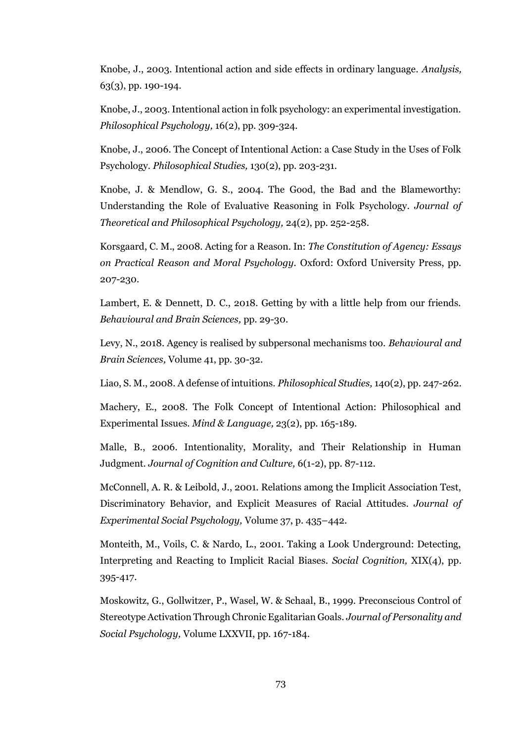Knobe, J., 2003. Intentional action and side effects in ordinary language. *Analysis,* 63(3), pp. 190-194.

Knobe, J., 2003. Intentional action in folk psychology: an experimental investigation. *Philosophical Psychology,* 16(2), pp. 309-324.

Knobe, J., 2006. The Concept of Intentional Action: a Case Study in the Uses of Folk Psychology. *Philosophical Studies,* 130(2), pp. 203-231.

Knobe, J. & Mendlow, G. S., 2004. The Good, the Bad and the Blameworthy: Understanding the Role of Evaluative Reasoning in Folk Psychology. *Journal of Theoretical and Philosophical Psychology,* 24(2), pp. 252-258.

Korsgaard, C. M., 2008. Acting for a Reason. In: *The Constitution of Agency: Essays on Practical Reason and Moral Psychology.* Oxford: Oxford University Press, pp. 207-230.

Lambert, E. & Dennett, D. C., 2018. Getting by with a little help from our friends. *Behavioural and Brain Sciences,* pp. 29-30.

Levy, N., 2018. Agency is realised by subpersonal mechanisms too. *Behavioural and Brain Sciences,* Volume 41, pp. 30-32.

Liao, S. M., 2008. A defense of intuitions. *Philosophical Studies,* 140(2), pp. 247-262.

Machery, E., 2008. The Folk Concept of Intentional Action: Philosophical and Experimental Issues. *Mind & Language,* 23(2), pp. 165-189.

Malle, B., 2006. Intentionality, Morality, and Their Relationship in Human Judgment. *Journal of Cognition and Culture,* 6(1-2), pp. 87-112.

McConnell, A. R. & Leibold, J., 2001. Relations among the Implicit Association Test, Discriminatory Behavior, and Explicit Measures of Racial Attitudes. *Journal of Experimental Social Psychology,* Volume 37, p. 435–442.

Monteith, M., Voils, C. & Nardo, L., 2001. Taking a Look Underground: Detecting, Interpreting and Reacting to Implicit Racial Biases. *Social Cognition,* XIX(4), pp. 395-417.

Moskowitz, G., Gollwitzer, P., Wasel, W. & Schaal, B., 1999. Preconscious Control of Stereotype Activation Through Chronic Egalitarian Goals. *Journal of Personality and Social Psychology,* Volume LXXVII, pp. 167-184.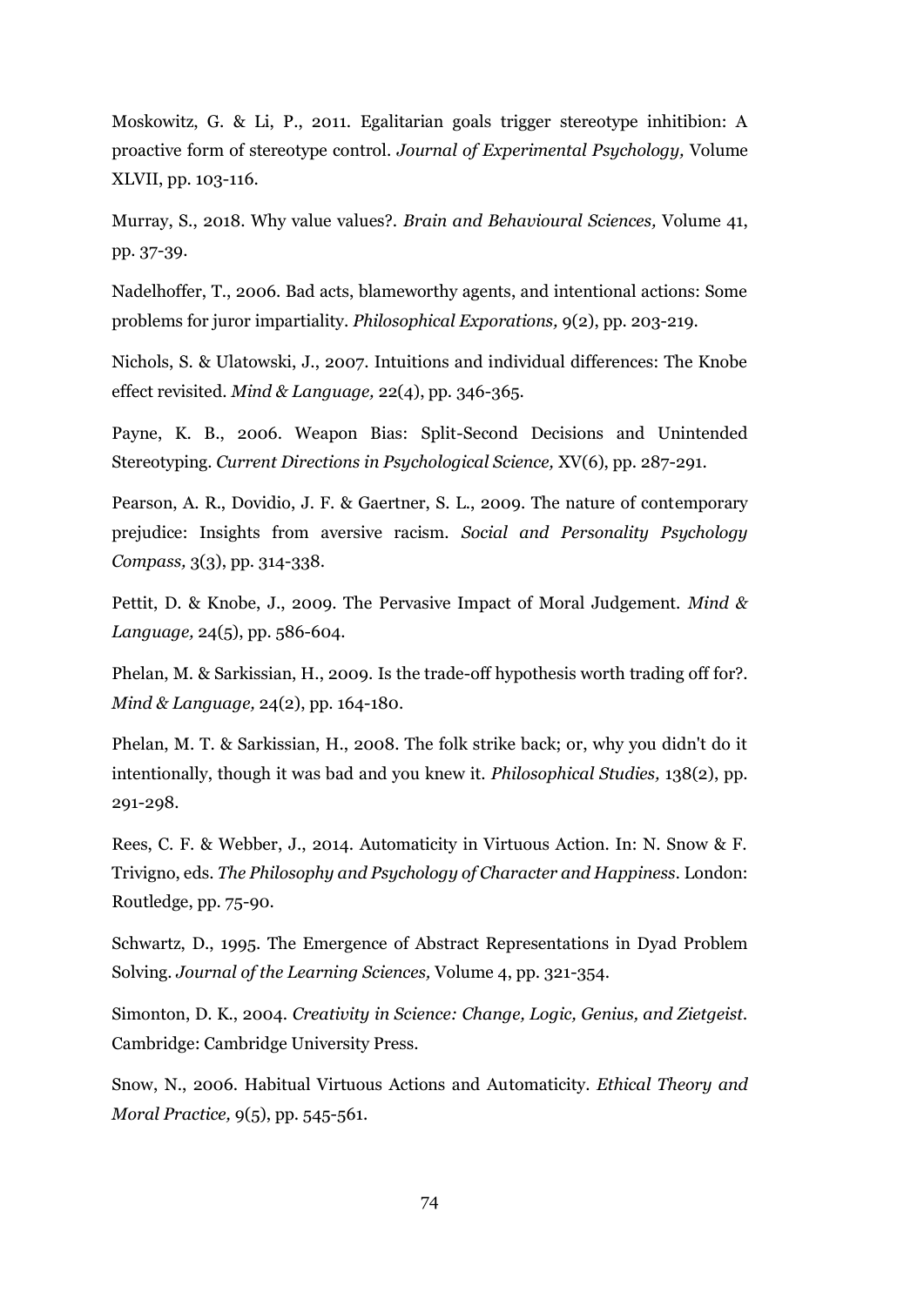Moskowitz, G. & Li, P., 2011. Egalitarian goals trigger stereotype inhitibion: A proactive form of stereotype control. *Journal of Experimental Psychology,* Volume XLVII, pp. 103-116.

Murray, S., 2018. Why value values?. *Brain and Behavioural Sciences,* Volume 41, pp. 37-39.

Nadelhoffer, T., 2006. Bad acts, blameworthy agents, and intentional actions: Some problems for juror impartiality. *Philosophical Exporations,* 9(2), pp. 203-219.

Nichols, S. & Ulatowski, J., 2007. Intuitions and individual differences: The Knobe effect revisited. *Mind & Language,* 22(4), pp. 346-365.

Payne, K. B., 2006. Weapon Bias: Split-Second Decisions and Unintended Stereotyping. *Current Directions in Psychological Science,* XV(6), pp. 287-291.

Pearson, A. R., Dovidio, J. F. & Gaertner, S. L., 2009. The nature of contemporary prejudice: Insights from aversive racism. *Social and Personality Psychology Compass,* 3(3), pp. 314-338.

Pettit, D. & Knobe, J., 2009. The Pervasive Impact of Moral Judgement. *Mind & Language,* 24(5), pp. 586-604.

Phelan, M. & Sarkissian, H., 2009. Is the trade-off hypothesis worth trading off for?. *Mind & Language,* 24(2), pp. 164-180.

Phelan, M. T. & Sarkissian, H., 2008. The folk strike back; or, why you didn't do it intentionally, though it was bad and you knew it. *Philosophical Studies,* 138(2), pp. 291-298.

Rees, C. F. & Webber, J., 2014. Automaticity in Virtuous Action. In: N. Snow & F. Trivigno, eds. *The Philosophy and Psychology of Character and Happiness*. London: Routledge, pp. 75-90.

Schwartz, D., 1995. The Emergence of Abstract Representations in Dyad Problem Solving. *Journal of the Learning Sciences,* Volume 4, pp. 321-354.

Simonton, D. K., 2004. *Creativity in Science: Change, Logic, Genius, and Zietgeist*. Cambridge: Cambridge University Press.

Snow, N., 2006. Habitual Virtuous Actions and Automaticity. *Ethical Theory and Moral Practice,* 9(5), pp. 545-561.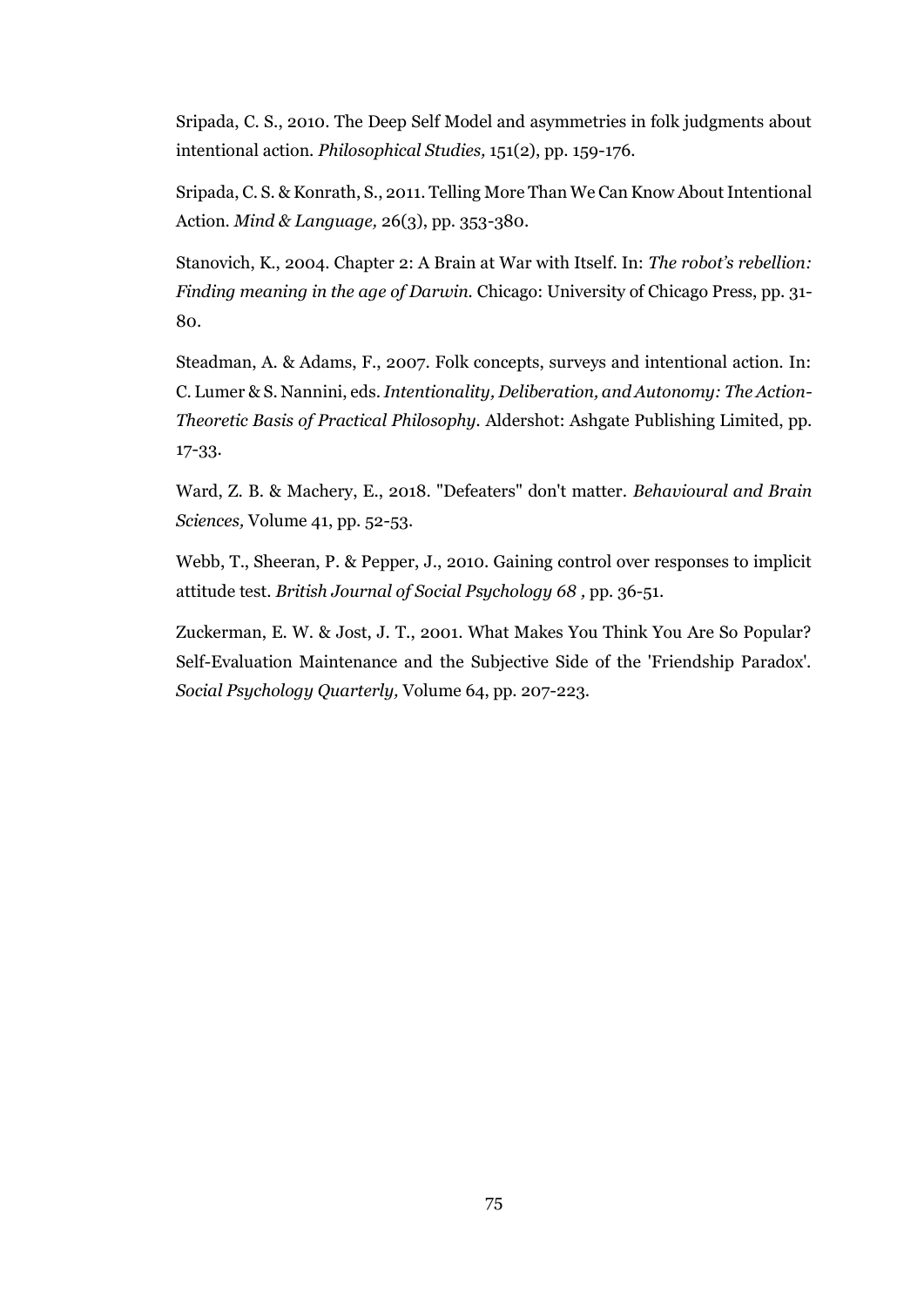Sripada, C. S., 2010. The Deep Self Model and asymmetries in folk judgments about intentional action. *Philosophical Studies,* 151(2), pp. 159-176.

Sripada, C. S. & Konrath, S., 2011. Telling More Than We Can Know About Intentional Action. *Mind & Language,* 26(3), pp. 353-380.

Stanovich, K., 2004. Chapter 2: A Brain at War with Itself. In: *The robot's rebellion: Finding meaning in the age of Darwin.* Chicago: University of Chicago Press, pp. 31-80.

Steadman, A. & Adams, F., 2007. Folk concepts, surveys and intentional action. In: C. Lumer & S. Nannini, eds. *Intentionality, Deliberation, and Autonomy: The Action-Theoretic Basis of Practical Philosophy.* Aldershot: Ashgate Publishing Limited, pp. 17-33.

Ward, Z. B. & Machery, E., 2018. "Defeaters" don't matter. *Behavioural and Brain Sciences,* Volume 41, pp. 52-53.

Webb, T., Sheeran, P. & Pepper, J., 2010. Gaining control over responses to implicit attitude test. *British Journal of Social Psychology 68* , pp. 36-51.

Zuckerman, E. W. & Jost, J. T., 2001. What Makes You Think You Are So Popular? Self-Evaluation Maintenance and the Subjective Side of the 'Friendship Paradox'. *Social Psychology Quarterly,* Volume 64, pp. 207-223.